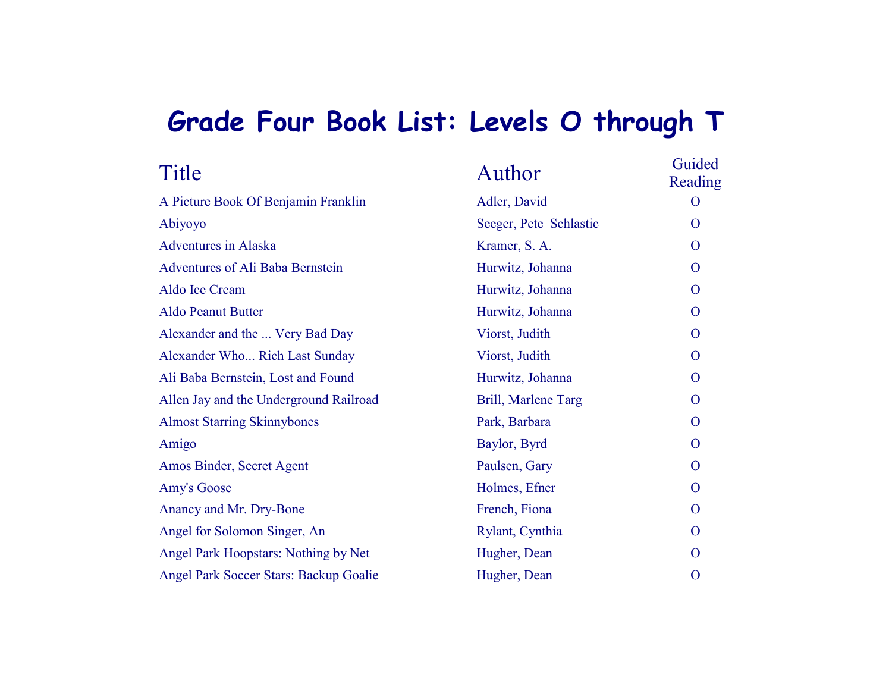# Grade Four Book List: Levels O through T

| Title | Author | Guided Reading |
| --- | --- | --- |
| A Picture Book Of Benjamin Franklin | Adler, David | O |
| Abiyoyo | Seeger, Pete Schlastic | O |
| Adventures in Alaska | Kramer, S. A. | O |
| Adventures of Ali Baba Bernstein | Hurwitz, Johanna | O |
| Aldo Ice Cream | Hurwitz, Johanna | O |
| Aldo Peanut Butter | Hurwitz, Johanna | O |
| Alexander and the ... Very Bad Day | Viorst, Judith | O |
| Alexander Who... Rich Last Sunday | Viorst, Judith | O |
| Ali Baba Bernstein, Lost and Found | Hurwitz, Johanna | O |
| Allen Jay and the Underground Railroad | Brill, Marlene Targ | O |
| Almost Starring Skinnybones | Park, Barbara | O |
| Amigo | Baylor, Byrd | O |
| Amos Binder, Secret Agent | Paulsen, Gary | O |
| Amy's Goose | Holmes, Efner | O |
| Anancy and Mr. Dry-Bone | French, Fiona | O |
| Angel for Solomon Singer, An | Rylant, Cynthia | O |
| Angel Park Hoopstars: Nothing by Net | Hugher, Dean | O |
| Angel Park Soccer Stars: Backup Goalie | Hugher, Dean | O |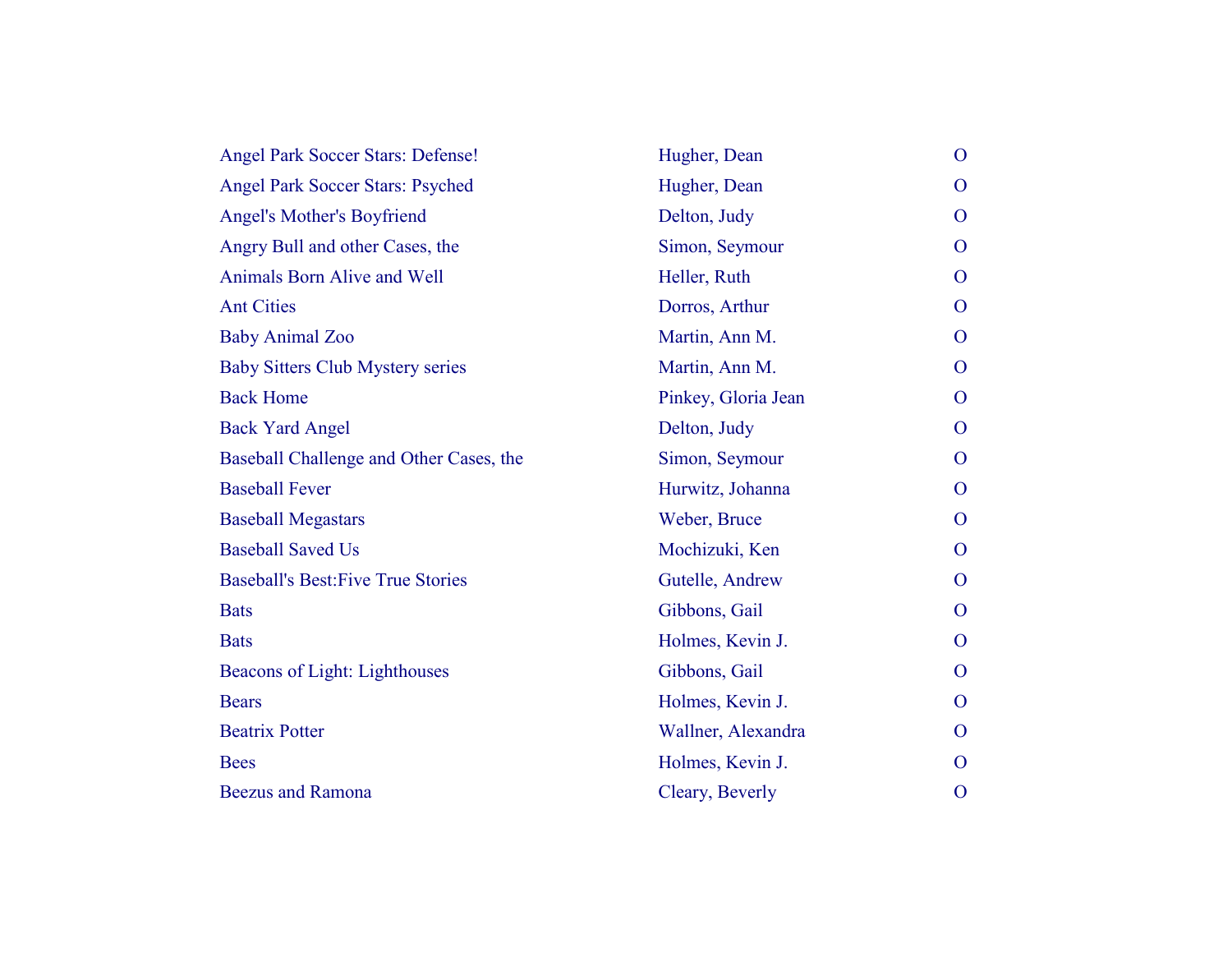| | | |
|---|---|---|
| Angel Park Soccer Stars: Defense! | Hugher, Dean | O |
| Angel Park Soccer Stars: Psyched | Hugher, Dean | O |
| Angel's Mother's Boyfriend | Delton, Judy | O |
| Angry Bull and other Cases, the | Simon, Seymour | O |
| Animals Born Alive and Well | Heller, Ruth | O |
| Ant Cities | Dorros, Arthur | O |
| Baby Animal Zoo | Martin, Ann M. | O |
| Baby Sitters Club Mystery series | Martin, Ann M. | O |
| Back Home | Pinkey, Gloria Jean | O |
| Back Yard Angel | Delton, Judy | O |
| Baseball Challenge and Other Cases, the | Simon, Seymour | O |
| Baseball Fever | Hurwitz, Johanna | O |
| Baseball Megastars | Weber, Bruce | O |
| Baseball Saved Us | Mochizuki, Ken | O |
| Baseball's Best:Five True Stories | Gutelle, Andrew | O |
| Bats | Gibbons, Gail | O |
| Bats | Holmes, Kevin J. | O |
| Beacons of Light: Lighthouses | Gibbons, Gail | O |
| Bears | Holmes, Kevin J. | O |
| Beatrix Potter | Wallner, Alexandra | O |
| Bees | Holmes, Kevin J. | O |
| Beezus and Ramona | Cleary, Beverly | O |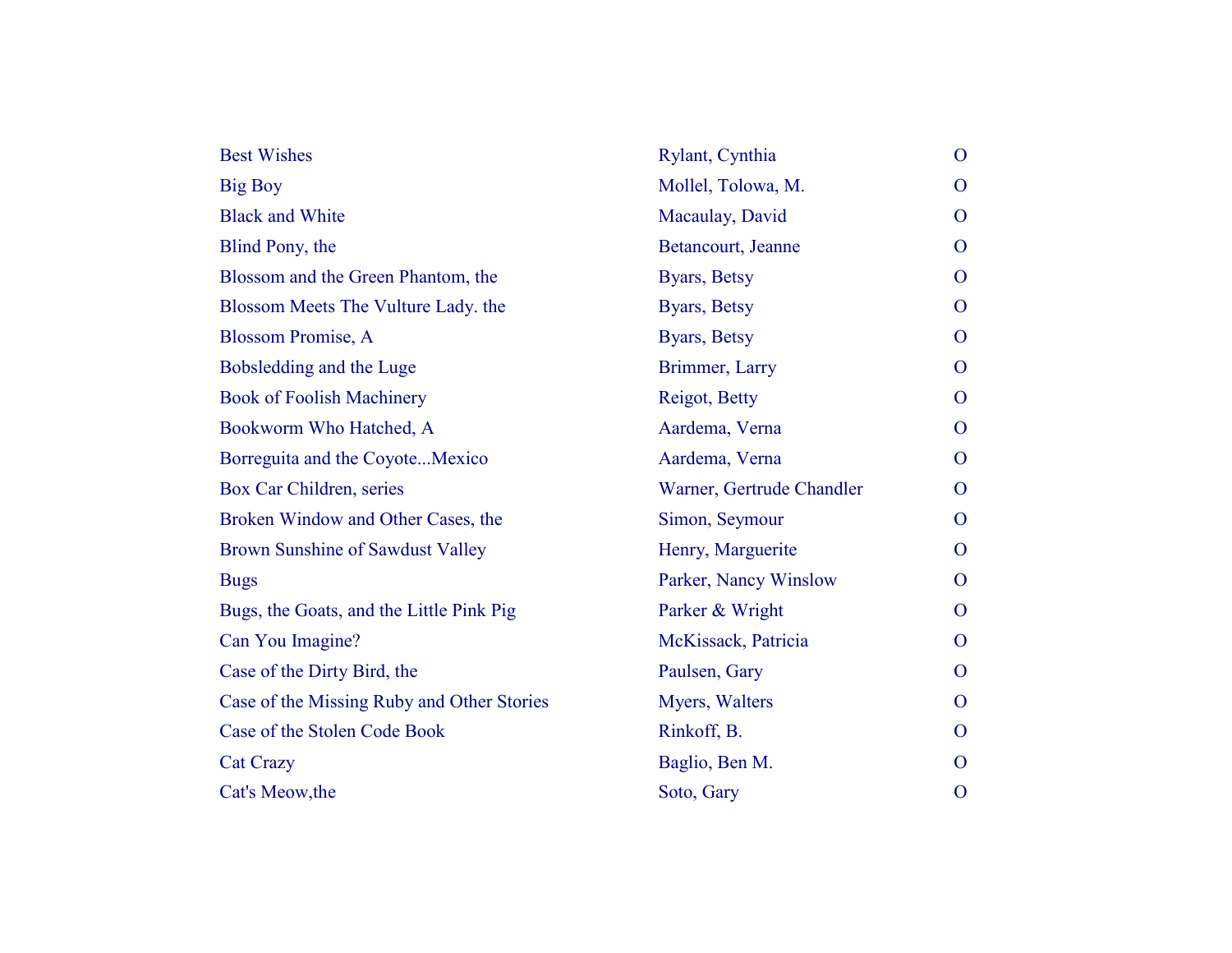| | | |
|---|---|---|
| Best Wishes | Rylant, Cynthia | O |
| Big Boy | Mollel, Tolowa, M. | O |
| Black and White | Macaulay, David | O |
| Blind Pony, the | Betancourt, Jeanne | O |
| Blossom and the Green Phantom, the | Byars, Betsy | O |
| Blossom Meets The Vulture Lady. the | Byars, Betsy | O |
| Blossom Promise, A | Byars, Betsy | O |
| Bobsledding and the Luge | Brimmer, Larry | O |
| Book of Foolish Machinery | Reigot, Betty | O |
| Bookworm Who Hatched, A | Aardema, Verna | O |
| Borreguita and the Coyote...Mexico | Aardema, Verna | O |
| Box Car Children, series | Warner, Gertrude Chandler | O |
| Broken Window and Other Cases, the | Simon, Seymour | O |
| Brown Sunshine of Sawdust Valley | Henry, Marguerite | O |
| Bugs | Parker, Nancy Winslow | O |
| Bugs, the Goats, and the Little Pink Pig | Parker & Wright | O |
| Can You Imagine? | McKissack, Patricia | O |
| Case of the Dirty Bird, the | Paulsen, Gary | O |
| Case of the Missing Ruby and Other Stories | Myers, Walters | O |
| Case of the Stolen Code Book | Rinkoff, B. | O |
| Cat Crazy | Baglio, Ben M. | O |
| Cat's Meow,the | Soto, Gary | O |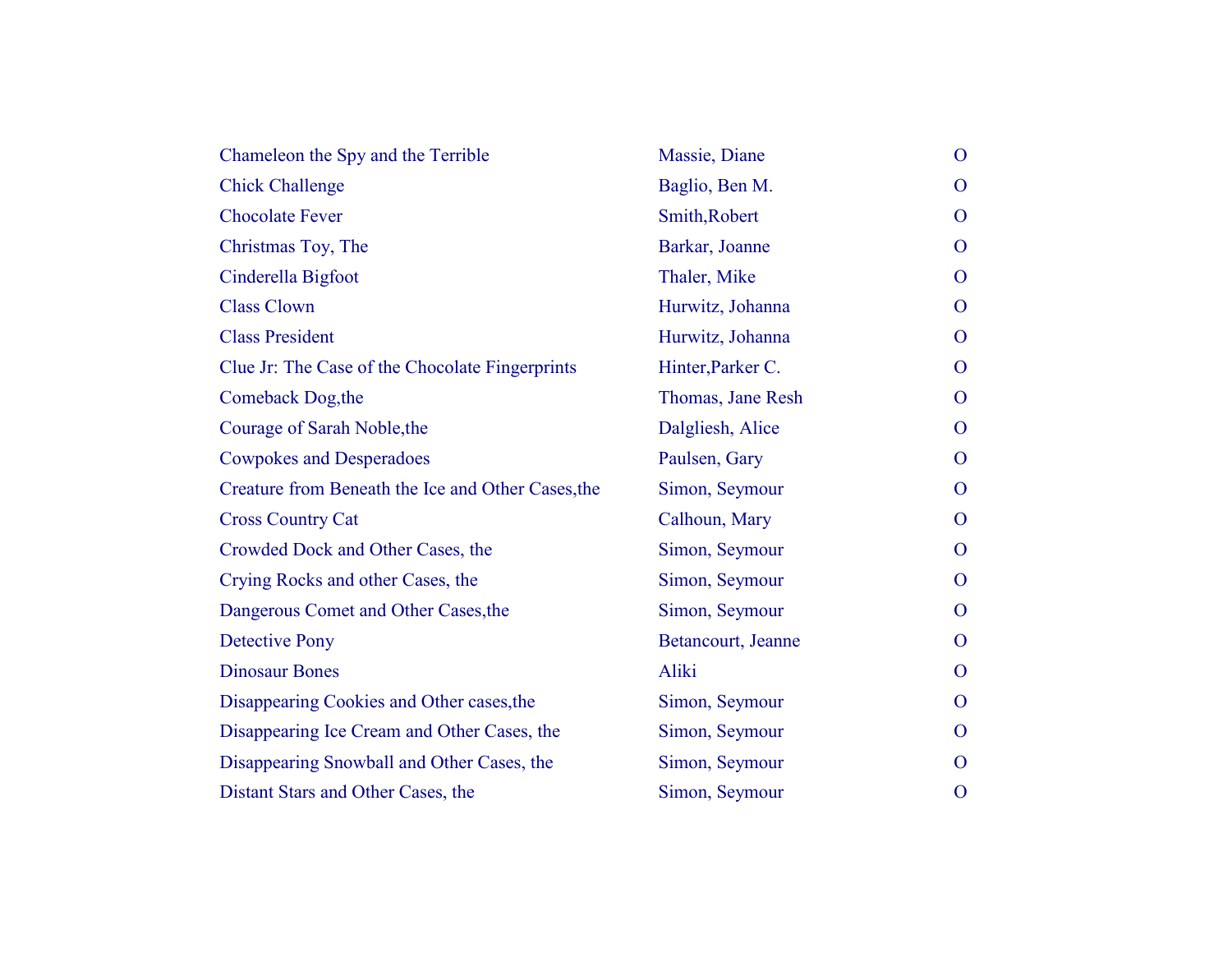| | | |
|---|---|---|
| Chameleon the Spy and the Terrible | Massie, Diane | O |
| Chick Challenge | Baglio, Ben M. | O |
| Chocolate Fever | Smith,Robert | O |
| Christmas Toy, The | Barkar, Joanne | O |
| Cinderella Bigfoot | Thaler, Mike | O |
| Class Clown | Hurwitz, Johanna | O |
| Class President | Hurwitz, Johanna | O |
| Clue Jr: The Case of the Chocolate Fingerprints | Hinter,Parker C. | O |
| Comeback Dog,the | Thomas, Jane Resh | O |
| Courage of Sarah Noble,the | Dalgliesh, Alice | O |
| Cowpokes and Desperadoes | Paulsen, Gary | O |
| Creature from Beneath the Ice and Other Cases,the | Simon, Seymour | O |
| Cross Country Cat | Calhoun, Mary | O |
| Crowded Dock and Other Cases, the | Simon, Seymour | O |
| Crying Rocks and other Cases, the | Simon, Seymour | O |
| Dangerous Comet and Other Cases,the | Simon, Seymour | O |
| Detective Pony | Betancourt, Jeanne | O |
| Dinosaur Bones | Aliki | O |
| Disappearing Cookies and Other cases,the | Simon, Seymour | O |
| Disappearing Ice Cream and Other Cases, the | Simon, Seymour | O |
| Disappearing Snowball and Other Cases, the | Simon, Seymour | O |
| Distant Stars and Other Cases, the | Simon, Seymour | O |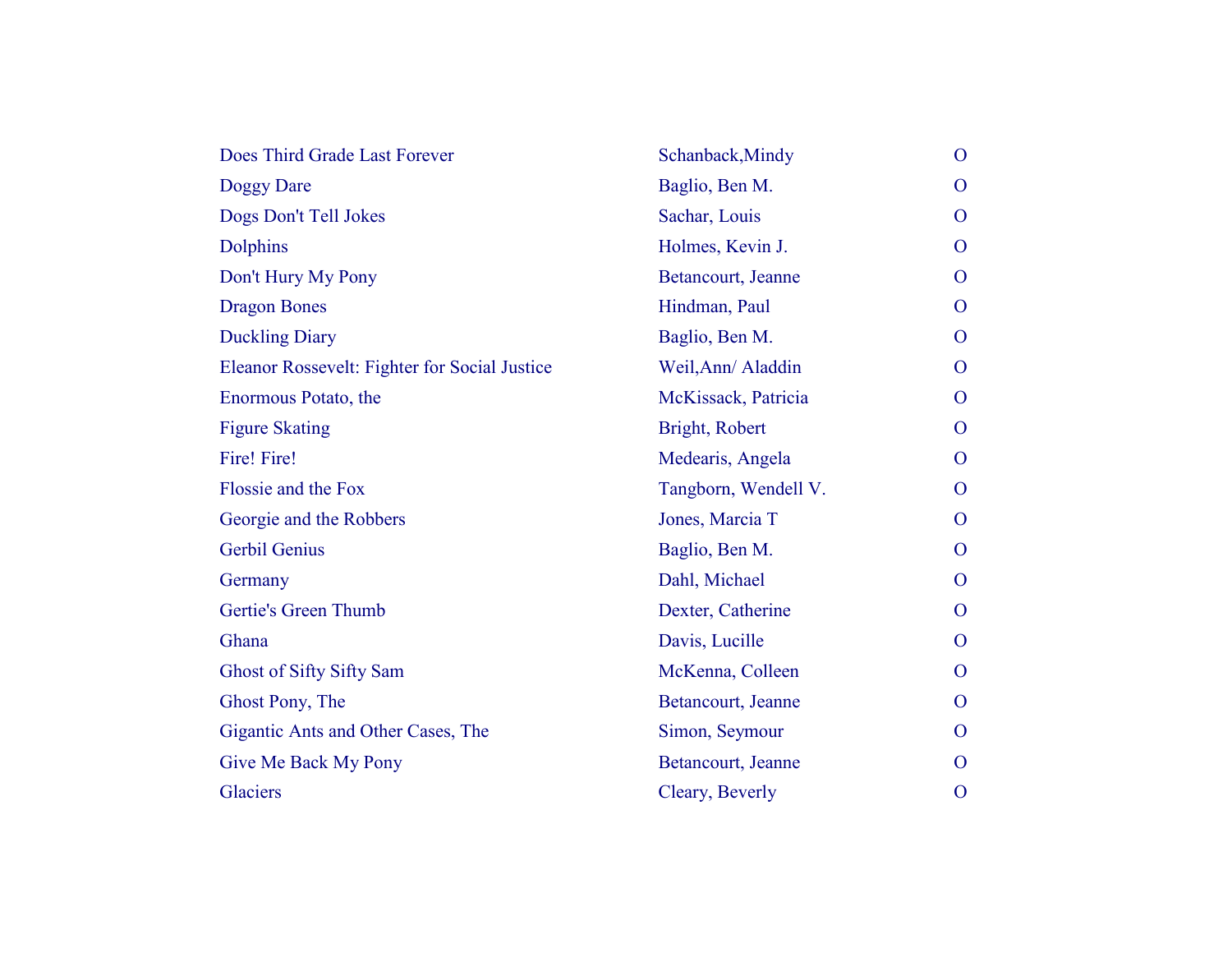| | | |
|---|---|---|
| Does Third Grade Last Forever | Schanback,Mindy | O |
| Doggy Dare | Baglio, Ben M. | O |
| Dogs Don't Tell Jokes | Sachar, Louis | O |
| Dolphins | Holmes, Kevin J. | O |
| Don't Hury My Pony | Betancourt, Jeanne | O |
| Dragon Bones | Hindman, Paul | O |
| Duckling Diary | Baglio, Ben M. | O |
| Eleanor Rossevelt: Fighter for Social Justice | Weil,Ann/ Aladdin | O |
| Enormous Potato, the | McKissack, Patricia | O |
| Figure Skating | Bright, Robert | O |
| Fire! Fire! | Medearis, Angela | O |
| Flossie and the Fox | Tangborn, Wendell V. | O |
| Georgie and the Robbers | Jones, Marcia T | O |
| Gerbil Genius | Baglio, Ben M. | O |
| Germany | Dahl, Michael | O |
| Gertie's Green Thumb | Dexter, Catherine | O |
| Ghana | Davis, Lucille | O |
| Ghost of Sifty Sifty Sam | McKenna, Colleen | O |
| Ghost Pony, The | Betancourt, Jeanne | O |
| Gigantic Ants and Other Cases, The | Simon, Seymour | O |
| Give Me Back My Pony | Betancourt, Jeanne | O |
| Glaciers | Cleary, Beverly | O |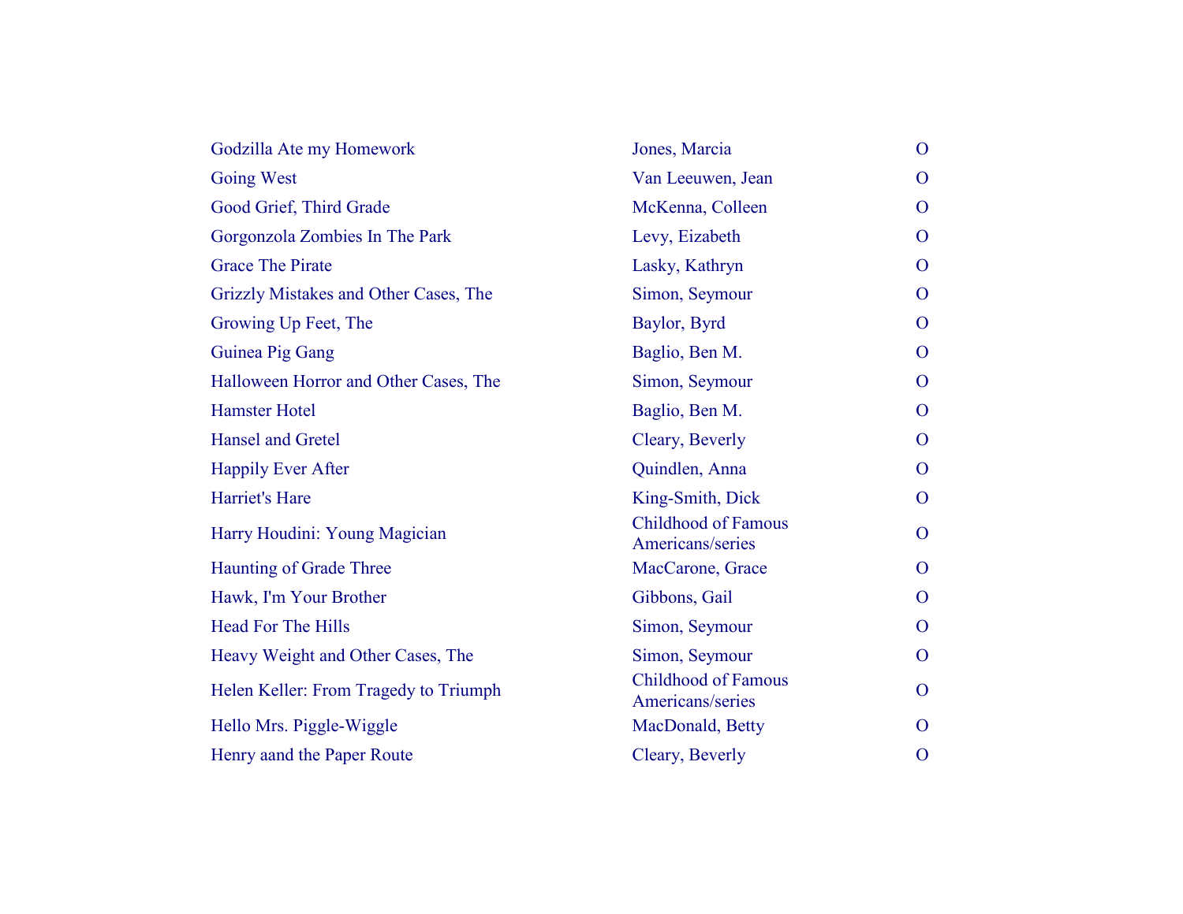| | | |
|---|---|---|
| Godzilla Ate my Homework | Jones, Marcia | O |
| Going West | Van Leeuwen, Jean | O |
| Good Grief, Third Grade | McKenna, Colleen | O |
| Gorgonzola Zombies In The Park | Levy, Eizabeth | O |
| Grace The Pirate | Lasky, Kathryn | O |
| Grizzly Mistakes and Other Cases, The | Simon, Seymour | O |
| Growing Up Feet, The | Baylor, Byrd | O |
| Guinea Pig Gang | Baglio, Ben M. | O |
| Halloween Horror and Other Cases, The | Simon, Seymour | O |
| Hamster Hotel | Baglio, Ben M. | O |
| Hansel and Gretel | Cleary, Beverly | O |
| Happily Ever After | Quindlen, Anna | O |
| Harriet's Hare | King-Smith, Dick | O |
| Harry Houdini: Young Magician | Childhood of Famous Americans/series | O |
| Haunting of Grade Three | MacCarone, Grace | O |
| Hawk, I'm Your Brother | Gibbons, Gail | O |
| Head For The Hills | Simon, Seymour | O |
| Heavy Weight and Other Cases, The | Simon, Seymour | O |
| Helen Keller: From Tragedy to Triumph | Childhood of Famous Americans/series | O |
| Hello Mrs. Piggle-Wiggle | MacDonald, Betty | O |
| Henry aand the Paper Route | Cleary, Beverly | O |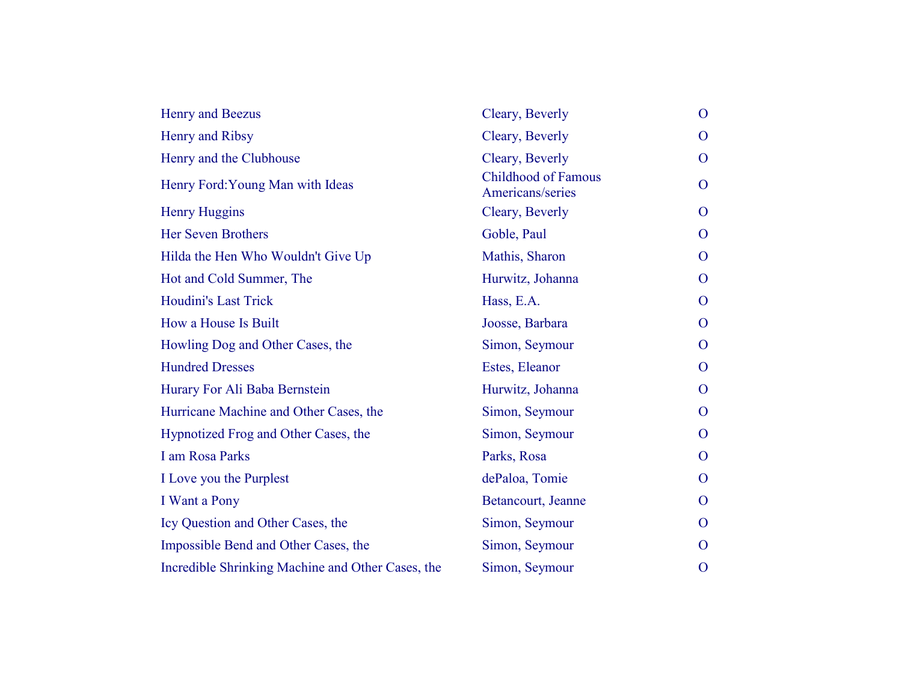| | | |
|---|---|---|
| Henry and Beezus | Cleary, Beverly | O |
| Henry and Ribsy | Cleary, Beverly | O |
| Henry and the Clubhouse | Cleary, Beverly | O |
| Henry Ford:Young Man with Ideas | Childhood of Famous Americans/series | O |
| Henry Huggins | Cleary, Beverly | O |
| Her Seven Brothers | Goble, Paul | O |
| Hilda the Hen Who Wouldn't Give Up | Mathis, Sharon | O |
| Hot and Cold Summer, The | Hurwitz, Johanna | O |
| Houdini's Last Trick | Hass, E.A. | O |
| How a House Is Built | Joosse, Barbara | O |
| Howling Dog and Other Cases, the | Simon, Seymour | O |
| Hundred Dresses | Estes, Eleanor | O |
| Hurary For Ali Baba Bernstein | Hurwitz, Johanna | O |
| Hurricane Machine and Other Cases, the | Simon, Seymour | O |
| Hypnotized Frog and Other Cases, the | Simon, Seymour | O |
| I am Rosa Parks | Parks, Rosa | O |
| I Love you the Purplest | dePaloa, Tomie | O |
| I Want a Pony | Betancourt, Jeanne | O |
| Icy Question and Other Cases, the | Simon, Seymour | O |
| Impossible Bend and Other Cases, the | Simon, Seymour | O |
| Incredible Shrinking Machine and Other Cases, the | Simon, Seymour | O |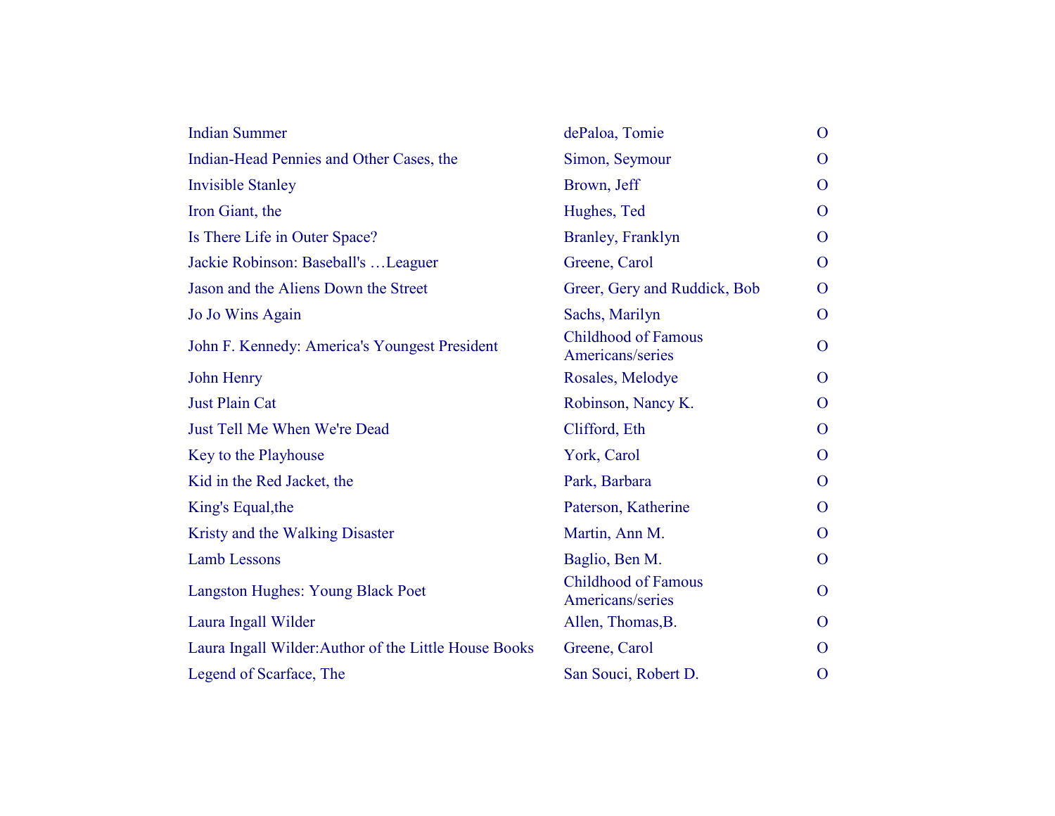| Indian Summer | dePaloa, Tomie | O |
|---|---|---|
| Indian-Head Pennies and Other Cases, the | Simon, Seymour | O |
| Invisible Stanley | Brown, Jeff | O |
| Iron Giant, the | Hughes, Ted | O |
| Is There Life in Outer Space? | Branley, Franklyn | O |
| Jackie Robinson: Baseball's …Leaguer | Greene, Carol | O |
| Jason and the Aliens Down the Street | Greer, Gery and Ruddick, Bob | O |
| Jo Jo Wins Again | Sachs, Marilyn | O |
| John F. Kennedy: America's Youngest President | Childhood of Famous Americans/series | O |
| John Henry | Rosales, Melodye | O |
| Just Plain Cat | Robinson, Nancy K. | O |
| Just Tell Me When We're Dead | Clifford, Eth | O |
| Key to the Playhouse | York, Carol | O |
| Kid in the Red Jacket, the | Park, Barbara | O |
| King's Equal,the | Paterson, Katherine | O |
| Kristy and the Walking Disaster | Martin, Ann M. | O |
| Lamb Lessons | Baglio, Ben M. | O |
| Langston Hughes: Young Black Poet | Childhood of Famous Americans/series | O |
| Laura Ingall Wilder | Allen, Thomas,B. | O |
| Laura Ingall Wilder:Author of the Little House Books | Greene, Carol | O |
| Legend of Scarface, The | San Souci, Robert D. | O |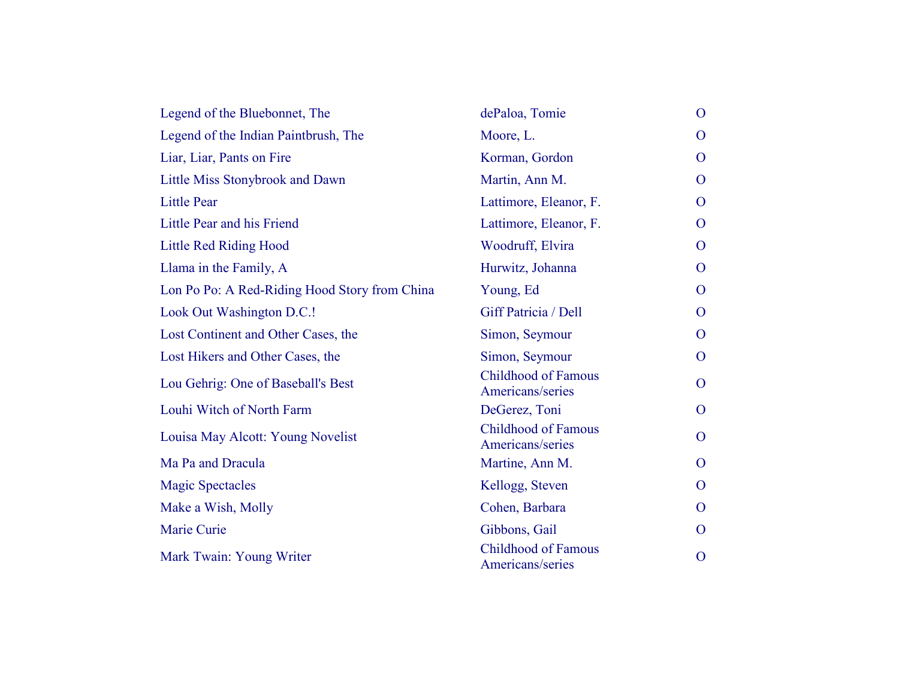| | | |
|---|---|---|
| Legend of the Bluebonnet, The | dePaloa, Tomie | O |
| Legend of the Indian Paintbrush, The | Moore, L. | O |
| Liar, Liar, Pants on Fire | Korman, Gordon | O |
| Little Miss Stonybrook and Dawn | Martin, Ann M. | O |
| Little Pear | Lattimore, Eleanor, F. | O |
| Little Pear and his Friend | Lattimore, Eleanor, F. | O |
| Little Red Riding Hood | Woodruff, Elvira | O |
| Llama in the Family, A | Hurwitz, Johanna | O |
| Lon Po Po: A Red-Riding Hood Story from China | Young, Ed | O |
| Look Out Washington D.C.! | Giff Patricia / Dell | O |
| Lost Continent and Other Cases, the | Simon, Seymour | O |
| Lost Hikers and Other Cases, the | Simon, Seymour | O |
| Lou Gehrig: One of Baseball's Best | Childhood of Famous Americans/series | O |
| Louhi Witch of North Farm | DeGerez, Toni | O |
| Louisa May Alcott: Young Novelist | Childhood of Famous Americans/series | O |
| Ma Pa and Dracula | Martine, Ann M. | O |
| Magic Spectacles | Kellogg, Steven | O |
| Make a Wish, Molly | Cohen, Barbara | O |
| Marie Curie | Gibbons, Gail | O |
| Mark Twain: Young Writer | Childhood of Famous Americans/series | O |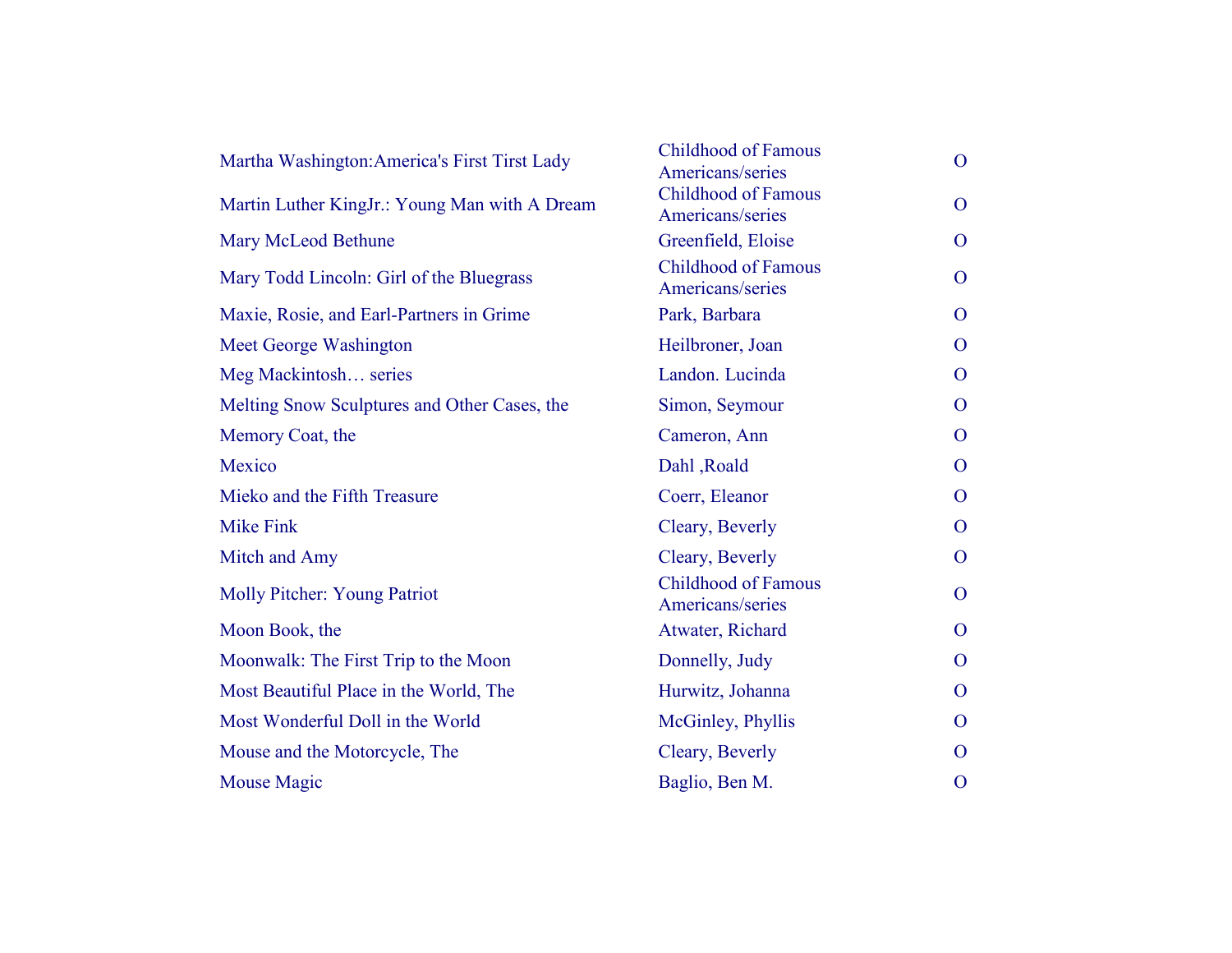| | | |
|---|---|---|
| Martha Washington:America's First Tirst Lady | Childhood of Famous Americans/series | O |
| Martin Luther KingJr.: Young Man with A Dream | Childhood of Famous Americans/series | O |
| Mary McLeod Bethune | Greenfield, Eloise | O |
| Mary Todd Lincoln: Girl of the Bluegrass | Childhood of Famous Americans/series | O |
| Maxie, Rosie, and Earl-Partners in Grime | Park, Barbara | O |
| Meet George Washington | Heilbroner, Joan | O |
| Meg Mackintosh… series | Landon. Lucinda | O |
| Melting Snow Sculptures and Other Cases, the | Simon, Seymour | O |
| Memory Coat, the | Cameron, Ann | O |
| Mexico | Dahl ,Roald | O |
| Mieko and the Fifth Treasure | Coerr, Eleanor | O |
| Mike Fink | Cleary, Beverly | O |
| Mitch and Amy | Cleary, Beverly | O |
| Molly Pitcher: Young Patriot | Childhood of Famous Americans/series | O |
| Moon Book, the | Atwater, Richard | O |
| Moonwalk: The First Trip to the Moon | Donnelly, Judy | O |
| Most Beautiful Place in the World, The | Hurwitz, Johanna | O |
| Most Wonderful Doll in the World | McGinley, Phyllis | O |
| Mouse and the Motorcycle, The | Cleary, Beverly | O |
| Mouse Magic | Baglio, Ben M. | O |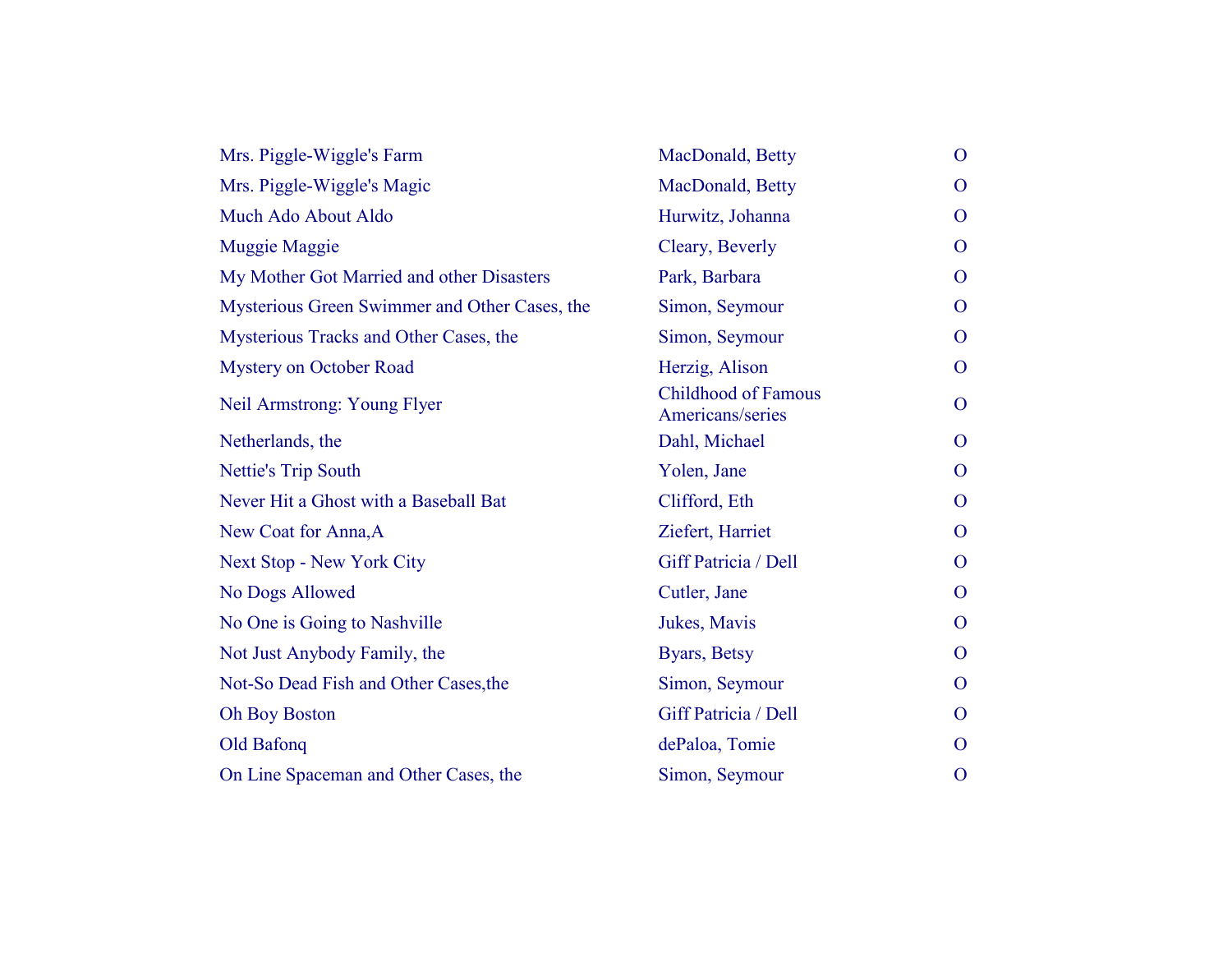| | | |
|---|---|---|
| Mrs. Piggle-Wiggle's Farm | MacDonald, Betty | O |
| Mrs. Piggle-Wiggle's Magic | MacDonald, Betty | O |
| Much Ado About Aldo | Hurwitz, Johanna | O |
| Muggie Maggie | Cleary, Beverly | O |
| My Mother Got Married and other Disasters | Park, Barbara | O |
| Mysterious Green Swimmer and Other Cases, the | Simon, Seymour | O |
| Mysterious Tracks and Other Cases, the | Simon, Seymour | O |
| Mystery on October Road | Herzig, Alison | O |
| Neil Armstrong: Young Flyer | Childhood of Famous Americans/series | O |
| Netherlands, the | Dahl, Michael | O |
| Nettie's Trip South | Yolen, Jane | O |
| Never Hit a Ghost with a Baseball Bat | Clifford, Eth | O |
| New Coat for Anna,A | Ziefert, Harriet | O |
| Next Stop - New York City | Giff Patricia / Dell | O |
| No Dogs Allowed | Cutler, Jane | O |
| No One is Going to Nashville | Jukes, Mavis | O |
| Not Just Anybody Family, the | Byars, Betsy | O |
| Not-So Dead Fish and Other Cases,the | Simon, Seymour | O |
| Oh Boy Boston | Giff Patricia / Dell | O |
| Old Bafonq | dePaloa, Tomie | O |
| On Line Spaceman and Other Cases, the | Simon, Seymour | O |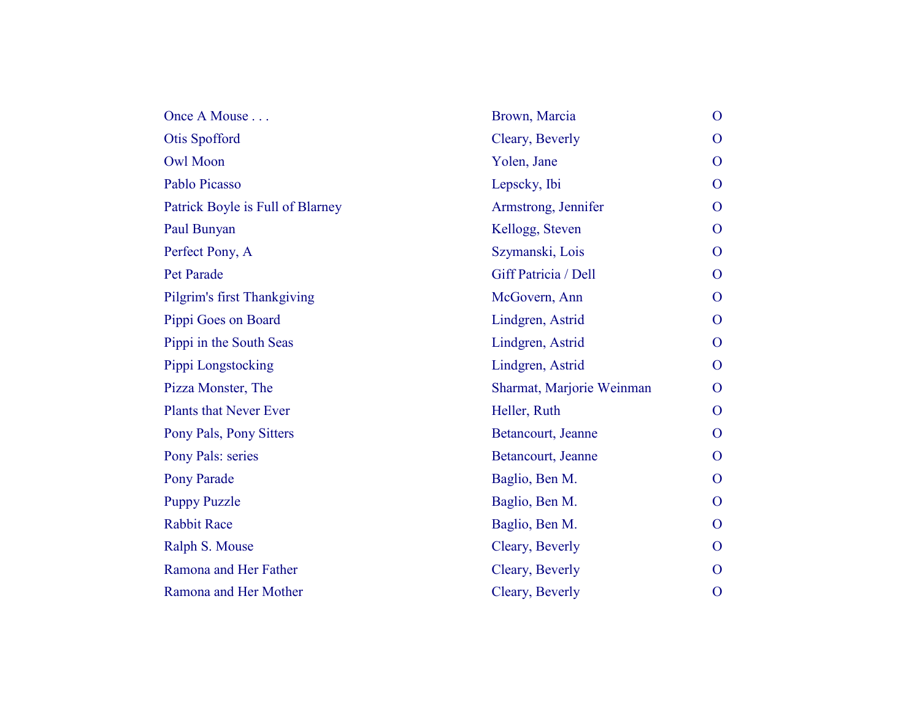| | | |
|---|---|---|
| Once A Mouse . . . | Brown, Marcia | O |
| Otis Spofford | Cleary, Beverly | O |
| Owl Moon | Yolen, Jane | O |
| Pablo Picasso | Lepscky, Ibi | O |
| Patrick Boyle is Full of Blarney | Armstrong, Jennifer | O |
| Paul Bunyan | Kellogg, Steven | O |
| Perfect Pony, A | Szymanski, Lois | O |
| Pet Parade | Giff Patricia / Dell | O |
| Pilgrim's first Thankgiving | McGovern, Ann | O |
| Pippi Goes on Board | Lindgren, Astrid | O |
| Pippi in the South Seas | Lindgren, Astrid | O |
| Pippi Longstocking | Lindgren, Astrid | O |
| Pizza Monster, The | Sharmat, Marjorie Weinman | O |
| Plants that Never Ever | Heller, Ruth | O |
| Pony Pals, Pony Sitters | Betancourt, Jeanne | O |
| Pony Pals: series | Betancourt, Jeanne | O |
| Pony Parade | Baglio, Ben M. | O |
| Puppy Puzzle | Baglio, Ben M. | O |
| Rabbit Race | Baglio, Ben M. | O |
| Ralph S. Mouse | Cleary, Beverly | O |
| Ramona and Her Father | Cleary, Beverly | O |
| Ramona and Her Mother | Cleary, Beverly | O |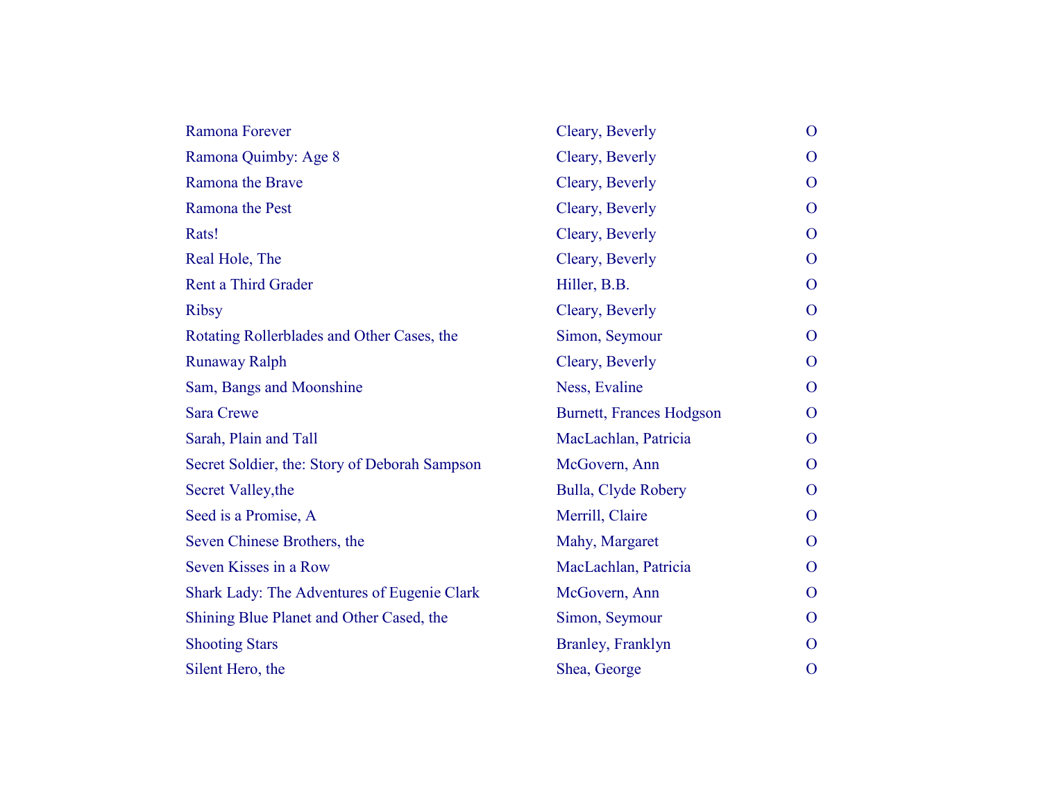| | | |
|---|---|---|
| Ramona Forever | Cleary, Beverly | O |
| Ramona Quimby: Age 8 | Cleary, Beverly | O |
| Ramona the Brave | Cleary, Beverly | O |
| Ramona the Pest | Cleary, Beverly | O |
| Rats! | Cleary, Beverly | O |
| Real Hole, The | Cleary, Beverly | O |
| Rent a Third Grader | Hiller, B.B. | O |
| Ribsy | Cleary, Beverly | O |
| Rotating Rollerblades and Other Cases, the | Simon, Seymour | O |
| Runaway Ralph | Cleary, Beverly | O |
| Sam, Bangs and Moonshine | Ness, Evaline | O |
| Sara Crewe | Burnett, Frances Hodgson | O |
| Sarah, Plain and Tall | MacLachlan, Patricia | O |
| Secret Soldier, the: Story of Deborah Sampson | McGovern, Ann | O |
| Secret Valley,the | Bulla, Clyde Robery | O |
| Seed is a Promise, A | Merrill, Claire | O |
| Seven Chinese Brothers, the | Mahy, Margaret | O |
| Seven Kisses in a Row | MacLachlan, Patricia | O |
| Shark Lady: The Adventures of Eugenie Clark | McGovern, Ann | O |
| Shining Blue Planet and Other Cased, the | Simon, Seymour | O |
| Shooting Stars | Branley, Franklyn | O |
| Silent Hero, the | Shea, George | O |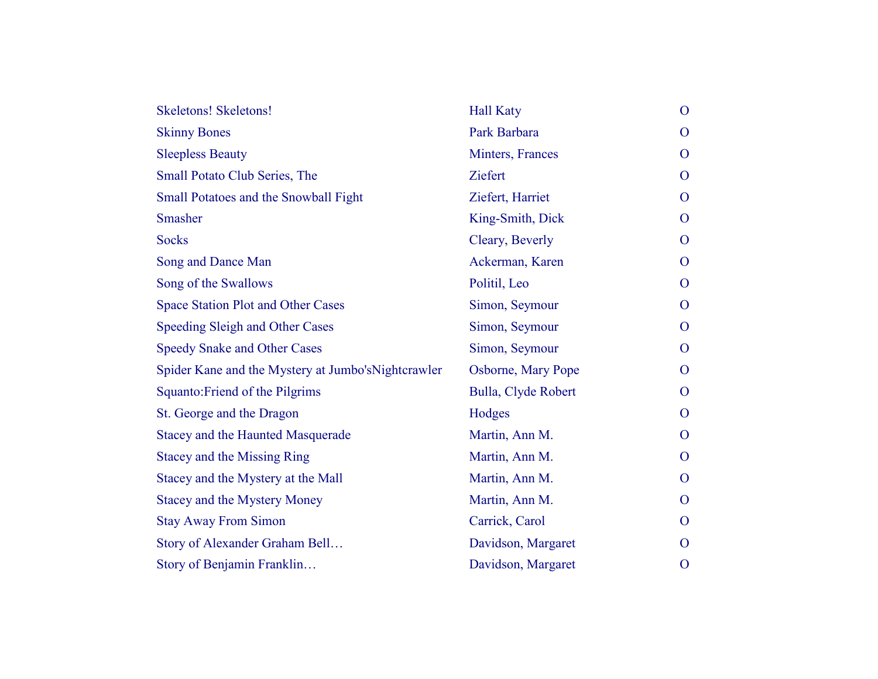| | | |
|---|---|---|
| Skeletons! Skeletons! | Hall Katy | O |
| Skinny Bones | Park Barbara | O |
| Sleepless Beauty | Minters, Frances | O |
| Small Potato Club Series, The | Ziefert | O |
| Small Potatoes and the Snowball Fight | Ziefert, Harriet | O |
| Smasher | King-Smith, Dick | O |
| Socks | Cleary, Beverly | O |
| Song and Dance Man | Ackerman, Karen | O |
| Song of the Swallows | Politil, Leo | O |
| Space Station Plot and Other Cases | Simon, Seymour | O |
| Speeding Sleigh and Other Cases | Simon, Seymour | O |
| Speedy Snake and Other Cases | Simon, Seymour | O |
| Spider Kane and the Mystery at Jumbo'sNightcrawler | Osborne, Mary Pope | O |
| Squanto:Friend of the Pilgrims | Bulla, Clyde Robert | O |
| St. George and the Dragon | Hodges | O |
| Stacey and the Haunted Masquerade | Martin, Ann M. | O |
| Stacey and the Missing Ring | Martin, Ann M. | O |
| Stacey and the Mystery at the Mall | Martin, Ann M. | O |
| Stacey and the Mystery Money | Martin, Ann M. | O |
| Stay Away From Simon | Carrick, Carol | O |
| Story of Alexander Graham Bell… | Davidson, Margaret | O |
| Story of Benjamin Franklin… | Davidson, Margaret | O |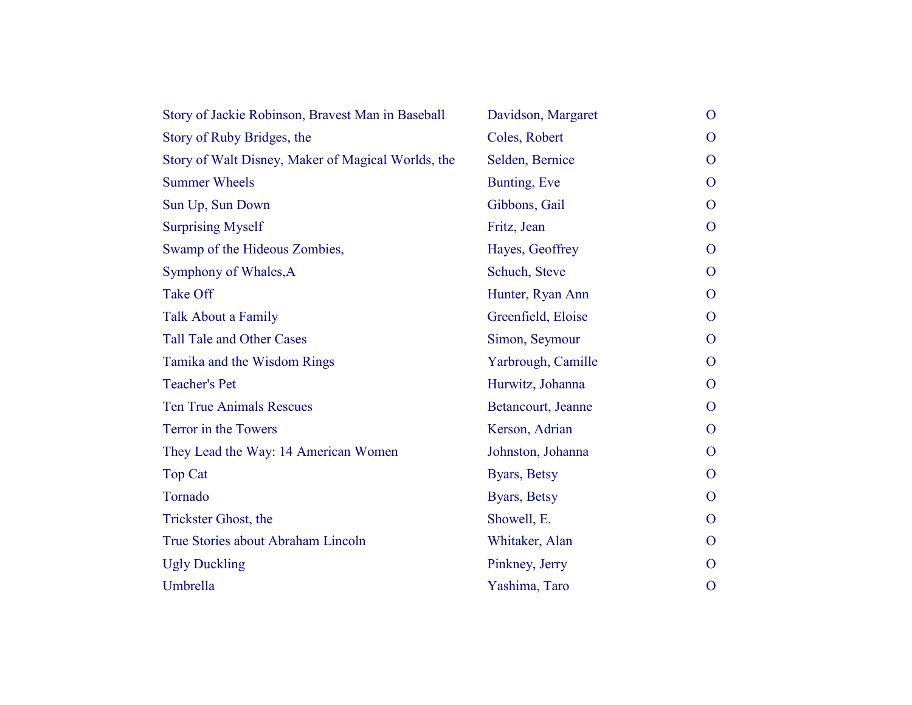| | | |
|---|---|---|
| Story of Jackie Robinson, Bravest Man in Baseball | Davidson, Margaret | O |
| Story of Ruby Bridges, the | Coles, Robert | O |
| Story of Walt Disney, Maker of Magical Worlds, the | Selden, Bernice | O |
| Summer Wheels | Bunting, Eve | O |
| Sun Up, Sun Down | Gibbons, Gail | O |
| Surprising Myself | Fritz, Jean | O |
| Swamp of the Hideous Zombies, | Hayes, Geoffrey | O |
| Symphony of Whales,A | Schuch, Steve | O |
| Take Off | Hunter, Ryan Ann | O |
| Talk About a Family | Greenfield, Eloise | O |
| Tall Tale and Other Cases | Simon, Seymour | O |
| Tamika and the Wisdom Rings | Yarbrough, Camille | O |
| Teacher's Pet | Hurwitz, Johanna | O |
| Ten True Animals Rescues | Betancourt, Jeanne | O |
| Terror in the Towers | Kerson, Adrian | O |
| They Lead the Way: 14 American Women | Johnston, Johanna | O |
| Top Cat | Byars, Betsy | O |
| Tornado | Byars, Betsy | O |
| Trickster Ghost, the | Showell, E. | O |
| True Stories about Abraham Lincoln | Whitaker, Alan | O |
| Ugly Duckling | Pinkney, Jerry | O |
| Umbrella | Yashima, Taro | O |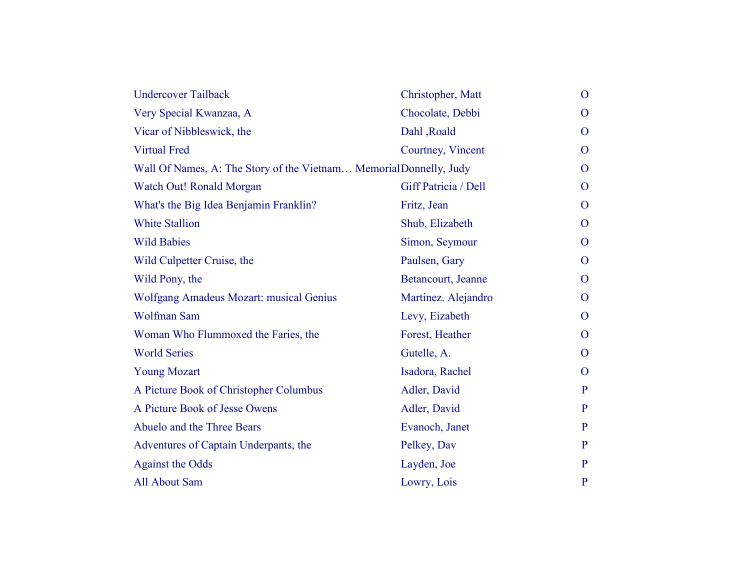| | | |
|---|---|---|
| Undercover Tailback | Christopher, Matt | O |
| Very Special Kwanzaa, A | Chocolate, Debbi | O |
| Vicar of Nibbleswick, the | Dahl ,Roald | O |
| Virtual Fred | Courtney, Vincent | O |
| Wall Of Names, A: The Story of the Vietnam… Memorial | Donnelly, Judy | O |
| Watch Out! Ronald Morgan | Giff Patricia / Dell | O |
| What's the Big Idea Benjamin Franklin? | Fritz, Jean | O |
| White Stallion | Shub, Elizabeth | O |
| Wild Babies | Simon, Seymour | O |
| Wild Culpetter Cruise, the | Paulsen, Gary | O |
| Wild Pony, the | Betancourt, Jeanne | O |
| Wolfgang Amadeus Mozart: musical Genius | Martinez. Alejandro | O |
| Wolfman Sam | Levy, Eizabeth | O |
| Woman Who Flummoxed the Faries, the | Forest, Heather | O |
| World Series | Gutelle, A. | O |
| Young Mozart | Isadora, Rachel | O |
| A Picture Book of Christopher Columbus | Adler, David | P |
| A Picture Book of Jesse Owens | Adler, David | P |
| Abuelo and the Three Bears | Evanoch, Janet | P |
| Adventures of Captain Underpants, the | Pelkey, Dav | P |
| Against the Odds | Layden, Joe | P |
| All About Sam | Lowry, Lois | P |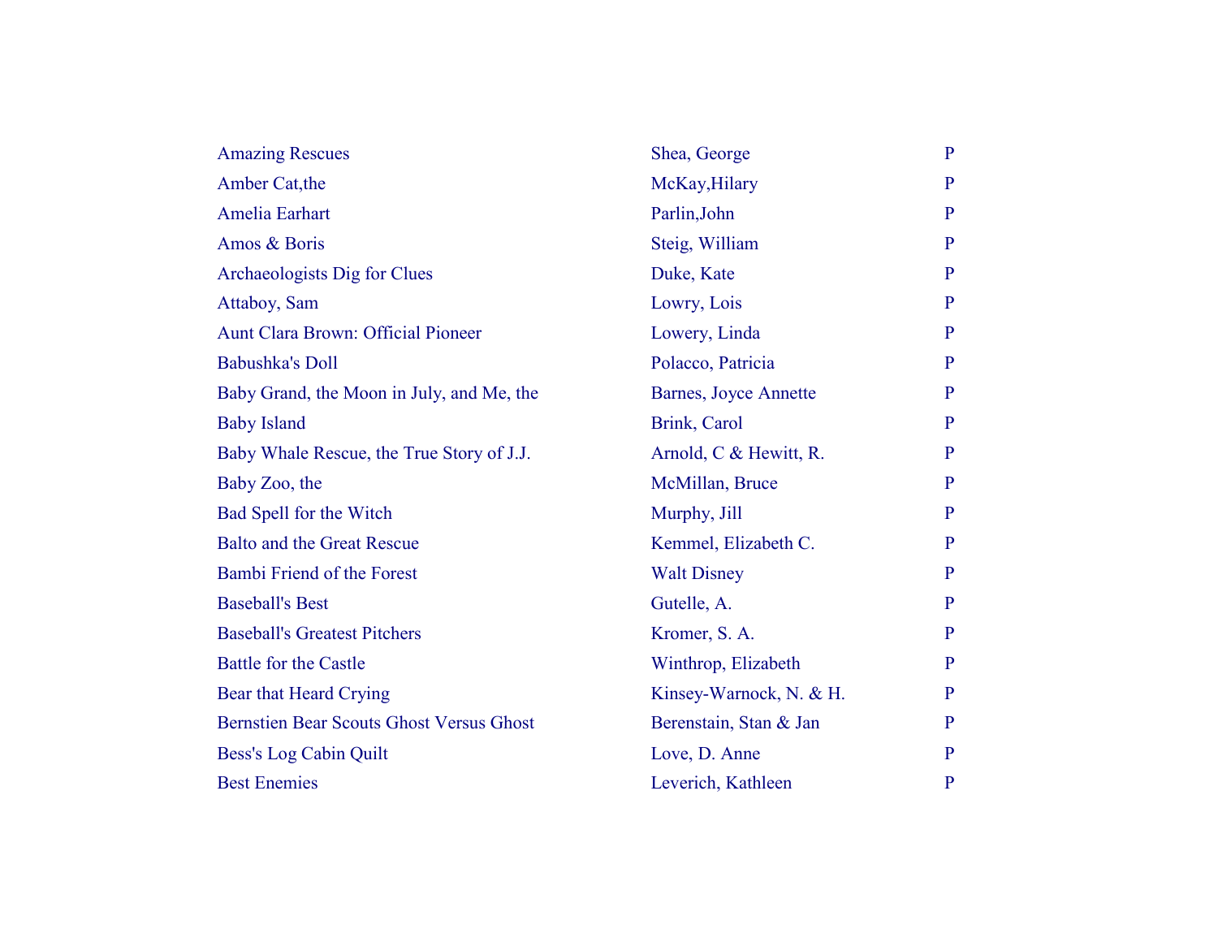| | | |
|---|---|---|
| Amazing Rescues | Shea, George | P |
| Amber Cat,the | McKay,Hilary | P |
| Amelia Earhart | Parlin,John | P |
| Amos & Boris | Steig, William | P |
| Archaeologists Dig for Clues | Duke, Kate | P |
| Attaboy, Sam | Lowry, Lois | P |
| Aunt Clara Brown: Official Pioneer | Lowery, Linda | P |
| Babushka's Doll | Polacco, Patricia | P |
| Baby Grand, the Moon in July, and Me, the | Barnes, Joyce Annette | P |
| Baby Island | Brink, Carol | P |
| Baby Whale Rescue, the True Story of J.J. | Arnold, C & Hewitt, R. | P |
| Baby Zoo, the | McMillan, Bruce | P |
| Bad Spell for the Witch | Murphy, Jill | P |
| Balto and the Great Rescue | Kemmel, Elizabeth C. | P |
| Bambi Friend of the Forest | Walt Disney | P |
| Baseball's Best | Gutelle, A. | P |
| Baseball's Greatest Pitchers | Kromer, S. A. | P |
| Battle for the Castle | Winthrop, Elizabeth | P |
| Bear that Heard Crying | Kinsey-Warnock, N. & H. | P |
| Bernstien Bear Scouts Ghost Versus Ghost | Berenstain, Stan & Jan | P |
| Bess's Log Cabin Quilt | Love, D. Anne | P |
| Best Enemies | Leverich, Kathleen | P |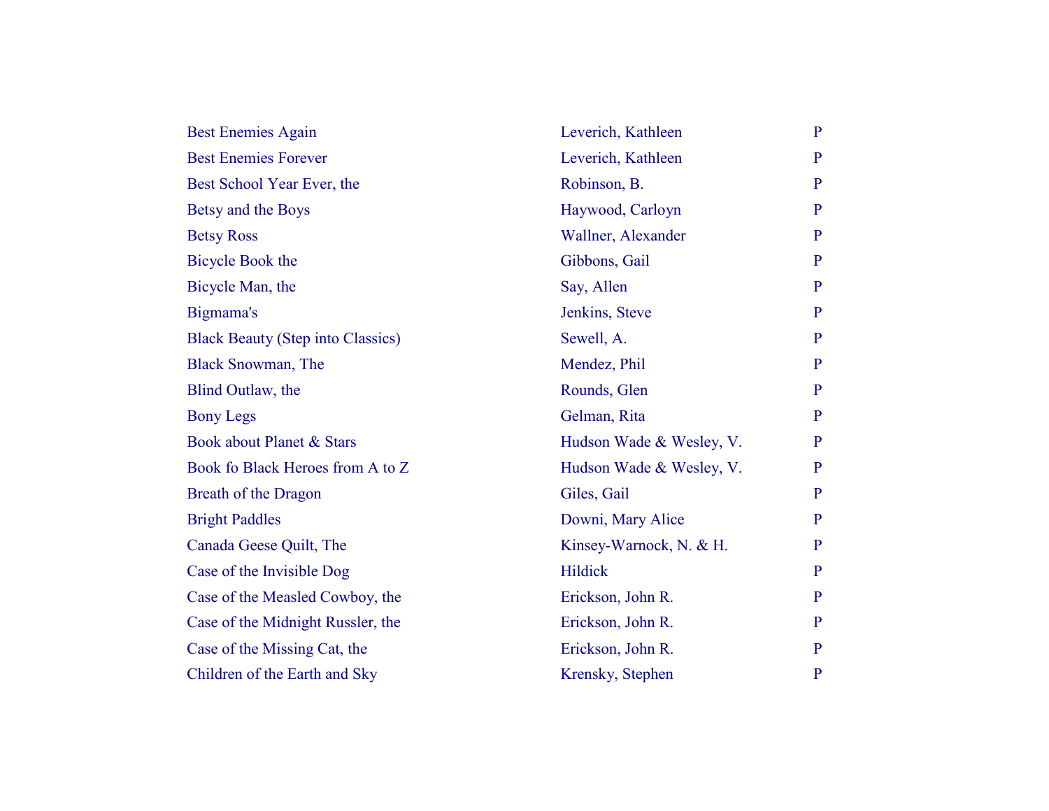| | | |
|---|---|---|
| Best Enemies Again | Leverich, Kathleen | P |
| Best Enemies Forever | Leverich, Kathleen | P |
| Best School Year Ever, the | Robinson, B. | P |
| Betsy and the Boys | Haywood, Carloyn | P |
| Betsy Ross | Wallner, Alexander | P |
| Bicycle Book the | Gibbons, Gail | P |
| Bicycle Man, the | Say, Allen | P |
| Bigmama's | Jenkins, Steve | P |
| Black Beauty (Step into Classics) | Sewell, A. | P |
| Black Snowman, The | Mendez, Phil | P |
| Blind Outlaw, the | Rounds, Glen | P |
| Bony Legs | Gelman, Rita | P |
| Book about Planet & Stars | Hudson Wade & Wesley, V. | P |
| Book fo Black Heroes from A to Z | Hudson Wade & Wesley, V. | P |
| Breath of the Dragon | Giles, Gail | P |
| Bright Paddles | Downi, Mary Alice | P |
| Canada Geese Quilt, The | Kinsey-Warnock, N. & H. | P |
| Case of the Invisible Dog | Hildick | P |
| Case of the Measled Cowboy, the | Erickson, John R. | P |
| Case of the Midnight Russler, the | Erickson, John R. | P |
| Case of the Missing Cat, the | Erickson, John R. | P |
| Children of the Earth and Sky | Krensky, Stephen | P |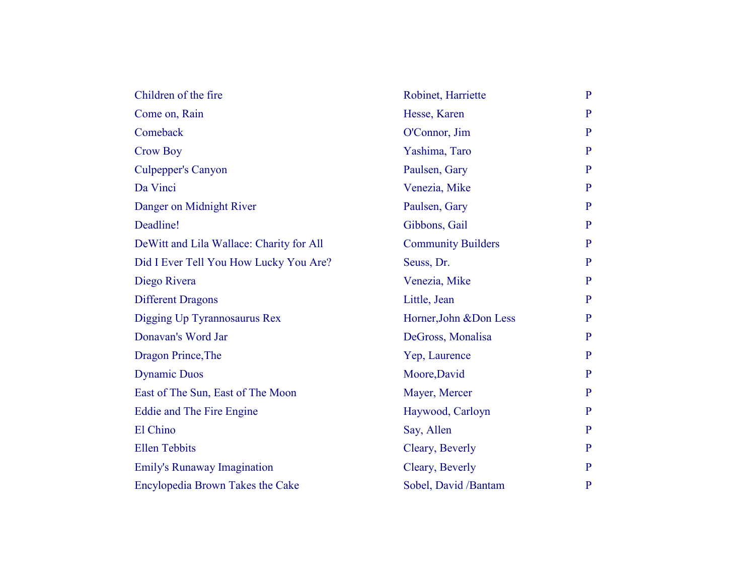| | | |
|---|---|---|
| Children of the fire | Robinet, Harriette | P |
| Come on, Rain | Hesse, Karen | P |
| Comeback | O'Connor, Jim | P |
| Crow Boy | Yashima, Taro | P |
| Culpepper's Canyon | Paulsen, Gary | P |
| Da Vinci | Venezia, Mike | P |
| Danger on Midnight River | Paulsen, Gary | P |
| Deadline! | Gibbons, Gail | P |
| DeWitt and Lila Wallace: Charity for All | Community Builders | P |
| Did I Ever Tell You How Lucky You Are? | Seuss, Dr. | P |
| Diego Rivera | Venezia, Mike | P |
| Different Dragons | Little, Jean | P |
| Digging Up Tyrannosaurus Rex | Horner,John &Don Less | P |
| Donavan's Word Jar | DeGross, Monalisa | P |
| Dragon Prince,The | Yep, Laurence | P |
| Dynamic Duos | Moore,David | P |
| East of The Sun, East of The Moon | Mayer, Mercer | P |
| Eddie and The Fire Engine | Haywood, Carloyn | P |
| El Chino | Say, Allen | P |
| Ellen Tebbits | Cleary, Beverly | P |
| Emily's Runaway Imagination | Cleary, Beverly | P |
| Encylopedia Brown Takes the Cake | Sobel, David /Bantam | P |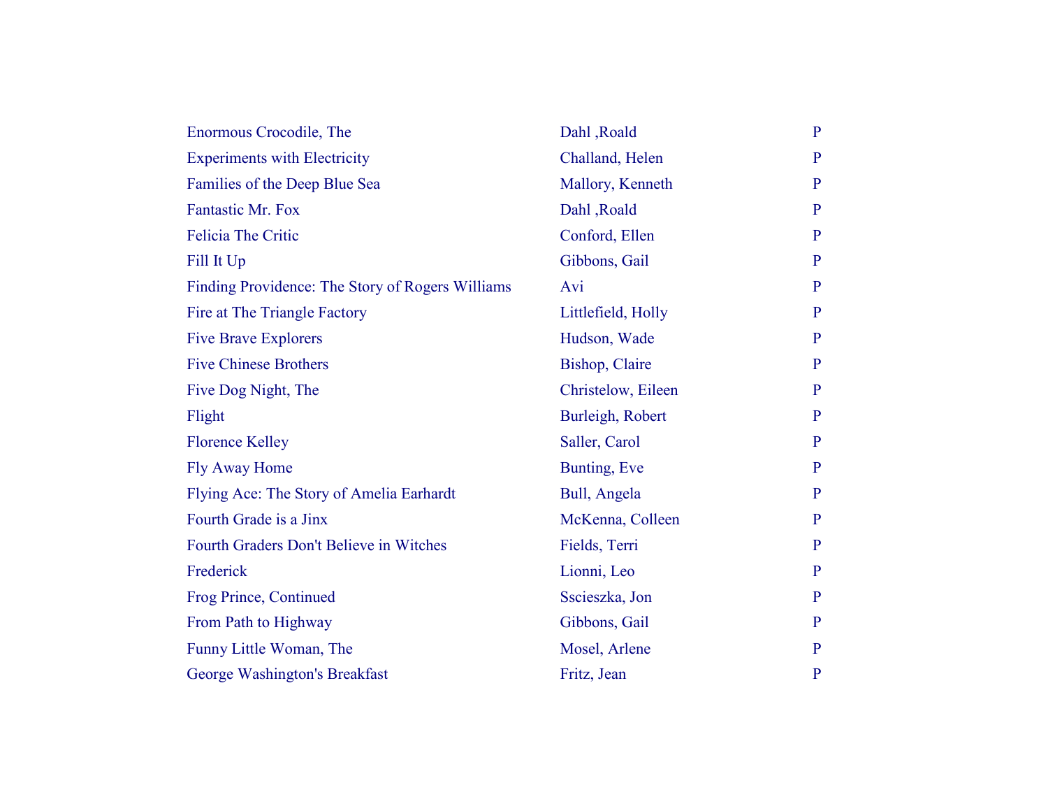| | | |
|---|---|---|
| Enormous Crocodile, The | Dahl ,Roald | P |
| Experiments with Electricity | Challand, Helen | P |
| Families of the Deep Blue Sea | Mallory, Kenneth | P |
| Fantastic Mr. Fox | Dahl ,Roald | P |
| Felicia The Critic | Conford, Ellen | P |
| Fill It Up | Gibbons, Gail | P |
| Finding Providence: The Story of Rogers Williams | Avi | P |
| Fire at The Triangle Factory | Littlefield, Holly | P |
| Five Brave Explorers | Hudson, Wade | P |
| Five Chinese Brothers | Bishop, Claire | P |
| Five Dog Night, The | Christelow, Eileen | P |
| Flight | Burleigh, Robert | P |
| Florence Kelley | Saller, Carol | P |
| Fly Away Home | Bunting, Eve | P |
| Flying Ace: The Story of Amelia Earhardt | Bull, Angela | P |
| Fourth Grade is a Jinx | McKenna, Colleen | P |
| Fourth Graders Don't Believe in Witches | Fields, Terri | P |
| Frederick | Lionni, Leo | P |
| Frog Prince, Continued | Sscieszka, Jon | P |
| From Path to Highway | Gibbons, Gail | P |
| Funny Little Woman, The | Mosel, Arlene | P |
| George Washington's Breakfast | Fritz, Jean | P |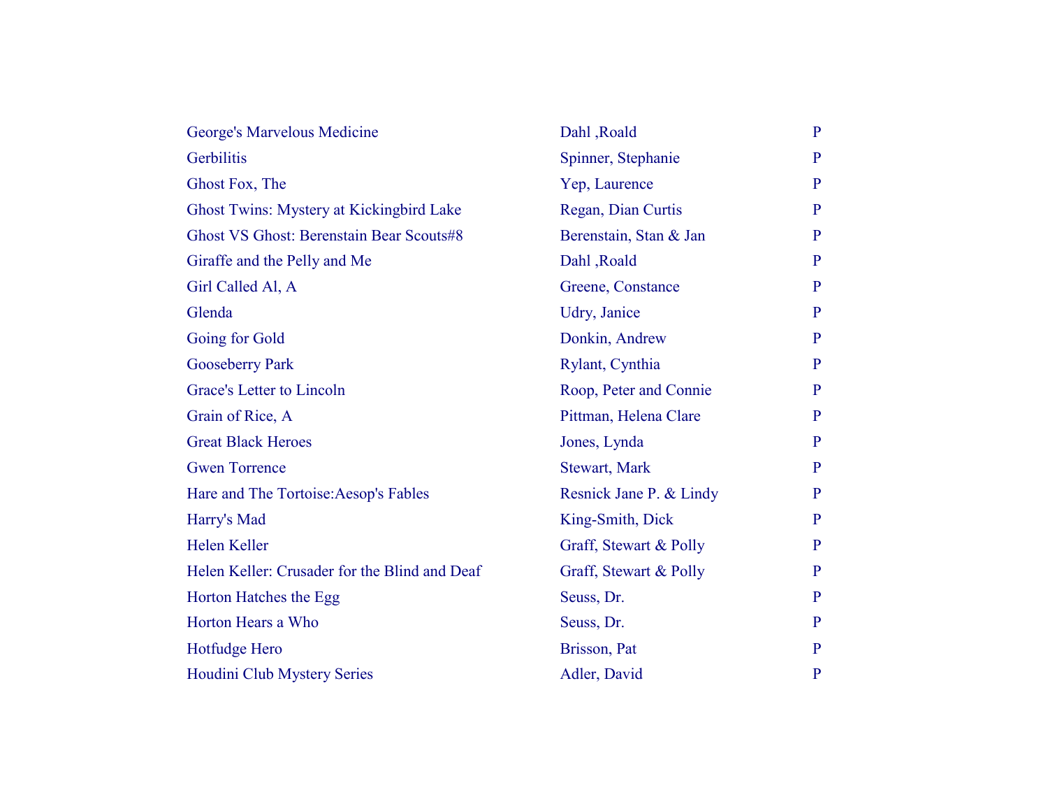| | | |
|---|---|---|
| George's Marvelous Medicine | Dahl ,Roald | P |
| Gerbilitis | Spinner, Stephanie | P |
| Ghost Fox, The | Yep, Laurence | P |
| Ghost Twins: Mystery at Kickingbird Lake | Regan, Dian Curtis | P |
| Ghost VS Ghost: Berenstain Bear Scouts#8 | Berenstain, Stan & Jan | P |
| Giraffe and the Pelly and Me | Dahl ,Roald | P |
| Girl Called Al, A | Greene, Constance | P |
| Glenda | Udry, Janice | P |
| Going for Gold | Donkin, Andrew | P |
| Gooseberry Park | Rylant, Cynthia | P |
| Grace's Letter to Lincoln | Roop, Peter and Connie | P |
| Grain of Rice, A | Pittman, Helena Clare | P |
| Great Black Heroes | Jones, Lynda | P |
| Gwen Torrence | Stewart, Mark | P |
| Hare and The Tortoise:Aesop's Fables | Resnick Jane P. & Lindy | P |
| Harry's Mad | King-Smith, Dick | P |
| Helen Keller | Graff, Stewart & Polly | P |
| Helen Keller: Crusader for the Blind and Deaf | Graff, Stewart & Polly | P |
| Horton Hatches the Egg | Seuss, Dr. | P |
| Horton Hears a Who | Seuss, Dr. | P |
| Hotfudge Hero | Brisson, Pat | P |
| Houdini Club Mystery Series | Adler, David | P |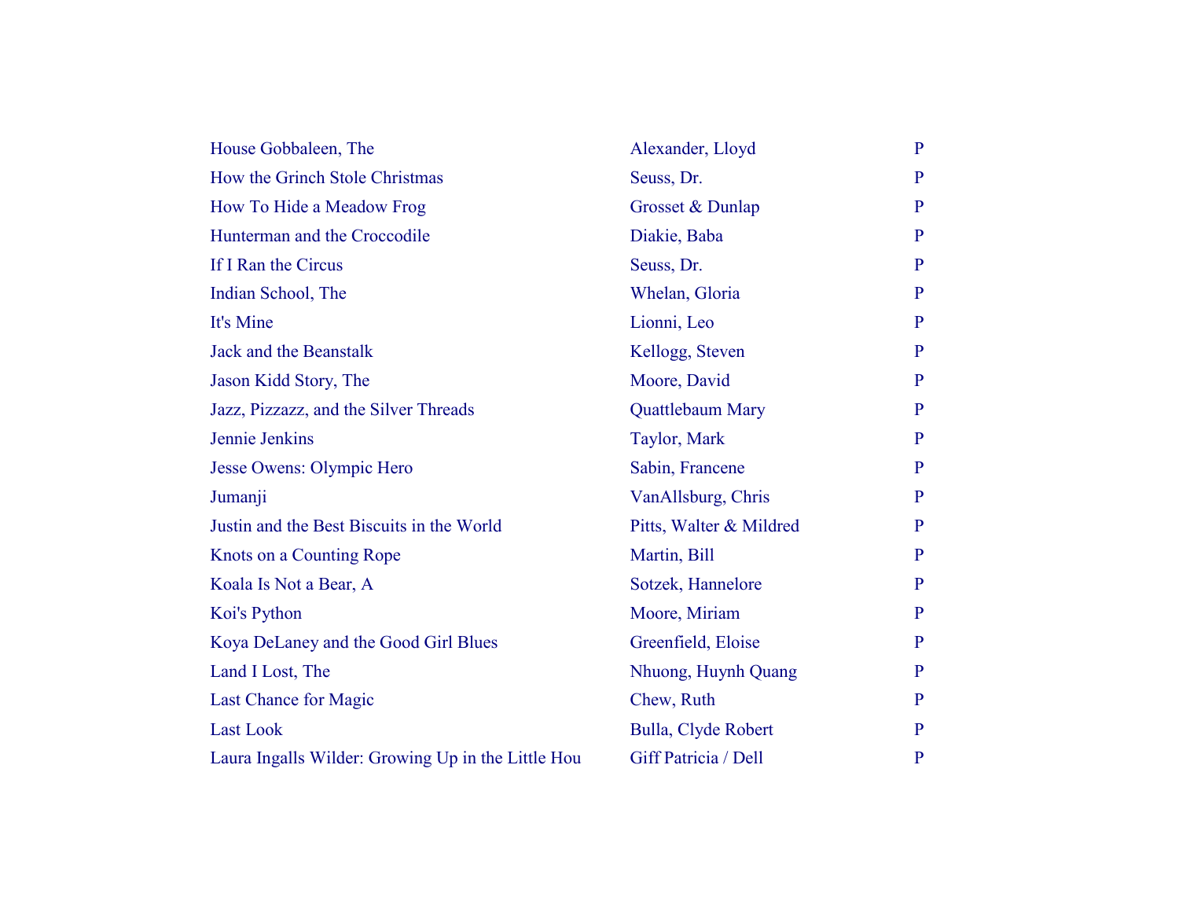| | | |
|---|---|---|
| House Gobbaleen, The | Alexander, Lloyd | P |
| How the Grinch Stole Christmas | Seuss, Dr. | P |
| How To Hide a Meadow Frog | Grosset & Dunlap | P |
| Hunterman and the Croccodile | Diakie, Baba | P |
| If I Ran the Circus | Seuss, Dr. | P |
| Indian School, The | Whelan, Gloria | P |
| It's Mine | Lionni, Leo | P |
| Jack and the Beanstalk | Kellogg, Steven | P |
| Jason Kidd Story, The | Moore, David | P |
| Jazz, Pizzazz, and the Silver Threads | Quattlebaum Mary | P |
| Jennie Jenkins | Taylor, Mark | P |
| Jesse Owens: Olympic Hero | Sabin, Francene | P |
| Jumanji | VanAllsburg, Chris | P |
| Justin and the Best Biscuits in the World | Pitts, Walter & Mildred | P |
| Knots on a Counting Rope | Martin, Bill | P |
| Koala Is Not a Bear, A | Sotzek, Hannelore | P |
| Koi's Python | Moore, Miriam | P |
| Koya DeLaney and the Good Girl Blues | Greenfield, Eloise | P |
| Land I Lost, The | Nhuong, Huynh Quang | P |
| Last Chance for Magic | Chew, Ruth | P |
| Last Look | Bulla, Clyde Robert | P |
| Laura Ingalls Wilder: Growing Up in the Little Hou | Giff Patricia / Dell | P |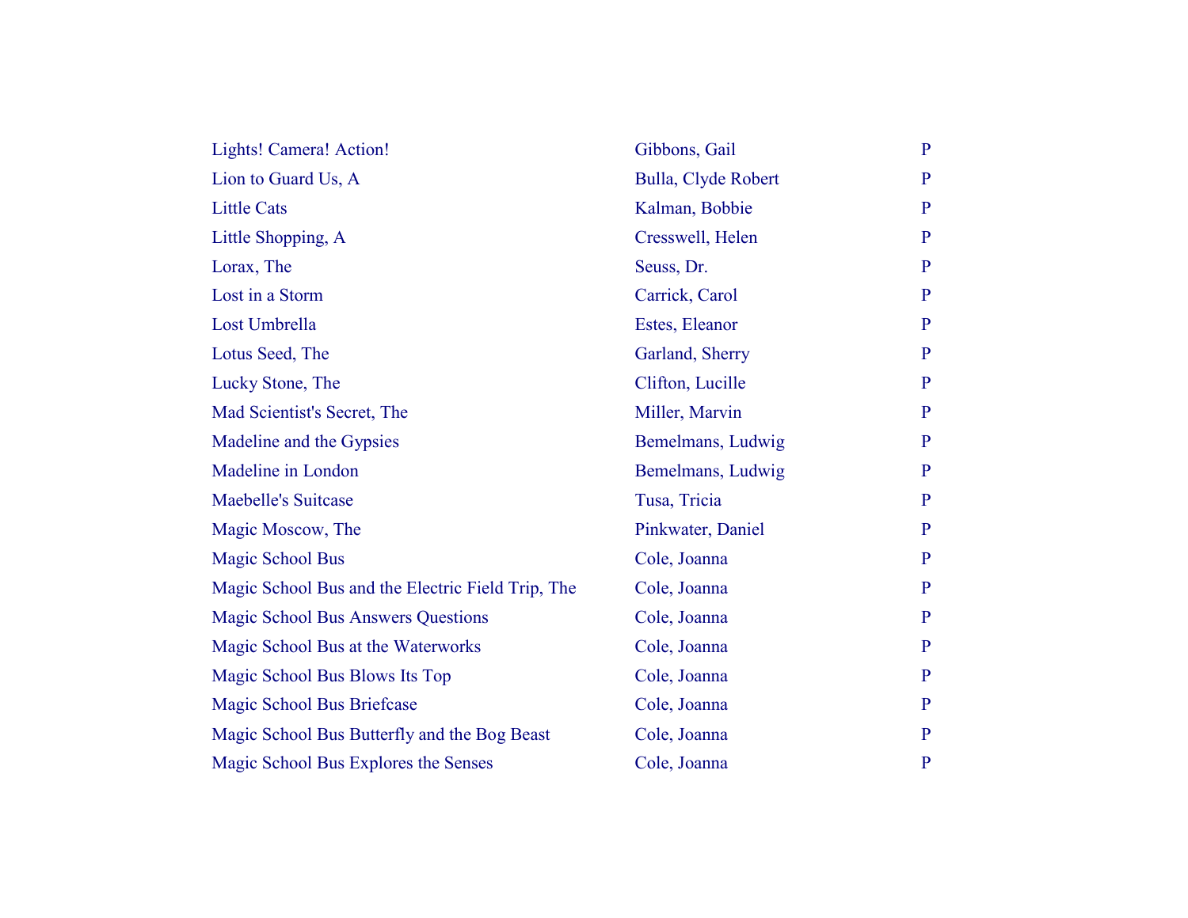| | | |
|---|---|---|
| Lights! Camera! Action! | Gibbons, Gail | P |
| Lion to Guard Us, A | Bulla, Clyde Robert | P |
| Little Cats | Kalman, Bobbie | P |
| Little Shopping, A | Cresswell, Helen | P |
| Lorax, The | Seuss, Dr. | P |
| Lost in a Storm | Carrick, Carol | P |
| Lost Umbrella | Estes, Eleanor | P |
| Lotus Seed, The | Garland, Sherry | P |
| Lucky Stone, The | Clifton, Lucille | P |
| Mad Scientist's Secret, The | Miller, Marvin | P |
| Madeline and the Gypsies | Bemelmans, Ludwig | P |
| Madeline in London | Bemelmans, Ludwig | P |
| Maebelle's Suitcase | Tusa, Tricia | P |
| Magic Moscow, The | Pinkwater, Daniel | P |
| Magic School Bus | Cole, Joanna | P |
| Magic School Bus and the Electric Field Trip, The | Cole, Joanna | P |
| Magic School Bus Answers Questions | Cole, Joanna | P |
| Magic School Bus at the Waterworks | Cole, Joanna | P |
| Magic School Bus Blows Its Top | Cole, Joanna | P |
| Magic School Bus Briefcase | Cole, Joanna | P |
| Magic School Bus Butterfly and the Bog Beast | Cole, Joanna | P |
| Magic School Bus Explores the Senses | Cole, Joanna | P |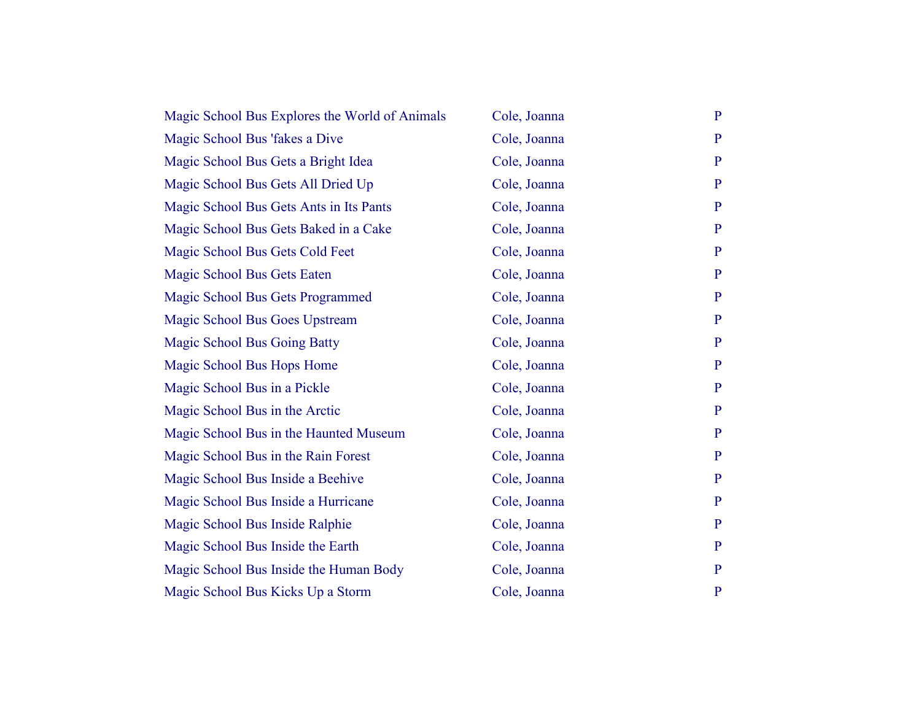| | | |
|---|---|---|
| Magic School Bus Explores the World of Animals | Cole, Joanna | P |
| Magic School Bus 'fakes a Dive | Cole, Joanna | P |
| Magic School Bus Gets a Bright Idea | Cole, Joanna | P |
| Magic School Bus Gets All Dried Up | Cole, Joanna | P |
| Magic School Bus Gets Ants in Its Pants | Cole, Joanna | P |
| Magic School Bus Gets Baked in a Cake | Cole, Joanna | P |
| Magic School Bus Gets Cold Feet | Cole, Joanna | P |
| Magic School Bus Gets Eaten | Cole, Joanna | P |
| Magic School Bus Gets Programmed | Cole, Joanna | P |
| Magic School Bus Goes Upstream | Cole, Joanna | P |
| Magic School Bus Going Batty | Cole, Joanna | P |
| Magic School Bus Hops Home | Cole, Joanna | P |
| Magic School Bus in a Pickle | Cole, Joanna | P |
| Magic School Bus in the Arctic | Cole, Joanna | P |
| Magic School Bus in the Haunted Museum | Cole, Joanna | P |
| Magic School Bus in the Rain Forest | Cole, Joanna | P |
| Magic School Bus Inside a Beehive | Cole, Joanna | P |
| Magic School Bus Inside a Hurricane | Cole, Joanna | P |
| Magic School Bus Inside Ralphie | Cole, Joanna | P |
| Magic School Bus Inside the Earth | Cole, Joanna | P |
| Magic School Bus Inside the Human Body | Cole, Joanna | P |
| Magic School Bus Kicks Up a Storm | Cole, Joanna | P |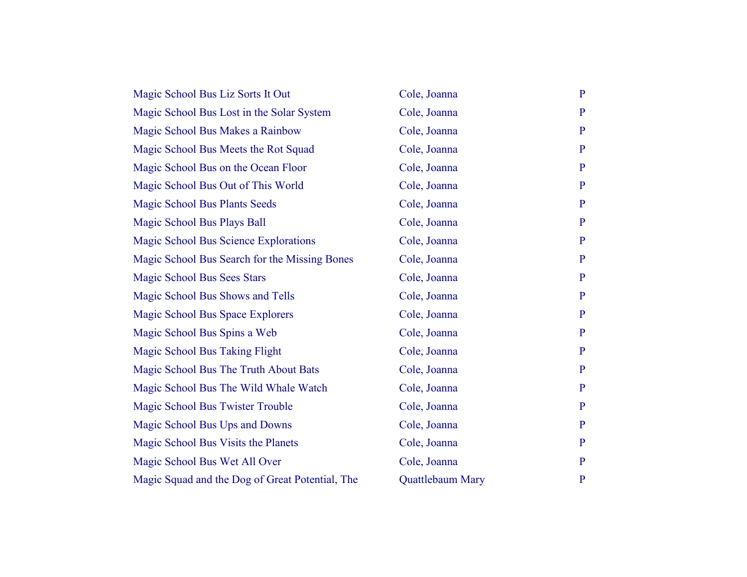| | | |
|---|---|---|
| Magic School Bus Liz Sorts It Out | Cole, Joanna | P |
| Magic School Bus Lost in the Solar System | Cole, Joanna | P |
| Magic School Bus Makes a Rainbow | Cole, Joanna | P |
| Magic School Bus Meets the Rot Squad | Cole, Joanna | P |
| Magic School Bus on the Ocean Floor | Cole, Joanna | P |
| Magic School Bus Out of This World | Cole, Joanna | P |
| Magic School Bus Plants Seeds | Cole, Joanna | P |
| Magic School Bus Plays Ball | Cole, Joanna | P |
| Magic School Bus Science Explorations | Cole, Joanna | P |
| Magic School Bus Search for the Missing Bones | Cole, Joanna | P |
| Magic School Bus Sees Stars | Cole, Joanna | P |
| Magic School Bus Shows and Tells | Cole, Joanna | P |
| Magic School Bus Space Explorers | Cole, Joanna | P |
| Magic School Bus Spins a Web | Cole, Joanna | P |
| Magic School Bus Taking Flight | Cole, Joanna | P |
| Magic School Bus The Truth About Bats | Cole, Joanna | P |
| Magic School Bus The Wild Whale Watch | Cole, Joanna | P |
| Magic School Bus Twister Trouble | Cole, Joanna | P |
| Magic School Bus Ups and Downs | Cole, Joanna | P |
| Magic School Bus Visits the Planets | Cole, Joanna | P |
| Magic School Bus Wet All Over | Cole, Joanna | P |
| Magic Squad and the Dog of Great Potential, The | Quattlebaum Mary | P |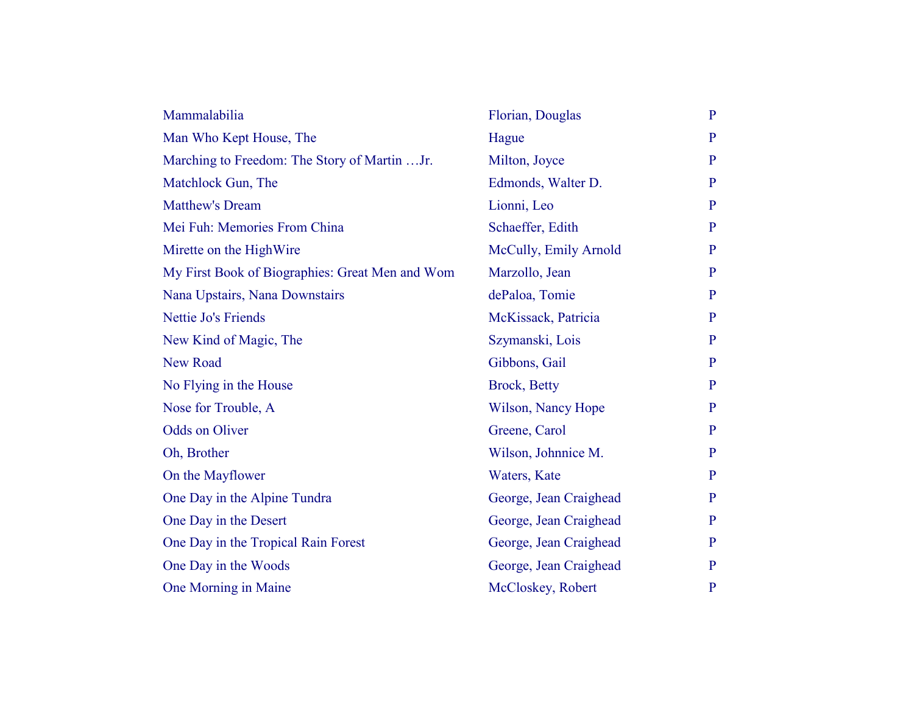| | | |
|---|---|---|
| Mammalabilia | Florian, Douglas | P |
| Man Who Kept House, The | Hague | P |
| Marching to Freedom: The Story of Martin …Jr. | Milton, Joyce | P |
| Matchlock Gun, The | Edmonds, Walter D. | P |
| Matthew's Dream | Lionni, Leo | P |
| Mei Fuh: Memories From China | Schaeffer, Edith | P |
| Mirette on the HighWire | McCully, Emily Arnold | P |
| My First Book of Biographies: Great Men and Wom | Marzollo, Jean | P |
| Nana Upstairs, Nana Downstairs | dePaloa, Tomie | P |
| Nettie Jo's Friends | McKissack, Patricia | P |
| New Kind of Magic, The | Szymanski, Lois | P |
| New Road | Gibbons, Gail | P |
| No Flying in the House | Brock, Betty | P |
| Nose for Trouble, A | Wilson, Nancy Hope | P |
| Odds on Oliver | Greene, Carol | P |
| Oh, Brother | Wilson, Johnnice M. | P |
| On the Mayflower | Waters, Kate | P |
| One Day in the Alpine Tundra | George, Jean Craighead | P |
| One Day in the Desert | George, Jean Craighead | P |
| One Day in the Tropical Rain Forest | George, Jean Craighead | P |
| One Day in the Woods | George, Jean Craighead | P |
| One Morning in Maine | McCloskey, Robert | P |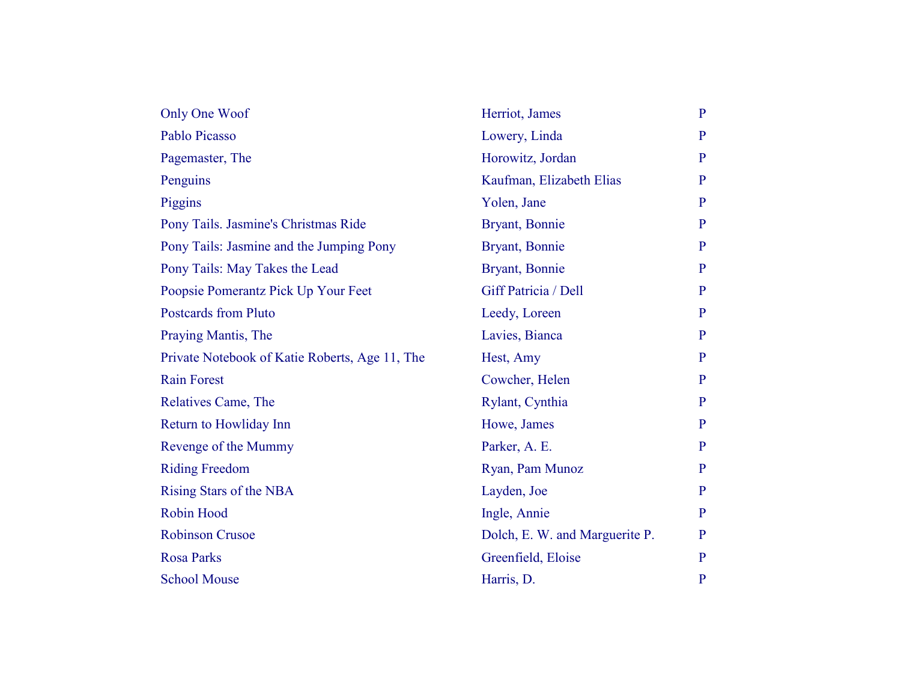| | | |
|---|---|---|
| Only One Woof | Herriot, James | P |
| Pablo Picasso | Lowery, Linda | P |
| Pagemaster, The | Horowitz, Jordan | P |
| Penguins | Kaufman, Elizabeth Elias | P |
| Piggins | Yolen, Jane | P |
| Pony Tails. Jasmine's Christmas Ride | Bryant, Bonnie | P |
| Pony Tails: Jasmine and the Jumping Pony | Bryant, Bonnie | P |
| Pony Tails: May Takes the Lead | Bryant, Bonnie | P |
| Poopsie Pomerantz Pick Up Your Feet | Giff Patricia / Dell | P |
| Postcards from Pluto | Leedy, Loreen | P |
| Praying Mantis, The | Lavies, Bianca | P |
| Private Notebook of Katie Roberts, Age 11, The | Hest, Amy | P |
| Rain Forest | Cowcher, Helen | P |
| Relatives Came, The | Rylant, Cynthia | P |
| Return to Howliday Inn | Howe, James | P |
| Revenge of the Mummy | Parker, A. E. | P |
| Riding Freedom | Ryan, Pam Munoz | P |
| Rising Stars of the NBA | Layden, Joe | P |
| Robin Hood | Ingle, Annie | P |
| Robinson Crusoe | Dolch, E. W. and Marguerite P. | P |
| Rosa Parks | Greenfield, Eloise | P |
| School Mouse | Harris, D. | P |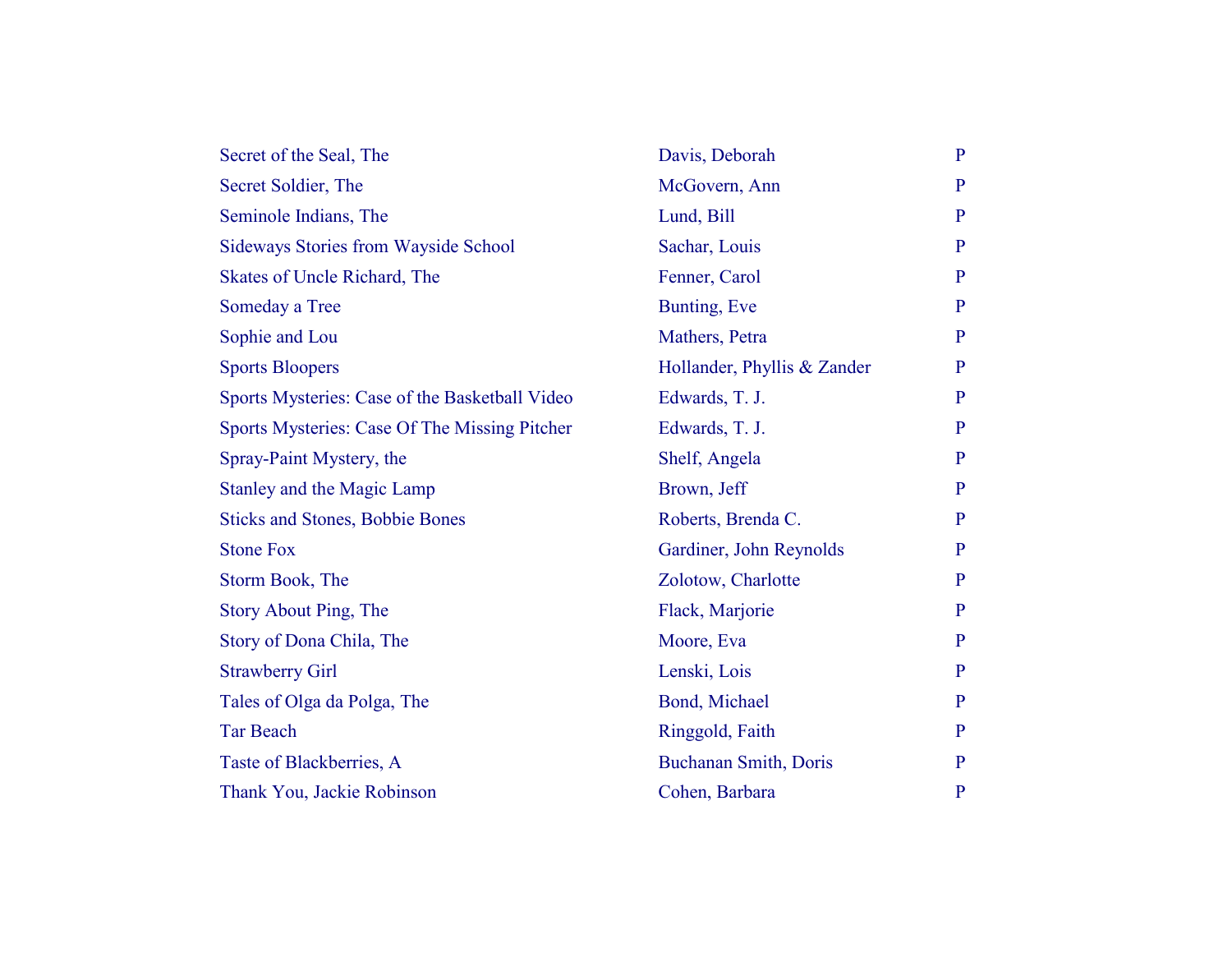| | | |
|---|---|---|
| Secret of the Seal, The | Davis, Deborah | P |
| Secret Soldier, The | McGovern, Ann | P |
| Seminole Indians, The | Lund, Bill | P |
| Sideways Stories from Wayside School | Sachar, Louis | P |
| Skates of Uncle Richard, The | Fenner, Carol | P |
| Someday a Tree | Bunting, Eve | P |
| Sophie and Lou | Mathers, Petra | P |
| Sports Bloopers | Hollander, Phyllis & Zander | P |
| Sports Mysteries: Case of the Basketball Video | Edwards, T. J. | P |
| Sports Mysteries: Case Of The Missing Pitcher | Edwards, T. J. | P |
| Spray-Paint Mystery, the | Shelf, Angela | P |
| Stanley and the Magic Lamp | Brown, Jeff | P |
| Sticks and Stones, Bobbie Bones | Roberts, Brenda C. | P |
| Stone Fox | Gardiner, John Reynolds | P |
| Storm Book, The | Zolotow, Charlotte | P |
| Story About Ping, The | Flack, Marjorie | P |
| Story of Dona Chila, The | Moore, Eva | P |
| Strawberry Girl | Lenski, Lois | P |
| Tales of Olga da Polga, The | Bond, Michael | P |
| Tar Beach | Ringgold, Faith | P |
| Taste of Blackberries, A | Buchanan Smith, Doris | P |
| Thank You, Jackie Robinson | Cohen, Barbara | P |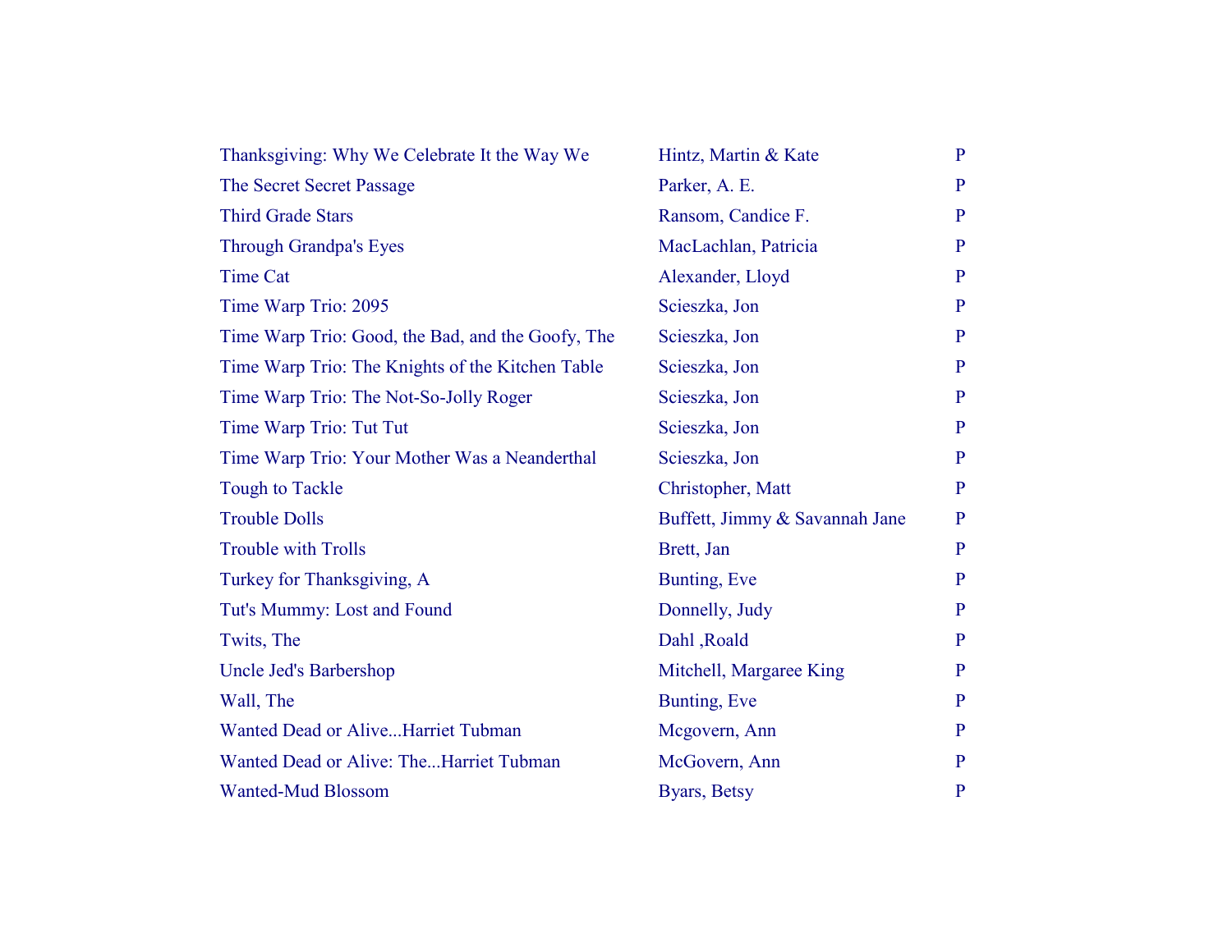| | | |
|---|---|---|
| Thanksgiving: Why We Celebrate It the Way We | Hintz, Martin & Kate | P |
| The Secret Secret Passage | Parker, A. E. | P |
| Third Grade Stars | Ransom, Candice F. | P |
| Through Grandpa's Eyes | MacLachlan, Patricia | P |
| Time Cat | Alexander, Lloyd | P |
| Time Warp Trio: 2095 | Scieszka, Jon | P |
| Time Warp Trio: Good, the Bad, and the Goofy, The | Scieszka, Jon | P |
| Time Warp Trio: The Knights of the Kitchen Table | Scieszka, Jon | P |
| Time Warp Trio: The Not-So-Jolly Roger | Scieszka, Jon | P |
| Time Warp Trio: Tut Tut | Scieszka, Jon | P |
| Time Warp Trio: Your Mother Was a Neanderthal | Scieszka, Jon | P |
| Tough to Tackle | Christopher, Matt | P |
| Trouble Dolls | Buffett, Jimmy & Savannah Jane | P |
| Trouble with Trolls | Brett, Jan | P |
| Turkey for Thanksgiving, A | Bunting, Eve | P |
| Tut's Mummy: Lost and Found | Donnelly, Judy | P |
| Twits, The | Dahl ,Roald | P |
| Uncle Jed's Barbershop | Mitchell, Margaree King | P |
| Wall, The | Bunting, Eve | P |
| Wanted Dead or Alive...Harriet Tubman | Mcgovern, Ann | P |
| Wanted Dead or Alive: The...Harriet Tubman | McGovern, Ann | P |
| Wanted-Mud Blossom | Byars, Betsy | P |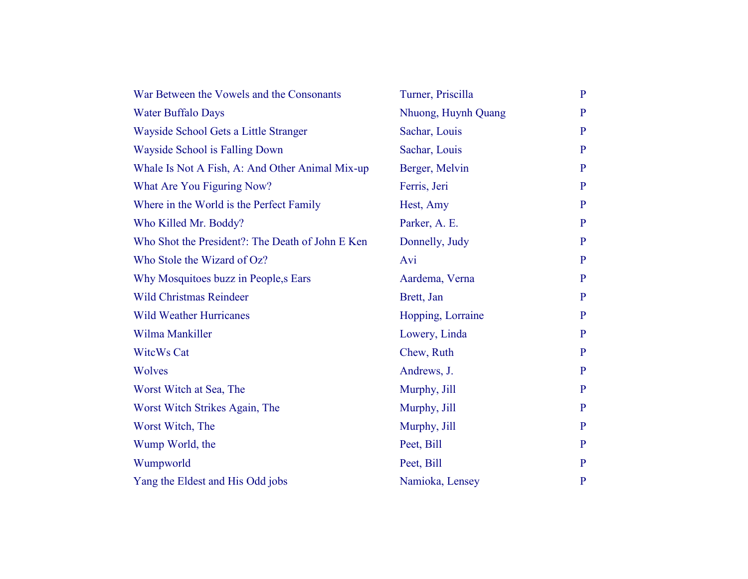| | | |
|---|---|---|
| War Between the Vowels and the Consonants | Turner, Priscilla | P |
| Water Buffalo Days | Nhuong, Huynh Quang | P |
| Wayside School Gets a Little Stranger | Sachar, Louis | P |
| Wayside School is Falling Down | Sachar, Louis | P |
| Whale Is Not A Fish, A: And Other Animal Mix-up | Berger, Melvin | P |
| What Are You Figuring Now? | Ferris, Jeri | P |
| Where in the World is the Perfect Family | Hest, Amy | P |
| Who Killed Mr. Boddy? | Parker, A. E. | P |
| Who Shot the President?: The Death of John E Ken | Donnelly, Judy | P |
| Who Stole the Wizard of Oz? | Avi | P |
| Why Mosquitoes buzz in People,s Ears | Aardema, Verna | P |
| Wild Christmas Reindeer | Brett, Jan | P |
| Wild Weather Hurricanes | Hopping, Lorraine | P |
| Wilma Mankiller | Lowery, Linda | P |
| WitcWs Cat | Chew, Ruth | P |
| Wolves | Andrews, J. | P |
| Worst Witch at Sea, The | Murphy, Jill | P |
| Worst Witch Strikes Again, The | Murphy, Jill | P |
| Worst Witch, The | Murphy, Jill | P |
| Wump World, the | Peet, Bill | P |
| Wumpworld | Peet, Bill | P |
| Yang the Eldest and His Odd jobs | Namioka, Lensey | P |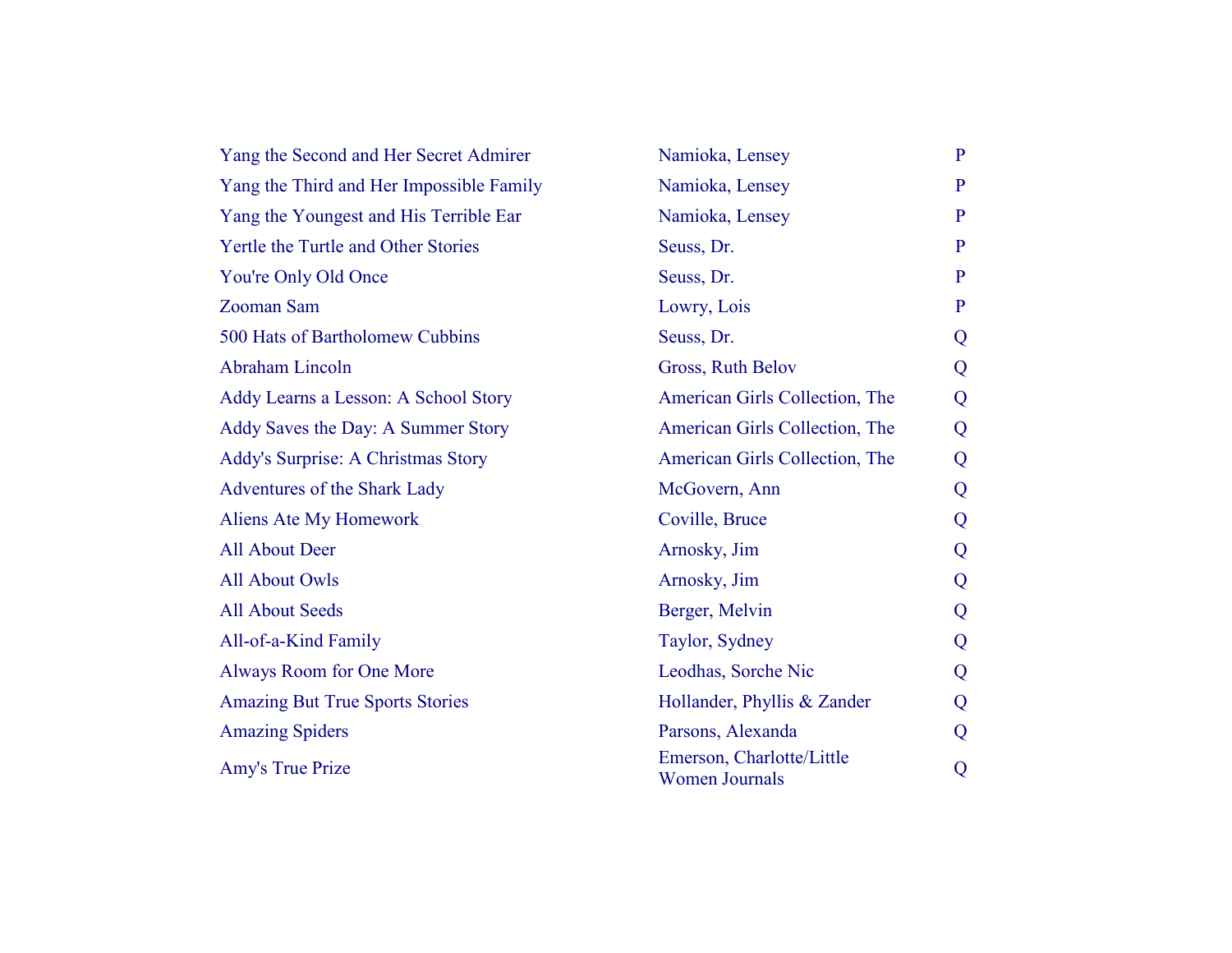| | | |
|---|---|---|
| Yang the Second and Her Secret Admirer | Namioka, Lensey | P |
| Yang the Third and Her Impossible Family | Namioka, Lensey | P |
| Yang the Youngest and His Terrible Ear | Namioka, Lensey | P |
| Yertle the Turtle and Other Stories | Seuss, Dr. | P |
| You're Only Old Once | Seuss, Dr. | P |
| Zooman Sam | Lowry, Lois | P |
| 500 Hats of Bartholomew Cubbins | Seuss, Dr. | Q |
| Abraham Lincoln | Gross, Ruth Belov | Q |
| Addy Learns a Lesson: A School Story | American Girls Collection, The | Q |
| Addy Saves the Day: A Summer Story | American Girls Collection, The | Q |
| Addy's Surprise: A Christmas Story | American Girls Collection, The | Q |
| Adventures of the Shark Lady | McGovern, Ann | Q |
| Aliens Ate My Homework | Coville, Bruce | Q |
| All About Deer | Arnosky, Jim | Q |
| All About Owls | Arnosky, Jim | Q |
| All About Seeds | Berger, Melvin | Q |
| All-of-a-Kind Family | Taylor, Sydney | Q |
| Always Room for One More | Leodhas, Sorche Nic | Q |
| Amazing But True Sports Stories | Hollander, Phyllis & Zander | Q |
| Amazing Spiders | Parsons, Alexanda | Q |
| Amy's True Prize | Emerson, Charlotte/Little Women Journals | Q |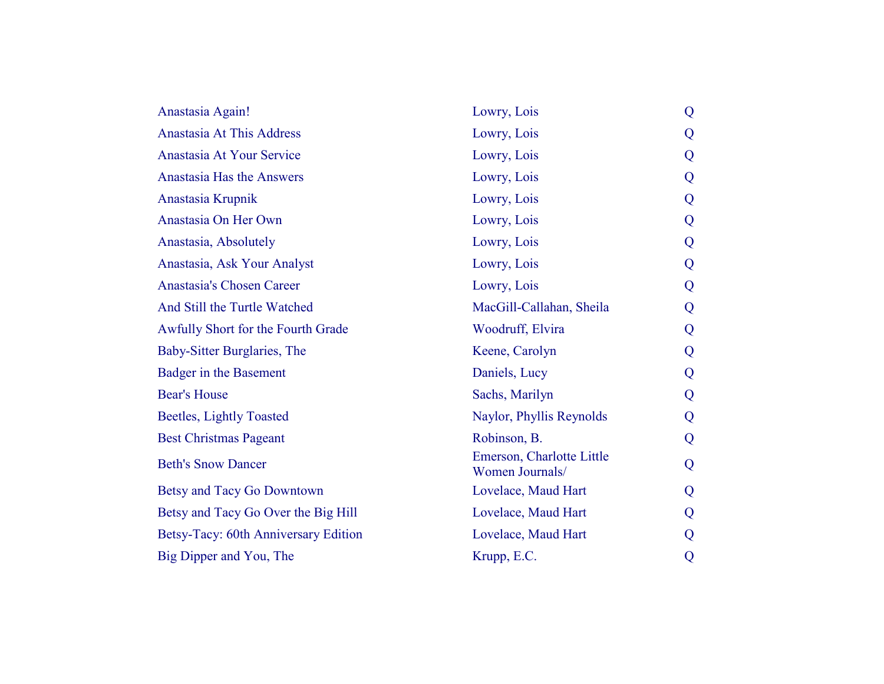| | | |
|---|---|---|
| Anastasia Again! | Lowry, Lois | Q |
| Anastasia At This Address | Lowry, Lois | Q |
| Anastasia At Your Service | Lowry, Lois | Q |
| Anastasia Has the Answers | Lowry, Lois | Q |
| Anastasia Krupnik | Lowry, Lois | Q |
| Anastasia On Her Own | Lowry, Lois | Q |
| Anastasia, Absolutely | Lowry, Lois | Q |
| Anastasia, Ask Your Analyst | Lowry, Lois | Q |
| Anastasia's Chosen Career | Lowry, Lois | Q |
| And Still the Turtle Watched | MacGill-Callahan, Sheila | Q |
| Awfully Short for the Fourth Grade | Woodruff, Elvira | Q |
| Baby-Sitter Burglaries, The | Keene, Carolyn | Q |
| Badger in the Basement | Daniels, Lucy | Q |
| Bear's House | Sachs, Marilyn | Q |
| Beetles, Lightly Toasted | Naylor, Phyllis Reynolds | Q |
| Best Christmas Pageant | Robinson, B. | Q |
| Beth's Snow Dancer | Emerson, Charlotte Little Women Journals/ | Q |
| Betsy and Tacy Go Downtown | Lovelace, Maud Hart | Q |
| Betsy and Tacy Go Over the Big Hill | Lovelace, Maud Hart | Q |
| Betsy-Tacy: 60th Anniversary Edition | Lovelace, Maud Hart | Q |
| Big Dipper and You, The | Krupp, E.C. | Q |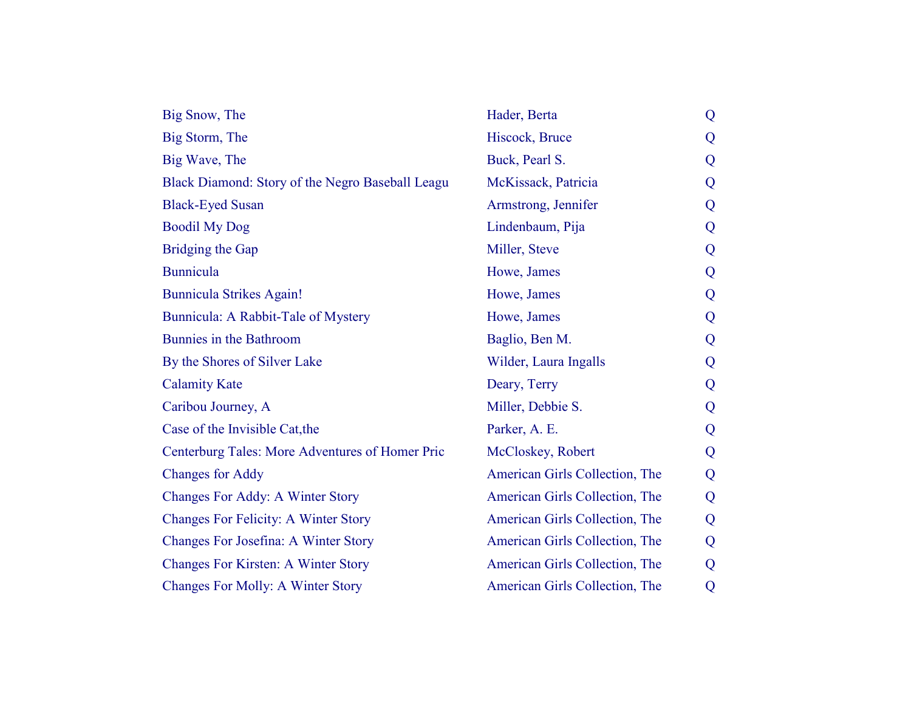| | | |
|---|---|---|
| Big Snow, The | Hader, Berta | Q |
| Big Storm, The | Hiscock, Bruce | Q |
| Big Wave, The | Buck, Pearl S. | Q |
| Black Diamond: Story of the Negro Baseball Leagu | McKissack, Patricia | Q |
| Black-Eyed Susan | Armstrong, Jennifer | Q |
| Boodil My Dog | Lindenbaum, Pija | Q |
| Bridging the Gap | Miller, Steve | Q |
| Bunnicula | Howe, James | Q |
| Bunnicula Strikes Again! | Howe, James | Q |
| Bunnicula: A Rabbit-Tale of Mystery | Howe, James | Q |
| Bunnies in the Bathroom | Baglio, Ben M. | Q |
| By the Shores of Silver Lake | Wilder, Laura Ingalls | Q |
| Calamity Kate | Deary, Terry | Q |
| Caribou Journey, A | Miller, Debbie S. | Q |
| Case of the Invisible Cat,the | Parker, A. E. | Q |
| Centerburg Tales: More Adventures of Homer Pric | McCloskey, Robert | Q |
| Changes for Addy | American Girls Collection, The | Q |
| Changes For Addy: A Winter Story | American Girls Collection, The | Q |
| Changes For Felicity: A Winter Story | American Girls Collection, The | Q |
| Changes For Josefina: A Winter Story | American Girls Collection, The | Q |
| Changes For Kirsten: A Winter Story | American Girls Collection, The | Q |
| Changes For Molly: A Winter Story | American Girls Collection, The | Q |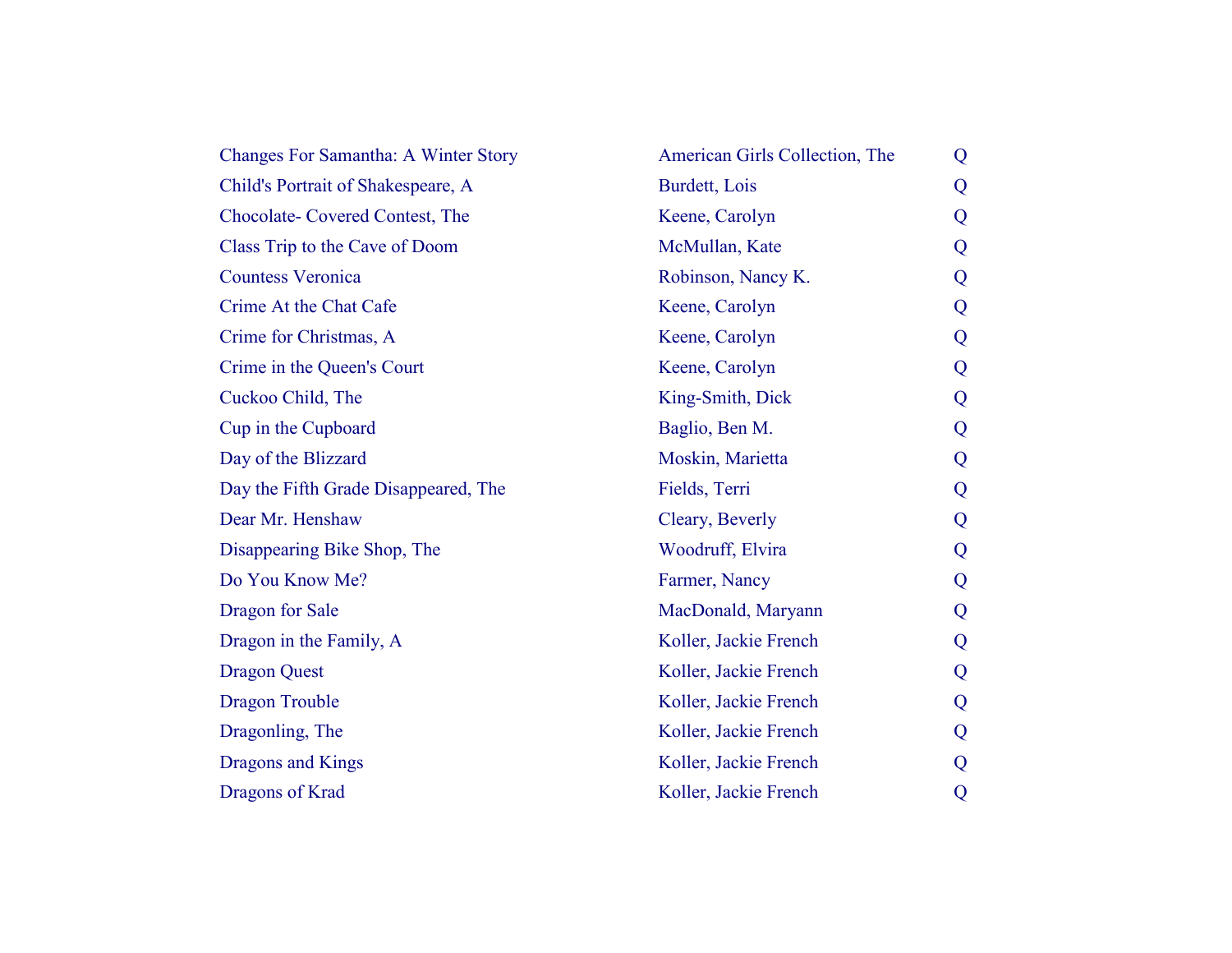| | | |
|---|---|---|
| Changes For Samantha: A Winter Story | American Girls Collection, The | Q |
| Child's Portrait of Shakespeare, A | Burdett, Lois | Q |
| Chocolate- Covered Contest, The | Keene, Carolyn | Q |
| Class Trip to the Cave of Doom | McMullan, Kate | Q |
| Countess Veronica | Robinson, Nancy K. | Q |
| Crime At the Chat Cafe | Keene, Carolyn | Q |
| Crime for Christmas, A | Keene, Carolyn | Q |
| Crime in the Queen's Court | Keene, Carolyn | Q |
| Cuckoo Child, The | King-Smith, Dick | Q |
| Cup in the Cupboard | Baglio, Ben M. | Q |
| Day of the Blizzard | Moskin, Marietta | Q |
| Day the Fifth Grade Disappeared, The | Fields, Terri | Q |
| Dear Mr. Henshaw | Cleary, Beverly | Q |
| Disappearing Bike Shop, The | Woodruff, Elvira | Q |
| Do You Know Me? | Farmer, Nancy | Q |
| Dragon for Sale | MacDonald, Maryann | Q |
| Dragon in the Family, A | Koller, Jackie French | Q |
| Dragon Quest | Koller, Jackie French | Q |
| Dragon Trouble | Koller, Jackie French | Q |
| Dragonling, The | Koller, Jackie French | Q |
| Dragons and Kings | Koller, Jackie French | Q |
| Dragons of Krad | Koller, Jackie French | Q |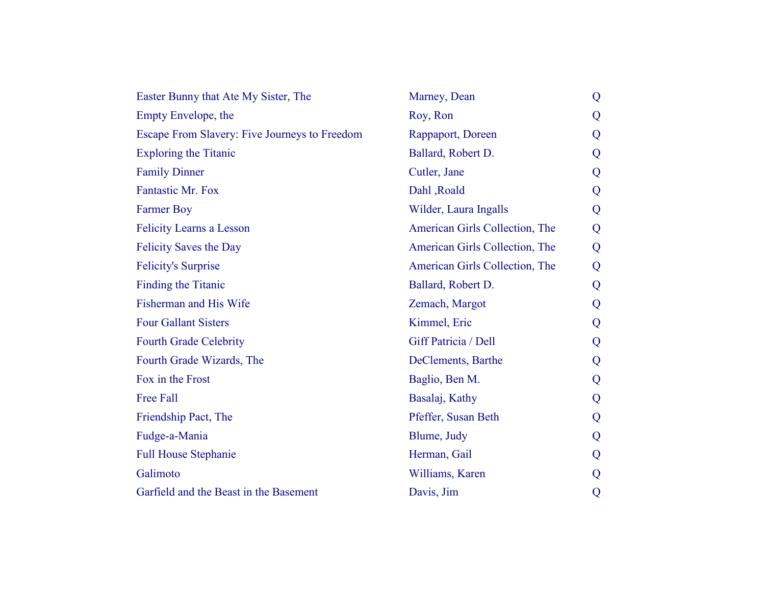| | | |
|---|---|---|
| Easter Bunny that Ate My Sister, The | Marney, Dean | Q |
| Empty Envelope, the | Roy, Ron | Q |
| Escape From Slavery: Five Journeys to Freedom | Rappaport, Doreen | Q |
| Exploring the Titanic | Ballard, Robert D. | Q |
| Family Dinner | Cutler, Jane | Q |
| Fantastic Mr. Fox | Dahl ,Roald | Q |
| Farmer Boy | Wilder, Laura Ingalls | Q |
| Felicity Learns a Lesson | American Girls Collection, The | Q |
| Felicity Saves the Day | American Girls Collection, The | Q |
| Felicity's Surprise | American Girls Collection, The | Q |
| Finding the Titanic | Ballard, Robert D. | Q |
| Fisherman and His Wife | Zemach, Margot | Q |
| Four Gallant Sisters | Kimmel, Eric | Q |
| Fourth Grade Celebrity | Giff Patricia / Dell | Q |
| Fourth Grade Wizards, The | DeClements, Barthe | Q |
| Fox in the Frost | Baglio, Ben M. | Q |
| Free Fall | Basalaj, Kathy | Q |
| Friendship Pact, The | Pfeffer, Susan Beth | Q |
| Fudge-a-Mania | Blume, Judy | Q |
| Full House Stephanie | Herman, Gail | Q |
| Galimoto | Williams, Karen | Q |
| Garfield and the Beast in the Basement | Davis, Jim | Q |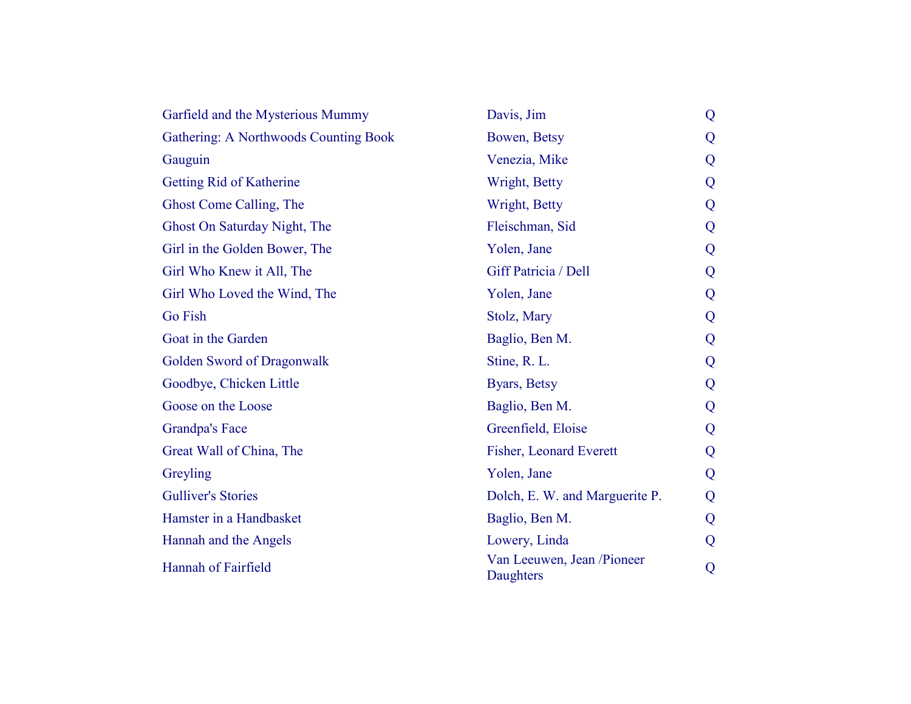| | | |
|---|---|---|
| Garfield and the Mysterious Mummy | Davis, Jim | Q |
| Gathering: A Northwoods Counting Book | Bowen, Betsy | Q |
| Gauguin | Venezia, Mike | Q |
| Getting Rid of Katherine | Wright, Betty | Q |
| Ghost Come Calling, The | Wright, Betty | Q |
| Ghost On Saturday Night, The | Fleischman, Sid | Q |
| Girl in the Golden Bower, The | Yolen, Jane | Q |
| Girl Who Knew it All, The | Giff Patricia / Dell | Q |
| Girl Who Loved the Wind, The | Yolen, Jane | Q |
| Go Fish | Stolz, Mary | Q |
| Goat in the Garden | Baglio, Ben M. | Q |
| Golden Sword of Dragonwalk | Stine, R. L. | Q |
| Goodbye, Chicken Little | Byars, Betsy | Q |
| Goose on the Loose | Baglio, Ben M. | Q |
| Grandpa's Face | Greenfield, Eloise | Q |
| Great Wall of China, The | Fisher, Leonard Everett | Q |
| Greyling | Yolen, Jane | Q |
| Gulliver's Stories | Dolch, E. W. and Marguerite P. | Q |
| Hamster in a Handbasket | Baglio, Ben M. | Q |
| Hannah and the Angels | Lowery, Linda | Q |
| Hannah of Fairfield | Van Leeuwen, Jean /Pioneer Daughters | Q |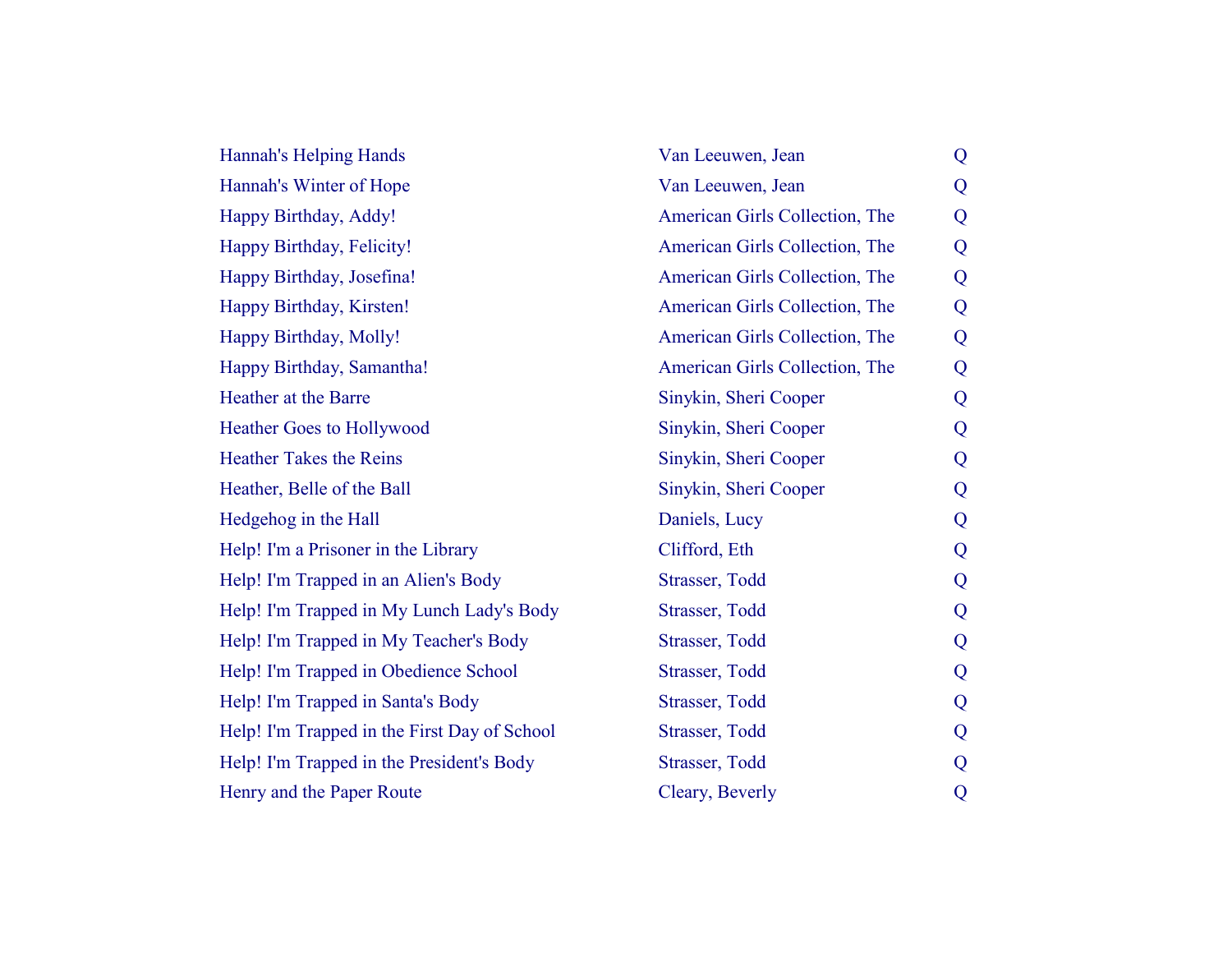| | | |
|---|---|---|
| Hannah's Helping Hands | Van Leeuwen, Jean | Q |
| Hannah's Winter of Hope | Van Leeuwen, Jean | Q |
| Happy Birthday, Addy! | American Girls Collection, The | Q |
| Happy Birthday, Felicity! | American Girls Collection, The | Q |
| Happy Birthday, Josefina! | American Girls Collection, The | Q |
| Happy Birthday, Kirsten! | American Girls Collection, The | Q |
| Happy Birthday, Molly! | American Girls Collection, The | Q |
| Happy Birthday, Samantha! | American Girls Collection, The | Q |
| Heather at the Barre | Sinykin, Sheri Cooper | Q |
| Heather Goes to Hollywood | Sinykin, Sheri Cooper | Q |
| Heather Takes the Reins | Sinykin, Sheri Cooper | Q |
| Heather, Belle of the Ball | Sinykin, Sheri Cooper | Q |
| Hedgehog in the Hall | Daniels, Lucy | Q |
| Help! I'm a Prisoner in the Library | Clifford, Eth | Q |
| Help! I'm Trapped in an Alien's Body | Strasser, Todd | Q |
| Help! I'm Trapped in My Lunch Lady's Body | Strasser, Todd | Q |
| Help! I'm Trapped in My Teacher's Body | Strasser, Todd | Q |
| Help! I'm Trapped in Obedience School | Strasser, Todd | Q |
| Help! I'm Trapped in Santa's Body | Strasser, Todd | Q |
| Help! I'm Trapped in the First Day of School | Strasser, Todd | Q |
| Help! I'm Trapped in the President's Body | Strasser, Todd | Q |
| Henry and the Paper Route | Cleary, Beverly | Q |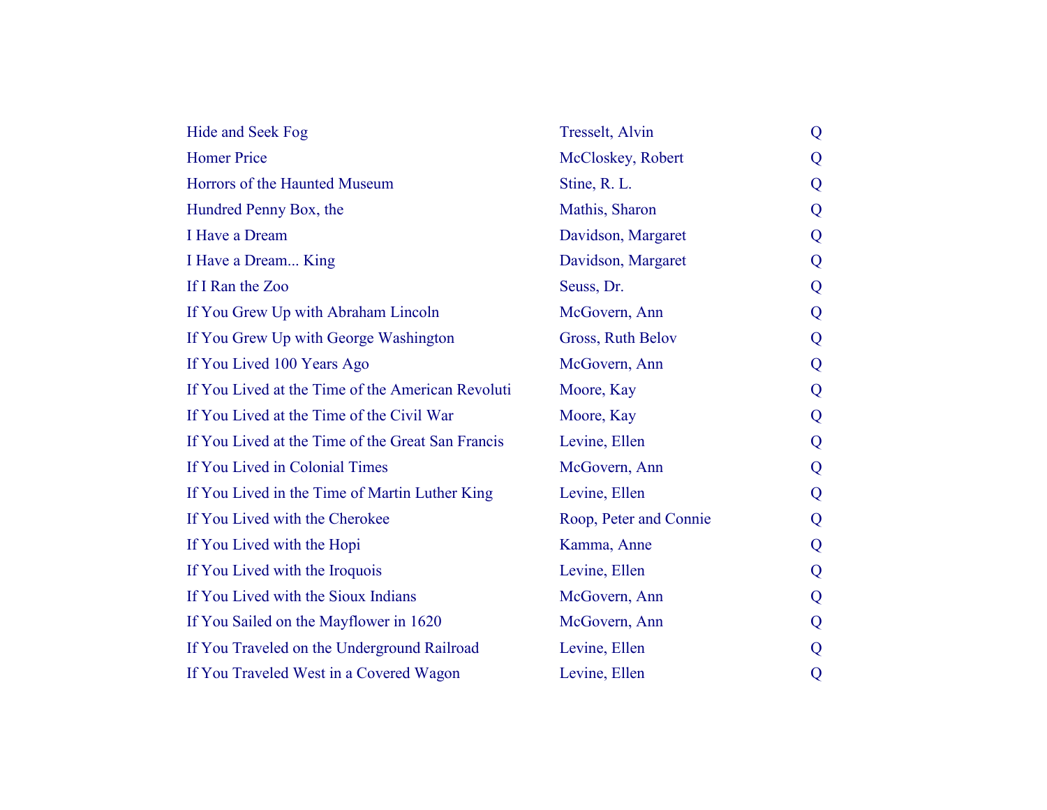| | | |
|---|---|---|
| Hide and Seek Fog | Tresselt, Alvin | Q |
| Homer Price | McCloskey, Robert | Q |
| Horrors of the Haunted Museum | Stine, R. L. | Q |
| Hundred Penny Box, the | Mathis, Sharon | Q |
| I Have a Dream | Davidson, Margaret | Q |
| I Have a Dream... King | Davidson, Margaret | Q |
| If I Ran the Zoo | Seuss, Dr. | Q |
| If You Grew Up with Abraham Lincoln | McGovern, Ann | Q |
| If You Grew Up with George Washington | Gross, Ruth Belov | Q |
| If You Lived 100 Years Ago | McGovern, Ann | Q |
| If You Lived at the Time of the American Revoluti | Moore, Kay | Q |
| If You Lived at the Time of the Civil War | Moore, Kay | Q |
| If You Lived at the Time of the Great San Francis | Levine, Ellen | Q |
| If You Lived in Colonial Times | McGovern, Ann | Q |
| If You Lived in the Time of Martin Luther King | Levine, Ellen | Q |
| If You Lived with the Cherokee | Roop, Peter and Connie | Q |
| If You Lived with the Hopi | Kamma, Anne | Q |
| If You Lived with the Iroquois | Levine, Ellen | Q |
| If You Lived with the Sioux Indians | McGovern, Ann | Q |
| If You Sailed on the Mayflower in 1620 | McGovern, Ann | Q |
| If You Traveled on the Underground Railroad | Levine, Ellen | Q |
| If You Traveled West in a Covered Wagon | Levine, Ellen | Q |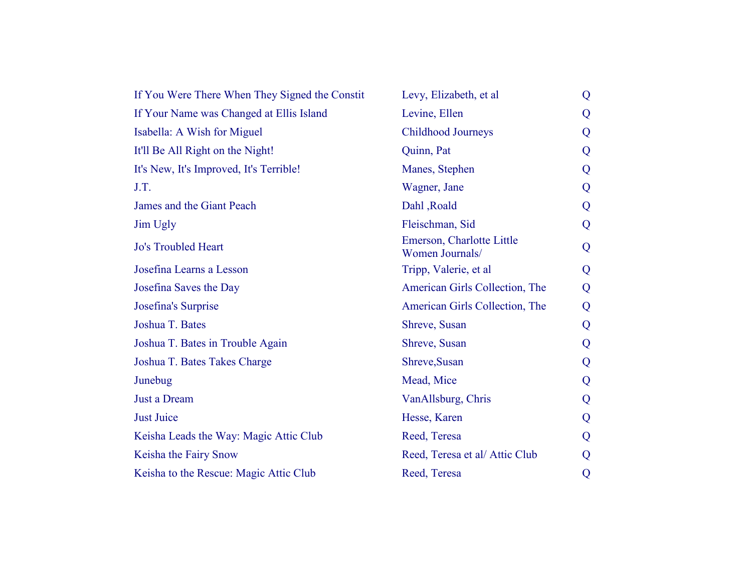| | | |
|---|---|---|
| If You Were There When They Signed the Constit | Levy, Elizabeth, et al | Q |
| If Your Name was Changed at Ellis Island | Levine, Ellen | Q |
| Isabella: A Wish for Miguel | Childhood Journeys | Q |
| It'll Be All Right on the Night! | Quinn, Pat | Q |
| It's New, It's Improved, It's Terrible! | Manes, Stephen | Q |
| J.T. | Wagner, Jane | Q |
| James and the Giant Peach | Dahl ,Roald | Q |
| Jim Ugly | Fleischman, Sid | Q |
| Jo's Troubled Heart | Emerson, Charlotte Little Women Journals/ | Q |
| Josefina Learns a Lesson | Tripp, Valerie, et al | Q |
| Josefina Saves the Day | American Girls Collection, The | Q |
| Josefina's Surprise | American Girls Collection, The | Q |
| Joshua T. Bates | Shreve, Susan | Q |
| Joshua T. Bates in Trouble Again | Shreve, Susan | Q |
| Joshua T. Bates Takes Charge | Shreve,Susan | Q |
| Junebug | Mead, Mice | Q |
| Just a Dream | VanAllsburg, Chris | Q |
| Just Juice | Hesse, Karen | Q |
| Keisha Leads the Way: Magic Attic Club | Reed, Teresa | Q |
| Keisha the Fairy Snow | Reed, Teresa et al/ Attic Club | Q |
| Keisha to the Rescue: Magic Attic Club | Reed, Teresa | Q |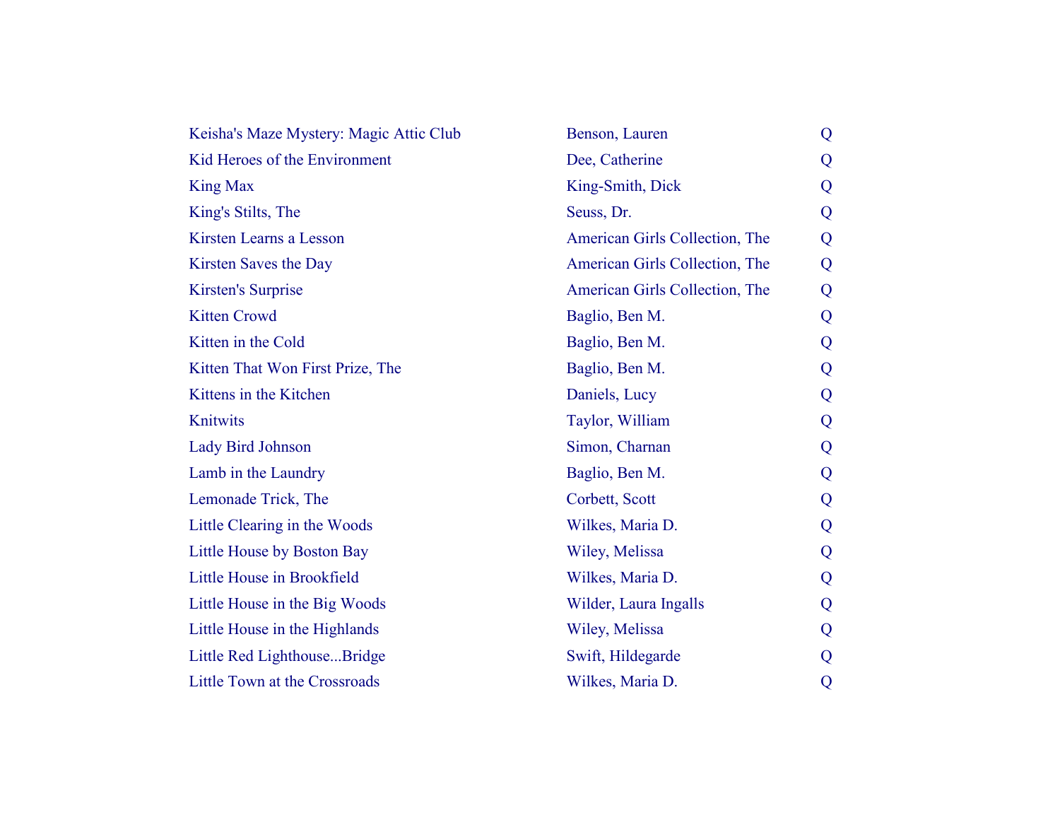| | | |
|---|---|---|
| Keisha's Maze Mystery: Magic Attic Club | Benson, Lauren | Q |
| Kid Heroes of the Environment | Dee, Catherine | Q |
| King Max | King-Smith, Dick | Q |
| King's Stilts, The | Seuss, Dr. | Q |
| Kirsten Learns a Lesson | American Girls Collection, The | Q |
| Kirsten Saves the Day | American Girls Collection, The | Q |
| Kirsten's Surprise | American Girls Collection, The | Q |
| Kitten Crowd | Baglio, Ben M. | Q |
| Kitten in the Cold | Baglio, Ben M. | Q |
| Kitten That Won First Prize, The | Baglio, Ben M. | Q |
| Kittens in the Kitchen | Daniels, Lucy | Q |
| Knitwits | Taylor, William | Q |
| Lady Bird Johnson | Simon, Charnan | Q |
| Lamb in the Laundry | Baglio, Ben M. | Q |
| Lemonade Trick, The | Corbett, Scott | Q |
| Little Clearing in the Woods | Wilkes, Maria D. | Q |
| Little House by Boston Bay | Wiley, Melissa | Q |
| Little House in Brookfield | Wilkes, Maria D. | Q |
| Little House in the Big Woods | Wilder, Laura Ingalls | Q |
| Little House in the Highlands | Wiley, Melissa | Q |
| Little Red Lighthouse...Bridge | Swift, Hildegarde | Q |
| Little Town at the Crossroads | Wilkes, Maria D. | Q |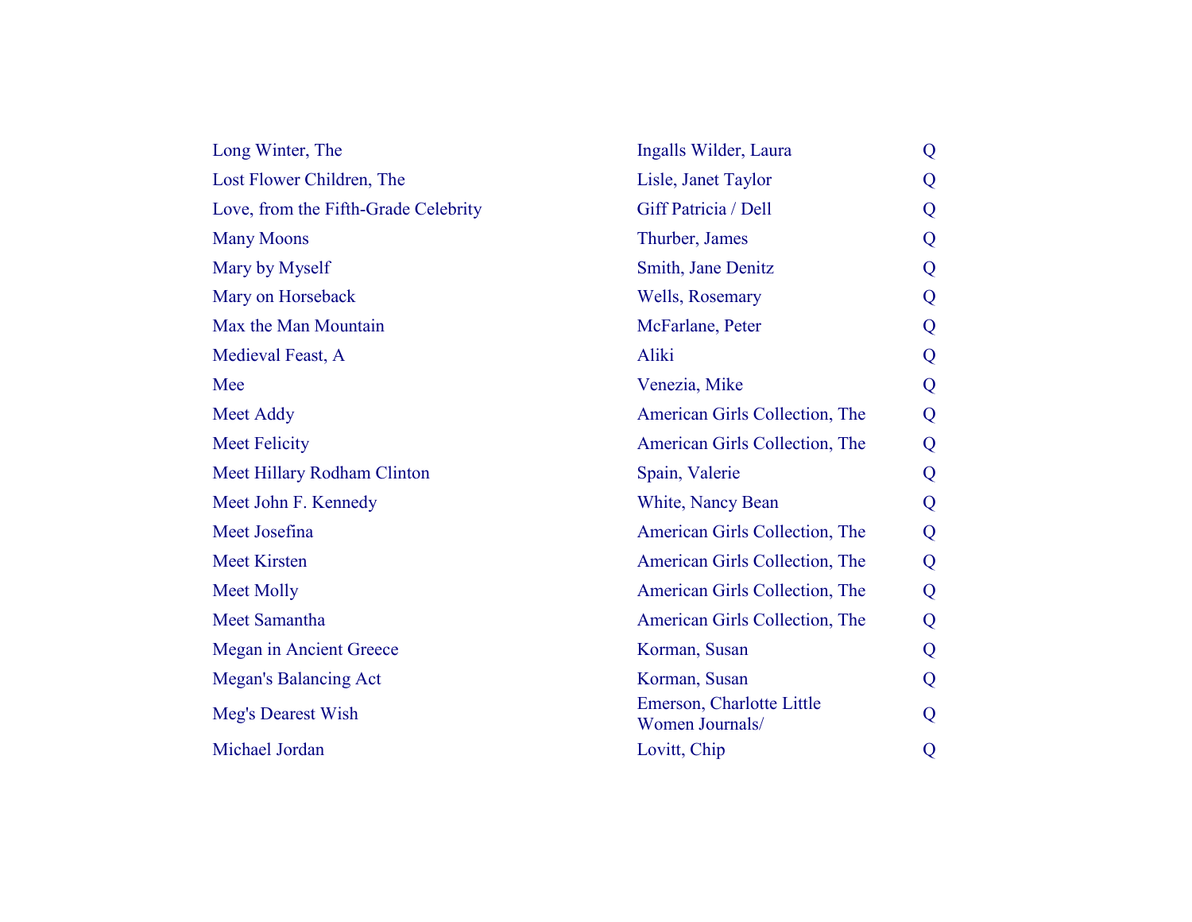| | | |
|---|---|---|
| Long Winter, The | Ingalls Wilder, Laura | Q |
| Lost Flower Children, The | Lisle, Janet Taylor | Q |
| Love, from the Fifth-Grade Celebrity | Giff Patricia / Dell | Q |
| Many Moons | Thurber, James | Q |
| Mary by Myself | Smith, Jane Denitz | Q |
| Mary on Horseback | Wells, Rosemary | Q |
| Max the Man Mountain | McFarlane, Peter | Q |
| Medieval Feast, A | Aliki | Q |
| Mee | Venezia, Mike | Q |
| Meet Addy | American Girls Collection, The | Q |
| Meet Felicity | American Girls Collection, The | Q |
| Meet Hillary Rodham Clinton | Spain, Valerie | Q |
| Meet John F. Kennedy | White, Nancy Bean | Q |
| Meet Josefina | American Girls Collection, The | Q |
| Meet Kirsten | American Girls Collection, The | Q |
| Meet Molly | American Girls Collection, The | Q |
| Meet Samantha | American Girls Collection, The | Q |
| Megan in Ancient Greece | Korman, Susan | Q |
| Megan's Balancing Act | Korman, Susan | Q |
| Meg's Dearest Wish | Emerson, Charlotte Little Women Journals/ | Q |
| Michael Jordan | Lovitt, Chip | Q |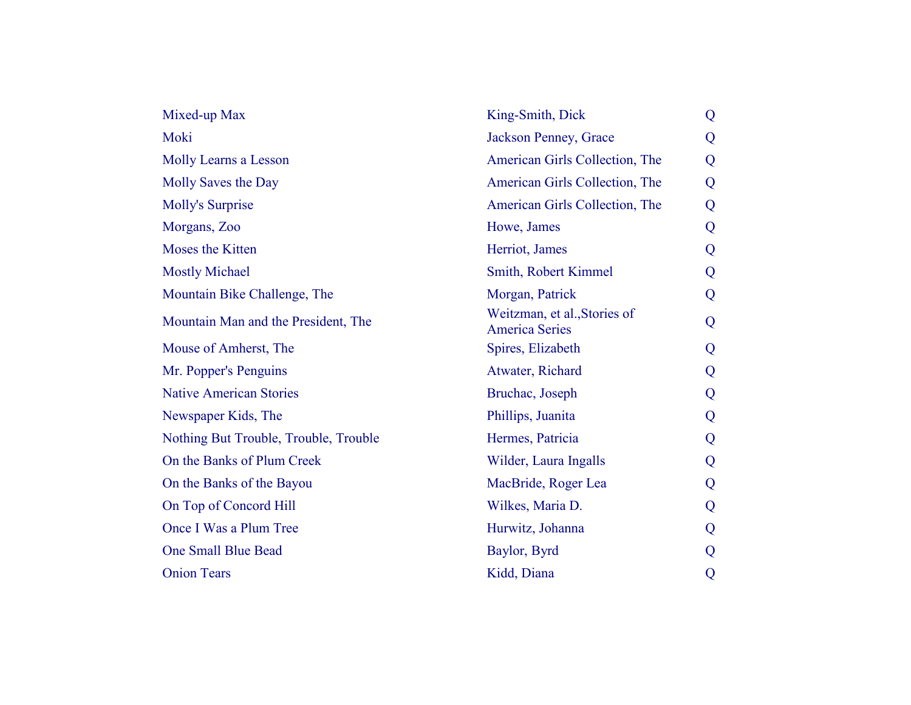| | | |
|---|---|---|
| Mixed-up Max | King-Smith, Dick | Q |
| Moki | Jackson Penney, Grace | Q |
| Molly Learns a Lesson | American Girls Collection, The | Q |
| Molly Saves the Day | American Girls Collection, The | Q |
| Molly's Surprise | American Girls Collection, The | Q |
| Morgans, Zoo | Howe, James | Q |
| Moses the Kitten | Herriot, James | Q |
| Mostly Michael | Smith, Robert Kimmel | Q |
| Mountain Bike Challenge, The | Morgan, Patrick | Q |
| Mountain Man and the President, The | Weitzman, et al.,Stories of America Series | Q |
| Mouse of Amherst, The | Spires, Elizabeth | Q |
| Mr. Popper's Penguins | Atwater, Richard | Q |
| Native American Stories | Bruchac, Joseph | Q |
| Newspaper Kids, The | Phillips, Juanita | Q |
| Nothing But Trouble, Trouble, Trouble | Hermes, Patricia | Q |
| On the Banks of Plum Creek | Wilder, Laura Ingalls | Q |
| On the Banks of the Bayou | MacBride, Roger Lea | Q |
| On Top of Concord Hill | Wilkes, Maria D. | Q |
| Once I Was a Plum Tree | Hurwitz, Johanna | Q |
| One Small Blue Bead | Baylor, Byrd | Q |
| Onion Tears | Kidd, Diana | Q |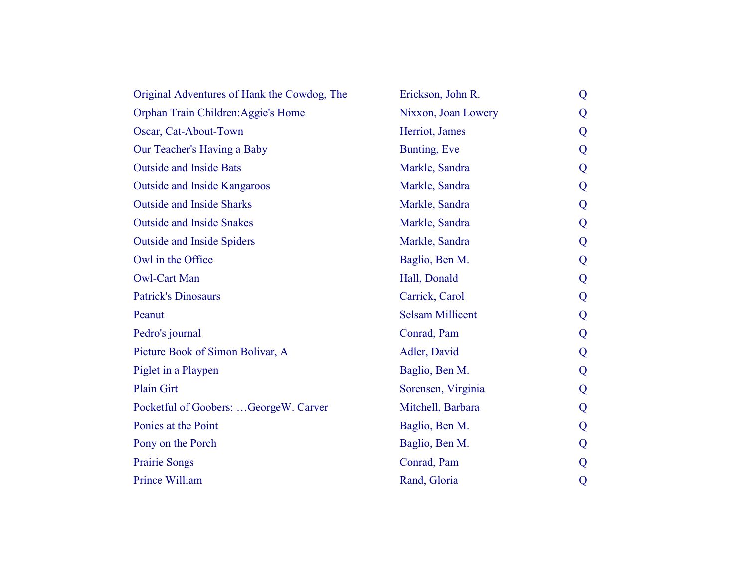| | | |
|---|---|---|
| Original Adventures of Hank the Cowdog, The | Erickson, John R. | Q |
| Orphan Train Children:Aggie's Home | Nixxon, Joan Lowery | Q |
| Oscar, Cat-About-Town | Herriot, James | Q |
| Our Teacher's Having a Baby | Bunting, Eve | Q |
| Outside and Inside Bats | Markle, Sandra | Q |
| Outside and Inside Kangaroos | Markle, Sandra | Q |
| Outside and Inside Sharks | Markle, Sandra | Q |
| Outside and Inside Snakes | Markle, Sandra | Q |
| Outside and Inside Spiders | Markle, Sandra | Q |
| Owl in the Office | Baglio, Ben M. | Q |
| Owl-Cart Man | Hall, Donald | Q |
| Patrick's Dinosaurs | Carrick, Carol | Q |
| Peanut | Selsam Millicent | Q |
| Pedro's journal | Conrad, Pam | Q |
| Picture Book of Simon Bolivar, A | Adler, David | Q |
| Piglet in a Playpen | Baglio, Ben M. | Q |
| Plain Girt | Sorensen, Virginia | Q |
| Pocketful of Goobers: …GeorgeW. Carver | Mitchell, Barbara | Q |
| Ponies at the Point | Baglio, Ben M. | Q |
| Pony on the Porch | Baglio, Ben M. | Q |
| Prairie Songs | Conrad, Pam | Q |
| Prince William | Rand, Gloria | Q |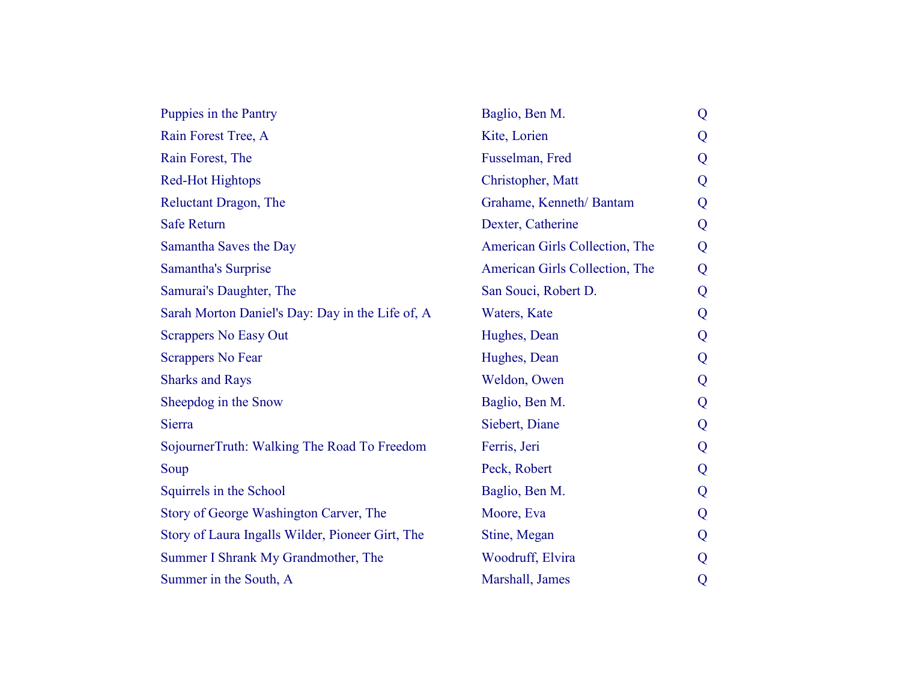| | | |
|---|---|---|
| Puppies in the Pantry | Baglio, Ben M. | Q |
| Rain Forest Tree, A | Kite, Lorien | Q |
| Rain Forest, The | Fusselman, Fred | Q |
| Red-Hot Hightops | Christopher, Matt | Q |
| Reluctant Dragon, The | Grahame, Kenneth/ Bantam | Q |
| Safe Return | Dexter, Catherine | Q |
| Samantha Saves the Day | American Girls Collection, The | Q |
| Samantha's Surprise | American Girls Collection, The | Q |
| Samurai's Daughter, The | San Souci, Robert D. | Q |
| Sarah Morton Daniel's Day: Day in the Life of, A | Waters, Kate | Q |
| Scrappers No Easy Out | Hughes, Dean | Q |
| Scrappers No Fear | Hughes, Dean | Q |
| Sharks and Rays | Weldon, Owen | Q |
| Sheepdog in the Snow | Baglio, Ben M. | Q |
| Sierra | Siebert, Diane | Q |
| SojournerTruth: Walking The Road To Freedom | Ferris, Jeri | Q |
| Soup | Peck, Robert | Q |
| Squirrels in the School | Baglio, Ben M. | Q |
| Story of George Washington Carver, The | Moore, Eva | Q |
| Story of Laura Ingalls Wilder, Pioneer Girt, The | Stine, Megan | Q |
| Summer I Shrank My Grandmother, The | Woodruff, Elvira | Q |
| Summer in the South, A | Marshall, James | Q |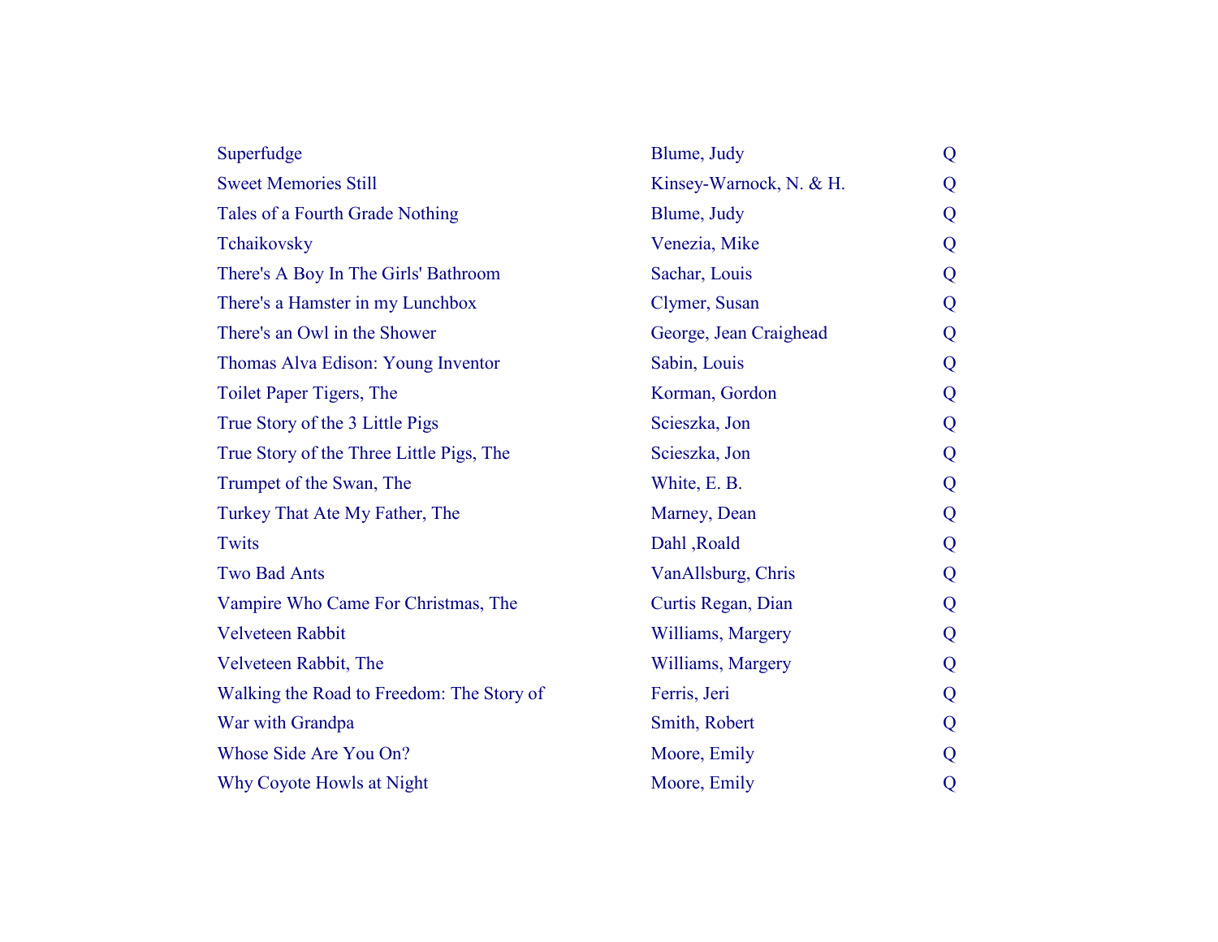| | | |
|---|---|---|
| Superfudge | Blume, Judy | Q |
| Sweet Memories Still | Kinsey-Warnock, N. & H. | Q |
| Tales of a Fourth Grade Nothing | Blume, Judy | Q |
| Tchaikovsky | Venezia, Mike | Q |
| There's A Boy In The Girls' Bathroom | Sachar, Louis | Q |
| There's a Hamster in my Lunchbox | Clymer, Susan | Q |
| There's an Owl in the Shower | George, Jean Craighead | Q |
| Thomas Alva Edison: Young Inventor | Sabin, Louis | Q |
| Toilet Paper Tigers, The | Korman, Gordon | Q |
| True Story of the 3 Little Pigs | Scieszka, Jon | Q |
| True Story of the Three Little Pigs, The | Scieszka, Jon | Q |
| Trumpet of the Swan, The | White, E. B. | Q |
| Turkey That Ate My Father, The | Marney, Dean | Q |
| Twits | Dahl ,Roald | Q |
| Two Bad Ants | VanAllsburg, Chris | Q |
| Vampire Who Came For Christmas, The | Curtis Regan, Dian | Q |
| Velveteen Rabbit | Williams, Margery | Q |
| Velveteen Rabbit, The | Williams, Margery | Q |
| Walking the Road to Freedom: The Story of | Ferris, Jeri | Q |
| War with Grandpa | Smith, Robert | Q |
| Whose Side Are You On? | Moore, Emily | Q |
| Why Coyote Howls at Night | Moore, Emily | Q |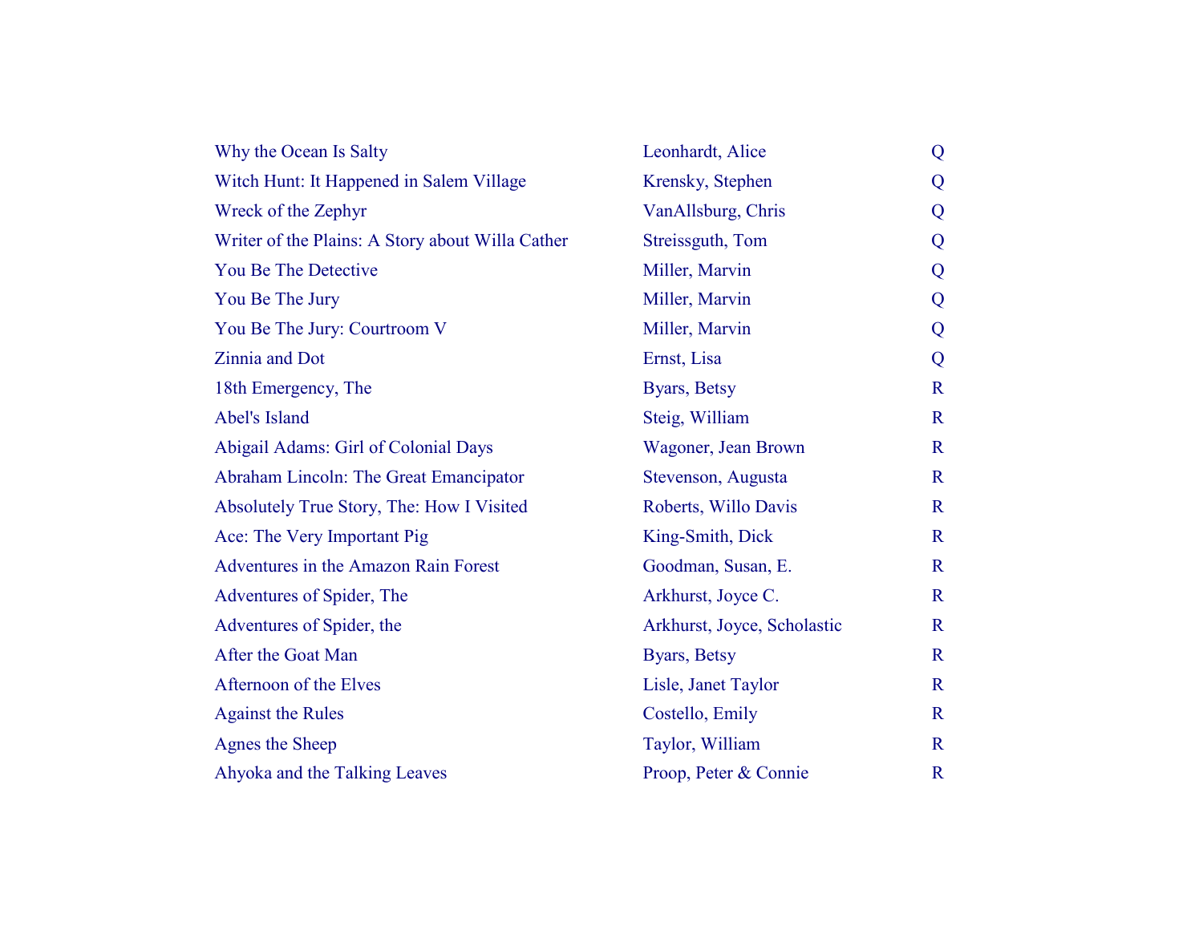| | | |
|---|---|---|
| Why the Ocean Is Salty | Leonhardt, Alice | Q |
| Witch Hunt: It Happened in Salem Village | Krensky, Stephen | Q |
| Wreck of the Zephyr | VanAllsburg, Chris | Q |
| Writer of the Plains: A Story about Willa Cather | Streissguth, Tom | Q |
| You Be The Detective | Miller, Marvin | Q |
| You Be The Jury | Miller, Marvin | Q |
| You Be The Jury: Courtroom V | Miller, Marvin | Q |
| Zinnia and Dot | Ernst, Lisa | Q |
| 18th Emergency, The | Byars, Betsy | R |
| Abel's Island | Steig, William | R |
| Abigail Adams: Girl of Colonial Days | Wagoner, Jean Brown | R |
| Abraham Lincoln: The Great Emancipator | Stevenson, Augusta | R |
| Absolutely True Story, The: How I Visited | Roberts, Willo Davis | R |
| Ace: The Very Important Pig | King-Smith, Dick | R |
| Adventures in the Amazon Rain Forest | Goodman, Susan, E. | R |
| Adventures of Spider, The | Arkhurst, Joyce C. | R |
| Adventures of Spider, the | Arkhurst, Joyce, Scholastic | R |
| After the Goat Man | Byars, Betsy | R |
| Afternoon of the Elves | Lisle, Janet Taylor | R |
| Against the Rules | Costello, Emily | R |
| Agnes the Sheep | Taylor, William | R |
| Ahyoka and the Talking Leaves | Proop, Peter & Connie | R |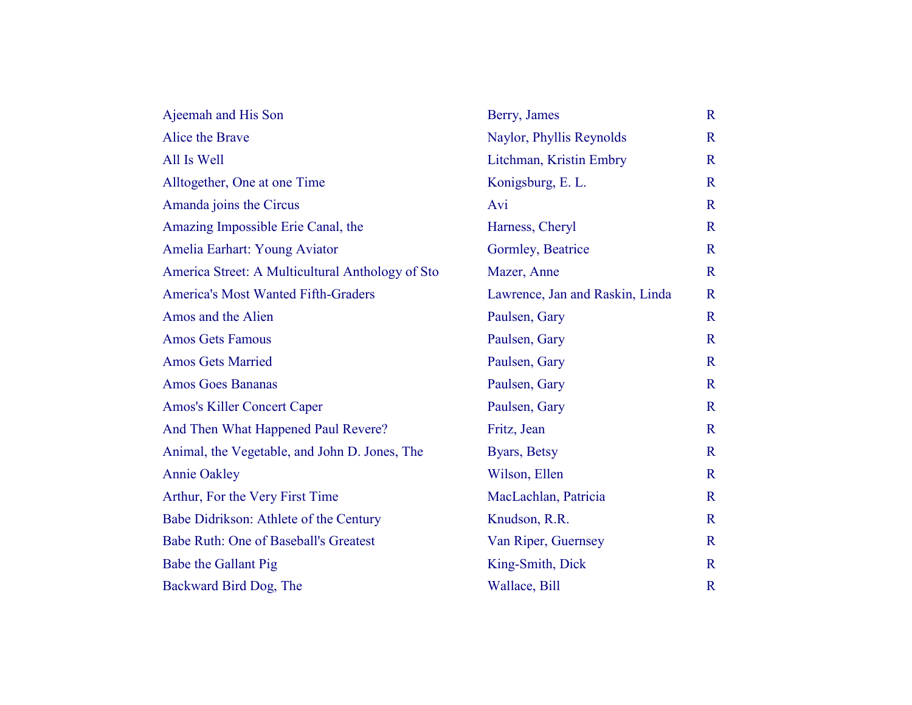| | | |
|---|---|---|
| Ajeemah and His Son | Berry, James | R |
| Alice the Brave | Naylor, Phyllis Reynolds | R |
| All Is Well | Litchman, Kristin Embry | R |
| Alltogether, One at one Time | Konigsburg, E. L. | R |
| Amanda joins the Circus | Avi | R |
| Amazing Impossible Erie Canal, the | Harness, Cheryl | R |
| Amelia Earhart: Young Aviator | Gormley, Beatrice | R |
| America Street: A Multicultural Anthology of Sto | Mazer, Anne | R |
| America's Most Wanted Fifth-Graders | Lawrence, Jan and Raskin, Linda | R |
| Amos and the Alien | Paulsen, Gary | R |
| Amos Gets Famous | Paulsen, Gary | R |
| Amos Gets Married | Paulsen, Gary | R |
| Amos Goes Bananas | Paulsen, Gary | R |
| Amos's Killer Concert Caper | Paulsen, Gary | R |
| And Then What Happened Paul Revere? | Fritz, Jean | R |
| Animal, the Vegetable, and John D. Jones, The | Byars, Betsy | R |
| Annie Oakley | Wilson, Ellen | R |
| Arthur, For the Very First Time | MacLachlan, Patricia | R |
| Babe Didrikson: Athlete of the Century | Knudson, R.R. | R |
| Babe Ruth: One of Baseball's Greatest | Van Riper, Guernsey | R |
| Babe the Gallant Pig | King-Smith, Dick | R |
| Backward Bird Dog, The | Wallace, Bill | R |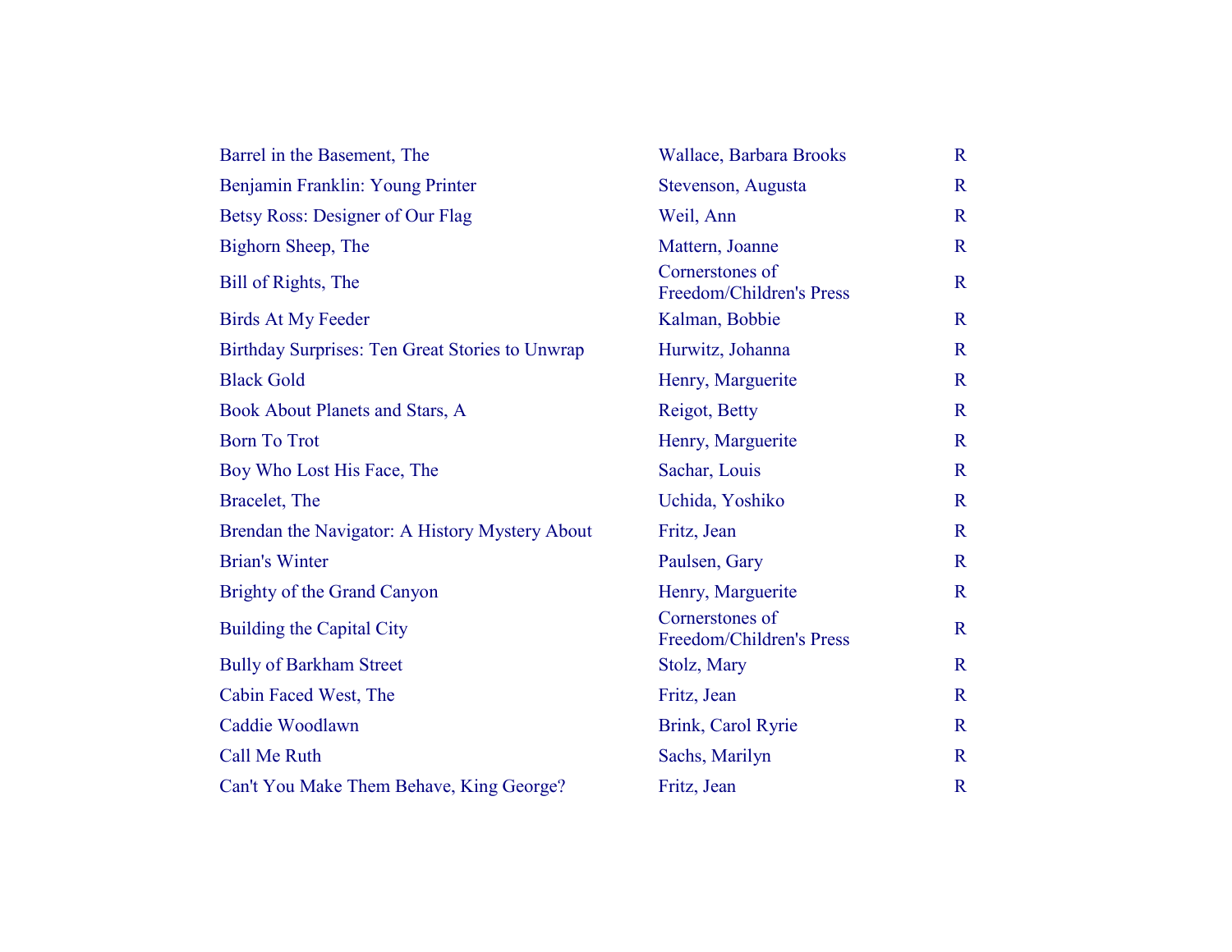| | | |
|---|---|---|
| Barrel in the Basement, The | Wallace, Barbara Brooks | R |
| Benjamin Franklin: Young Printer | Stevenson, Augusta | R |
| Betsy Ross: Designer of Our Flag | Weil, Ann | R |
| Bighorn Sheep, The | Mattern, Joanne | R |
| Bill of Rights, The | Cornerstones of Freedom/Children's Press | R |
| Birds At My Feeder | Kalman, Bobbie | R |
| Birthday Surprises: Ten Great Stories to Unwrap | Hurwitz, Johanna | R |
| Black Gold | Henry, Marguerite | R |
| Book About Planets and Stars, A | Reigot, Betty | R |
| Born To Trot | Henry, Marguerite | R |
| Boy Who Lost His Face, The | Sachar, Louis | R |
| Bracelet, The | Uchida, Yoshiko | R |
| Brendan the Navigator: A History Mystery About | Fritz, Jean | R |
| Brian's Winter | Paulsen, Gary | R |
| Brighty of the Grand Canyon | Henry, Marguerite | R |
| Building the Capital City | Cornerstones of Freedom/Children's Press | R |
| Bully of Barkham Street | Stolz, Mary | R |
| Cabin Faced West, The | Fritz, Jean | R |
| Caddie Woodlawn | Brink, Carol Ryrie | R |
| Call Me Ruth | Sachs, Marilyn | R |
| Can't You Make Them Behave, King George? | Fritz, Jean | R |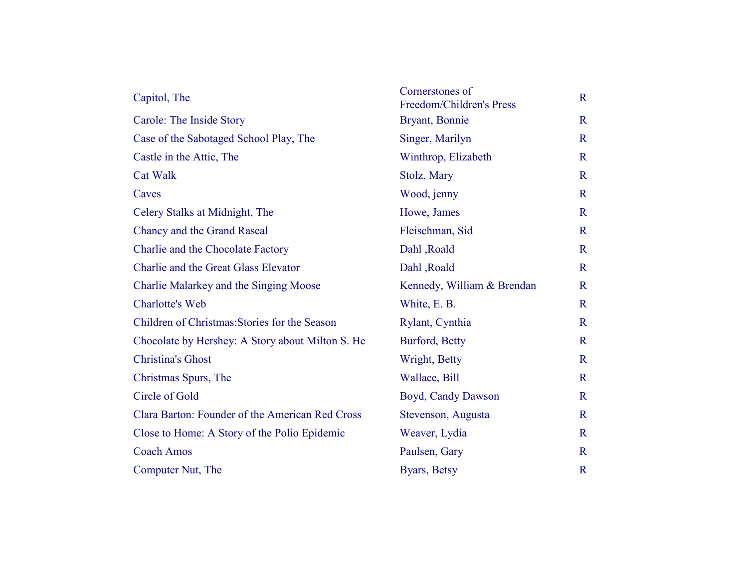| | | |
|---|---|---|
| Capitol, The | Cornerstones of Freedom/Children's Press | R |
| Carole: The Inside Story | Bryant, Bonnie | R |
| Case of the Sabotaged School Play, The | Singer, Marilyn | R |
| Castle in the Attic, The | Winthrop, Elizabeth | R |
| Cat Walk | Stolz, Mary | R |
| Caves | Wood, jenny | R |
| Celery Stalks at Midnight, The | Howe, James | R |
| Chancy and the Grand Rascal | Fleischman, Sid | R |
| Charlie and the Chocolate Factory | Dahl ,Roald | R |
| Charlie and the Great Glass Elevator | Dahl ,Roald | R |
| Charlie Malarkey and the Singing Moose | Kennedy, William & Brendan | R |
| Charlotte's Web | White, E. B. | R |
| Children of Christmas:Stories for the Season | Rylant, Cynthia | R |
| Chocolate by Hershey: A Story about Milton S. He | Burford, Betty | R |
| Christina's Ghost | Wright, Betty | R |
| Christmas Spurs, The | Wallace, Bill | R |
| Circle of Gold | Boyd, Candy Dawson | R |
| Clara Barton: Founder of the American Red Cross | Stevenson, Augusta | R |
| Close to Home: A Story of the Polio Epidemic | Weaver, Lydia | R |
| Coach Amos | Paulsen, Gary | R |
| Computer Nut, The | Byars, Betsy | R |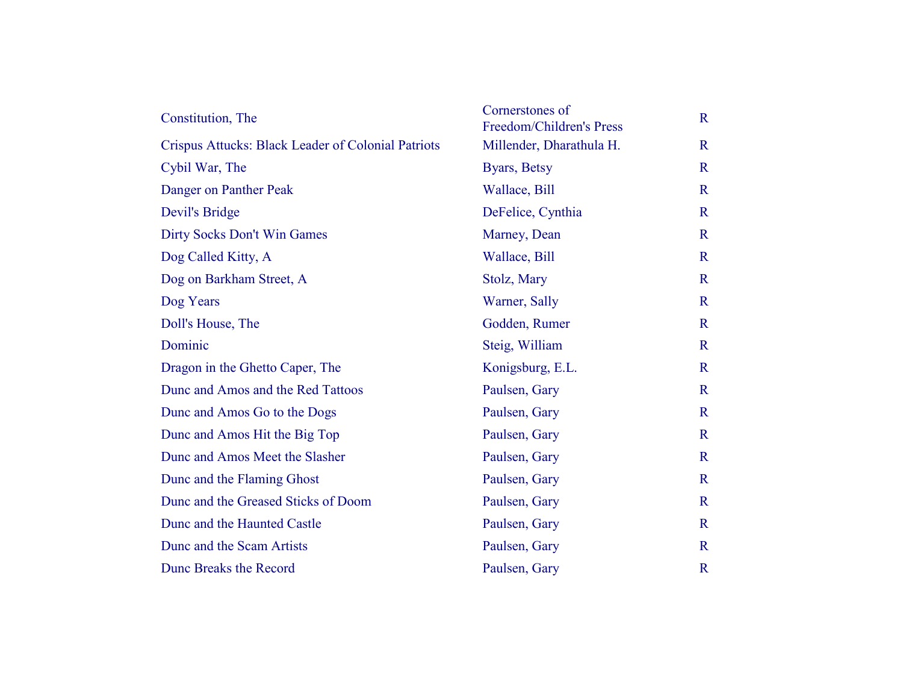| | | |
|---|---|---|
| Constitution, The | Cornerstones of Freedom/Children's Press | R |
| Crispus Attucks: Black Leader of Colonial Patriots | Millender, Dharathula H. | R |
| Cybil War, The | Byars, Betsy | R |
| Danger on Panther Peak | Wallace, Bill | R |
| Devil's Bridge | DeFelice, Cynthia | R |
| Dirty Socks Don't Win Games | Marney, Dean | R |
| Dog Called Kitty, A | Wallace, Bill | R |
| Dog on Barkham Street, A | Stolz, Mary | R |
| Dog Years | Warner, Sally | R |
| Doll's House, The | Godden, Rumer | R |
| Dominic | Steig, William | R |
| Dragon in the Ghetto Caper, The | Konigsburg, E.L. | R |
| Dunc and Amos and the Red Tattoos | Paulsen, Gary | R |
| Dunc and Amos Go to the Dogs | Paulsen, Gary | R |
| Dunc and Amos Hit the Big Top | Paulsen, Gary | R |
| Dunc and Amos Meet the Slasher | Paulsen, Gary | R |
| Dunc and the Flaming Ghost | Paulsen, Gary | R |
| Dunc and the Greased Sticks of Doom | Paulsen, Gary | R |
| Dunc and the Haunted Castle | Paulsen, Gary | R |
| Dunc and the Scam Artists | Paulsen, Gary | R |
| Dunc Breaks the Record | Paulsen, Gary | R |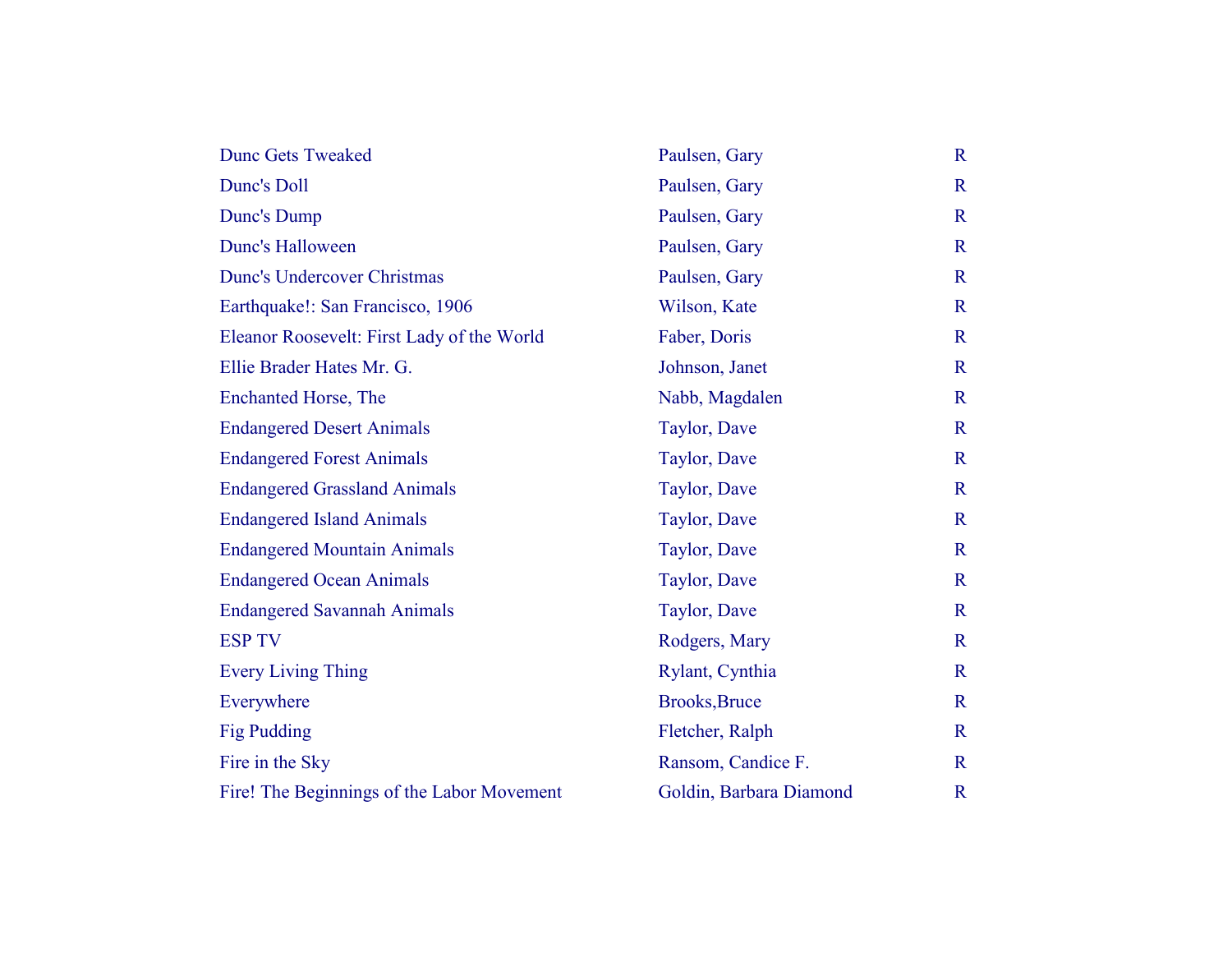| | | |
|---|---|---|
| Dunc Gets Tweaked | Paulsen, Gary | R |
| Dunc's Doll | Paulsen, Gary | R |
| Dunc's Dump | Paulsen, Gary | R |
| Dunc's Halloween | Paulsen, Gary | R |
| Dunc's Undercover Christmas | Paulsen, Gary | R |
| Earthquake!: San Francisco, 1906 | Wilson, Kate | R |
| Eleanor Roosevelt: First Lady of the World | Faber, Doris | R |
| Ellie Brader Hates Mr. G. | Johnson, Janet | R |
| Enchanted Horse, The | Nabb, Magdalen | R |
| Endangered Desert Animals | Taylor, Dave | R |
| Endangered Forest Animals | Taylor, Dave | R |
| Endangered Grassland Animals | Taylor, Dave | R |
| Endangered Island Animals | Taylor, Dave | R |
| Endangered Mountain Animals | Taylor, Dave | R |
| Endangered Ocean Animals | Taylor, Dave | R |
| Endangered Savannah Animals | Taylor, Dave | R |
| ESP TV | Rodgers, Mary | R |
| Every Living Thing | Rylant, Cynthia | R |
| Everywhere | Brooks,Bruce | R |
| Fig Pudding | Fletcher, Ralph | R |
| Fire in the Sky | Ransom, Candice F. | R |
| Fire! The Beginnings of the Labor Movement | Goldin, Barbara Diamond | R |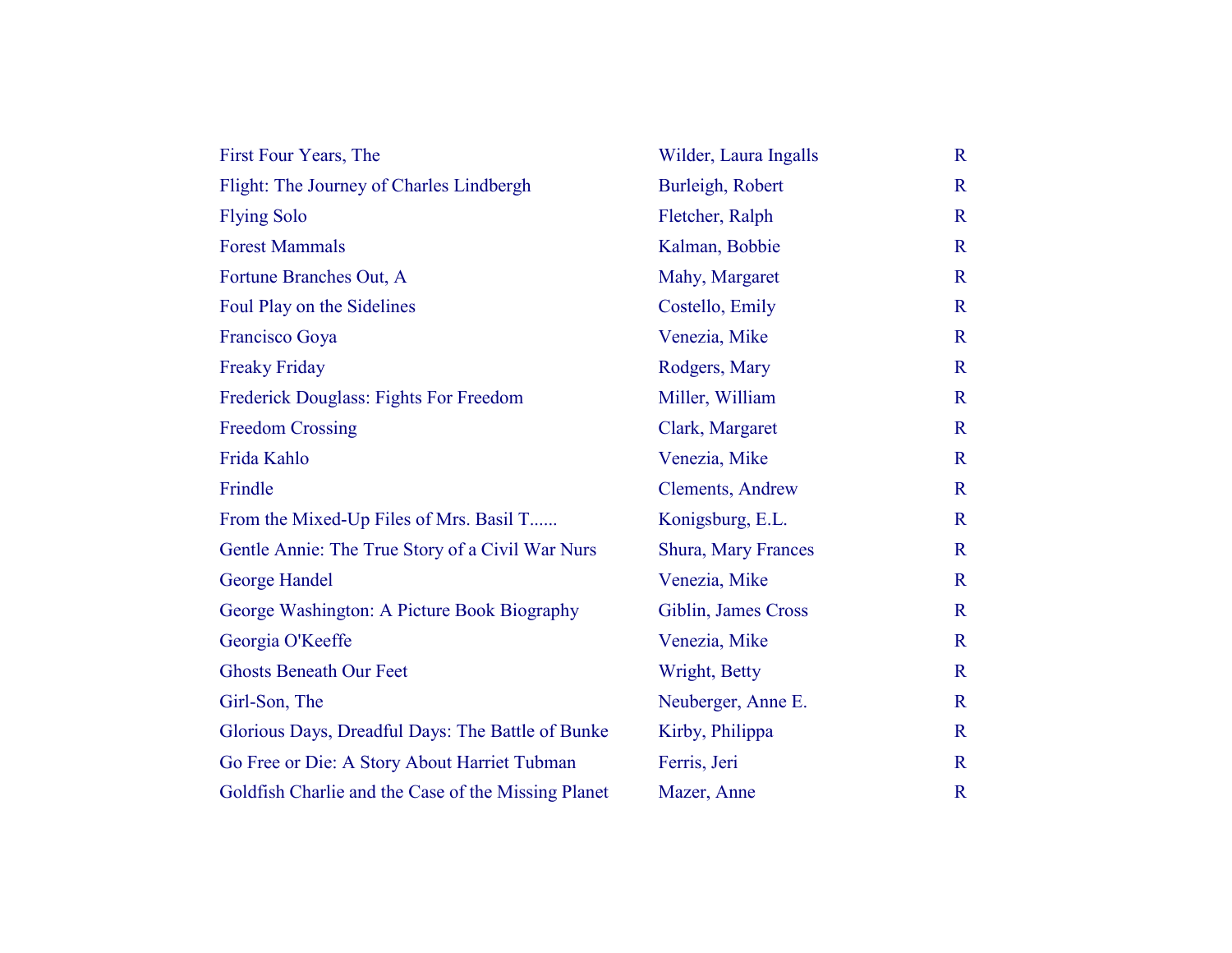| | | |
|---|---|---|
| First Four Years, The | Wilder, Laura Ingalls | R |
| Flight: The Journey of Charles Lindbergh | Burleigh, Robert | R |
| Flying Solo | Fletcher, Ralph | R |
| Forest Mammals | Kalman, Bobbie | R |
| Fortune Branches Out, A | Mahy, Margaret | R |
| Foul Play on the Sidelines | Costello, Emily | R |
| Francisco Goya | Venezia, Mike | R |
| Freaky Friday | Rodgers, Mary | R |
| Frederick Douglass: Fights For Freedom | Miller, William | R |
| Freedom Crossing | Clark, Margaret | R |
| Frida Kahlo | Venezia, Mike | R |
| Frindle | Clements, Andrew | R |
| From the Mixed-Up Files of Mrs. Basil T...... | Konigsburg, E.L. | R |
| Gentle Annie: The True Story of a Civil War Nurs | Shura, Mary Frances | R |
| George Handel | Venezia, Mike | R |
| George Washington: A Picture Book Biography | Giblin, James Cross | R |
| Georgia O'Keeffe | Venezia, Mike | R |
| Ghosts Beneath Our Feet | Wright, Betty | R |
| Girl-Son, The | Neuberger, Anne E. | R |
| Glorious Days, Dreadful Days: The Battle of Bunke | Kirby, Philippa | R |
| Go Free or Die: A Story About Harriet Tubman | Ferris, Jeri | R |
| Goldfish Charlie and the Case of the Missing Planet | Mazer, Anne | R |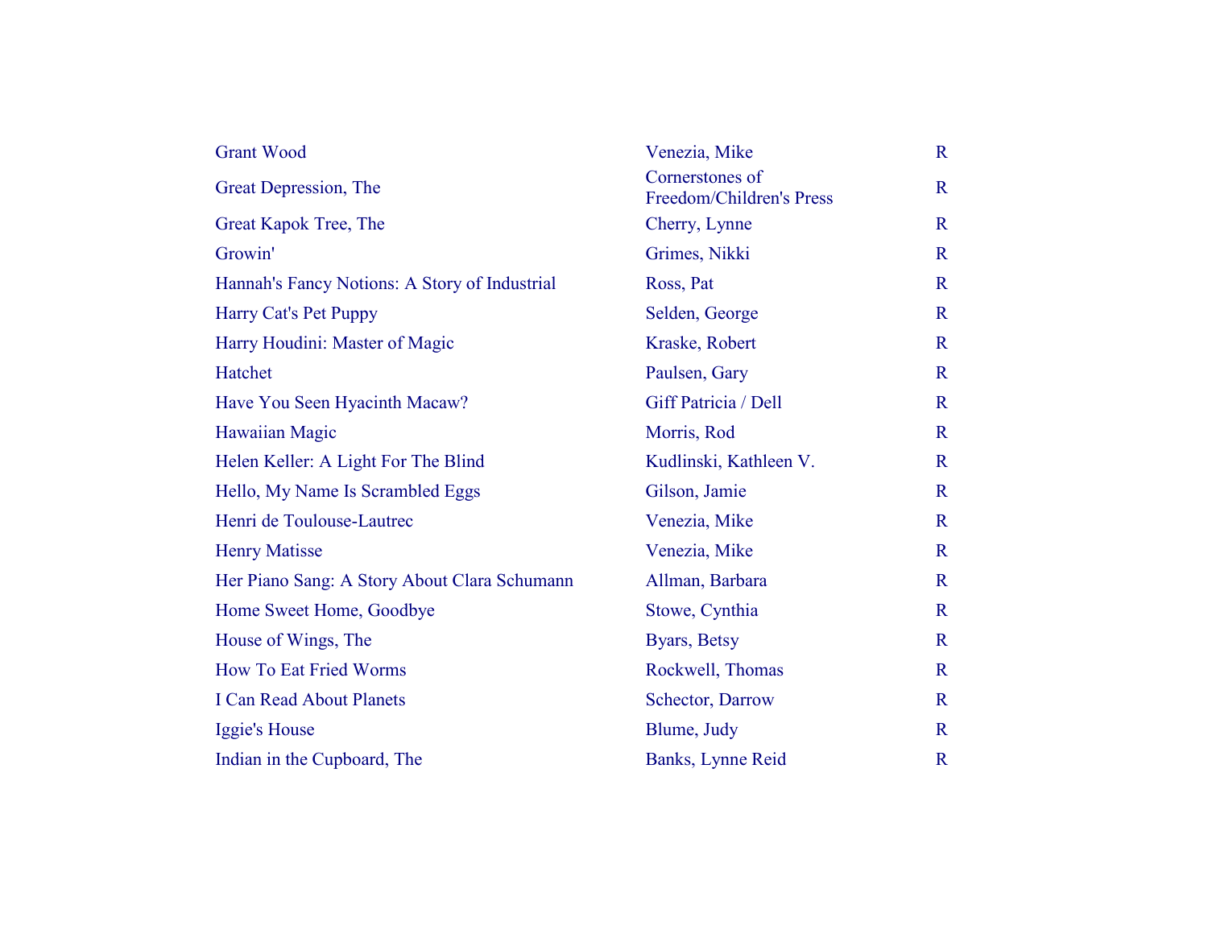| | | |
|---|---|---|
| Grant Wood | Venezia, Mike | R |
| Great Depression, The | Cornerstones of Freedom/Children's Press | R |
| Great Kapok Tree, The | Cherry, Lynne | R |
| Growin' | Grimes, Nikki | R |
| Hannah's Fancy Notions: A Story of Industrial | Ross, Pat | R |
| Harry Cat's Pet Puppy | Selden, George | R |
| Harry Houdini: Master of Magic | Kraske, Robert | R |
| Hatchet | Paulsen, Gary | R |
| Have You Seen Hyacinth Macaw? | Giff Patricia / Dell | R |
| Hawaiian Magic | Morris, Rod | R |
| Helen Keller: A Light For The Blind | Kudlinski, Kathleen V. | R |
| Hello, My Name Is Scrambled Eggs | Gilson, Jamie | R |
| Henri de Toulouse-Lautrec | Venezia, Mike | R |
| Henry Matisse | Venezia, Mike | R |
| Her Piano Sang: A Story About Clara Schumann | Allman, Barbara | R |
| Home Sweet Home, Goodbye | Stowe, Cynthia | R |
| House of Wings, The | Byars, Betsy | R |
| How To Eat Fried Worms | Rockwell, Thomas | R |
| I Can Read About Planets | Schector, Darrow | R |
| Iggie's House | Blume, Judy | R |
| Indian in the Cupboard, The | Banks, Lynne Reid | R |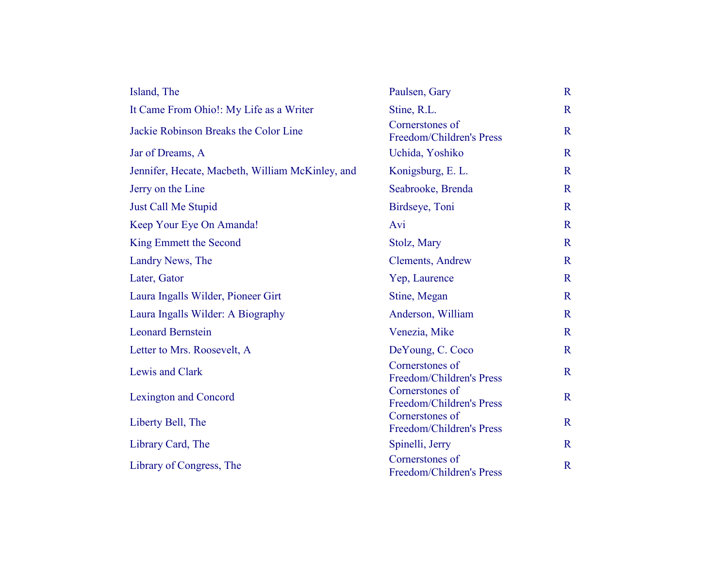| | | |
|---|---|---|
| Island, The | Paulsen, Gary | R |
| It Came From Ohio!: My Life as a Writer | Stine, R.L. | R |
| Jackie Robinson Breaks the Color Line | Cornerstones of Freedom/Children's Press | R |
| Jar of Dreams, A | Uchida, Yoshiko | R |
| Jennifer, Hecate, Macbeth, William McKinley, and | Konigsburg, E. L. | R |
| Jerry on the Line | Seabrooke, Brenda | R |
| Just Call Me Stupid | Birdseye, Toni | R |
| Keep Your Eye On Amanda! | Avi | R |
| King Emmett the Second | Stolz, Mary | R |
| Landry News, The | Clements, Andrew | R |
| Later, Gator | Yep, Laurence | R |
| Laura Ingalls Wilder, Pioneer Girt | Stine, Megan | R |
| Laura Ingalls Wilder: A Biography | Anderson, William | R |
| Leonard Bernstein | Venezia, Mike | R |
| Letter to Mrs. Roosevelt, A | DeYoung, C. Coco | R |
| Lewis and Clark | Cornerstones of Freedom/Children's Press | R |
| Lexington and Concord | Cornerstones of Freedom/Children's Press | R |
| Liberty Bell, The | Cornerstones of Freedom/Children's Press | R |
| Library Card, The | Spinelli, Jerry | R |
| Library of Congress, The | Cornerstones of Freedom/Children's Press | R |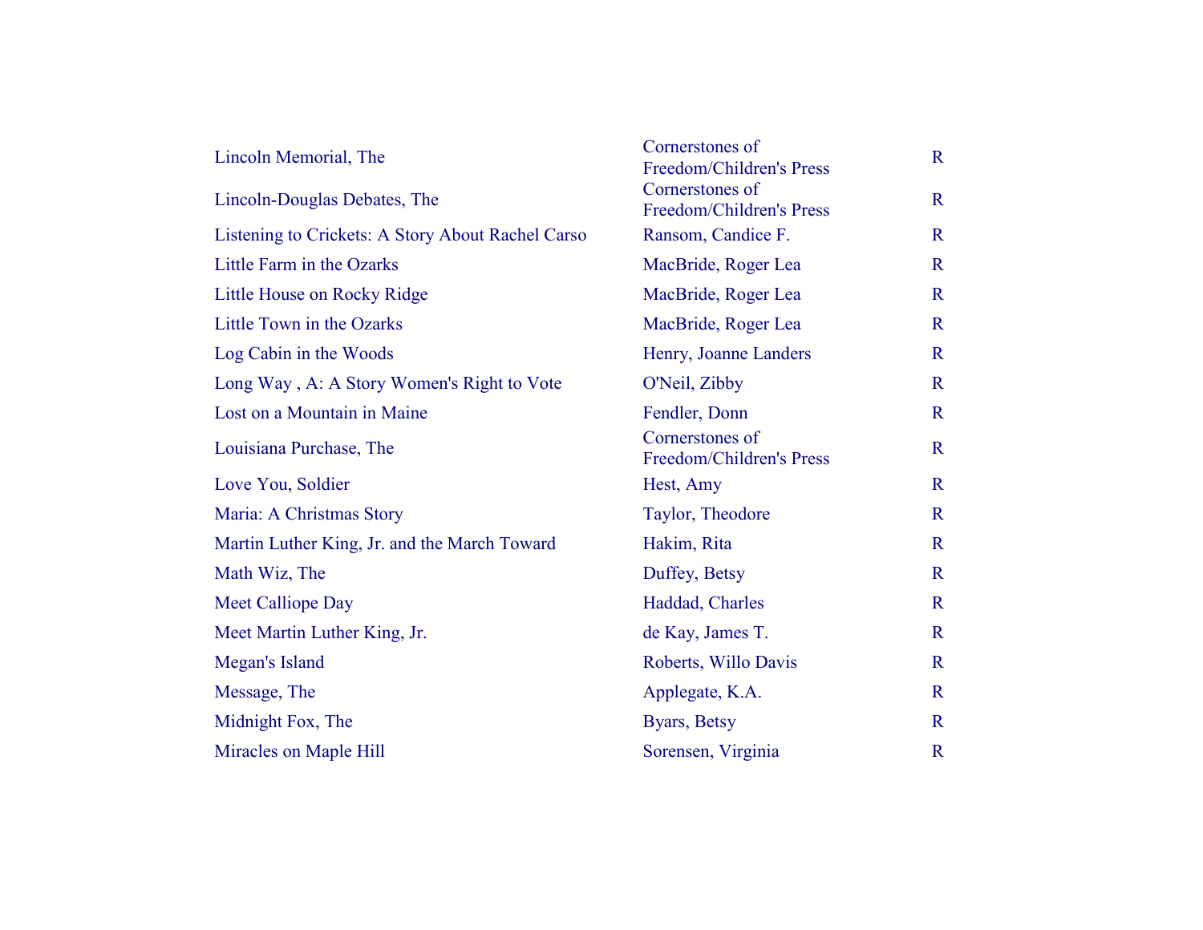| | | |
|---|---|---|
| Lincoln Memorial, The | Cornerstones of Freedom/Children's Press | R |
| Lincoln-Douglas Debates, The | Cornerstones of Freedom/Children's Press | R |
| Listening to Crickets: A Story About Rachel Carso | Ransom, Candice F. | R |
| Little Farm in the Ozarks | MacBride, Roger Lea | R |
| Little House on Rocky Ridge | MacBride, Roger Lea | R |
| Little Town in the Ozarks | MacBride, Roger Lea | R |
| Log Cabin in the Woods | Henry, Joanne Landers | R |
| Long Way , A: A Story Women's Right to Vote | O'Neil, Zibby | R |
| Lost on a Mountain in Maine | Fendler, Donn | R |
| Louisiana Purchase, The | Cornerstones of Freedom/Children's Press | R |
| Love You, Soldier | Hest, Amy | R |
| Maria: A Christmas Story | Taylor, Theodore | R |
| Martin Luther King, Jr. and the March Toward | Hakim, Rita | R |
| Math Wiz, The | Duffey, Betsy | R |
| Meet Calliope Day | Haddad, Charles | R |
| Meet Martin Luther King, Jr. | de Kay, James T. | R |
| Megan's Island | Roberts, Willo Davis | R |
| Message, The | Applegate, K.A. | R |
| Midnight Fox, The | Byars, Betsy | R |
| Miracles on Maple Hill | Sorensen, Virginia | R |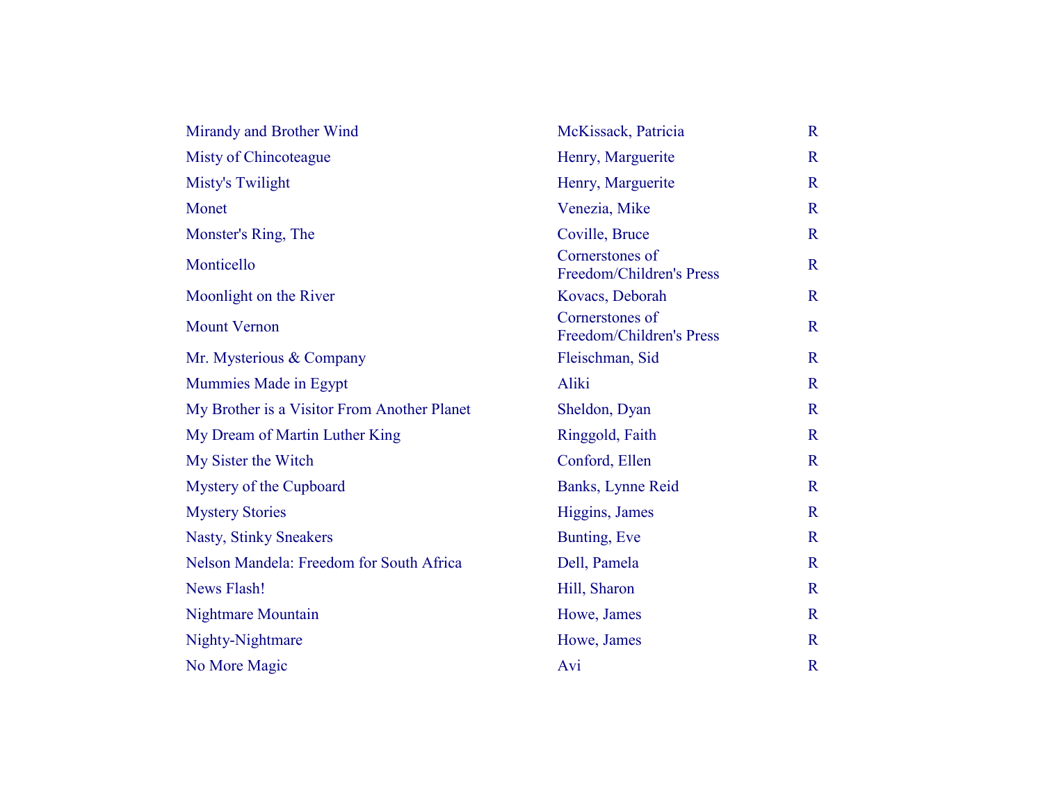| | | |
|---|---|---|
| Mirandy and Brother Wind | McKissack, Patricia | R |
| Misty of Chincoteague | Henry, Marguerite | R |
| Misty's Twilight | Henry, Marguerite | R |
| Monet | Venezia, Mike | R |
| Monster's Ring, The | Coville, Bruce | R |
| Monticello | Cornerstones of Freedom/Children's Press | R |
| Moonlight on the River | Kovacs, Deborah | R |
| Mount Vernon | Cornerstones of Freedom/Children's Press | R |
| Mr. Mysterious & Company | Fleischman, Sid | R |
| Mummies Made in Egypt | Aliki | R |
| My Brother is a Visitor From Another Planet | Sheldon, Dyan | R |
| My Dream of Martin Luther King | Ringgold, Faith | R |
| My Sister the Witch | Conford, Ellen | R |
| Mystery of the Cupboard | Banks, Lynne Reid | R |
| Mystery Stories | Higgins, James | R |
| Nasty, Stinky Sneakers | Bunting, Eve | R |
| Nelson Mandela: Freedom for South Africa | Dell, Pamela | R |
| News Flash! | Hill, Sharon | R |
| Nightmare Mountain | Howe, James | R |
| Nighty-Nightmare | Howe, James | R |
| No More Magic | Avi | R |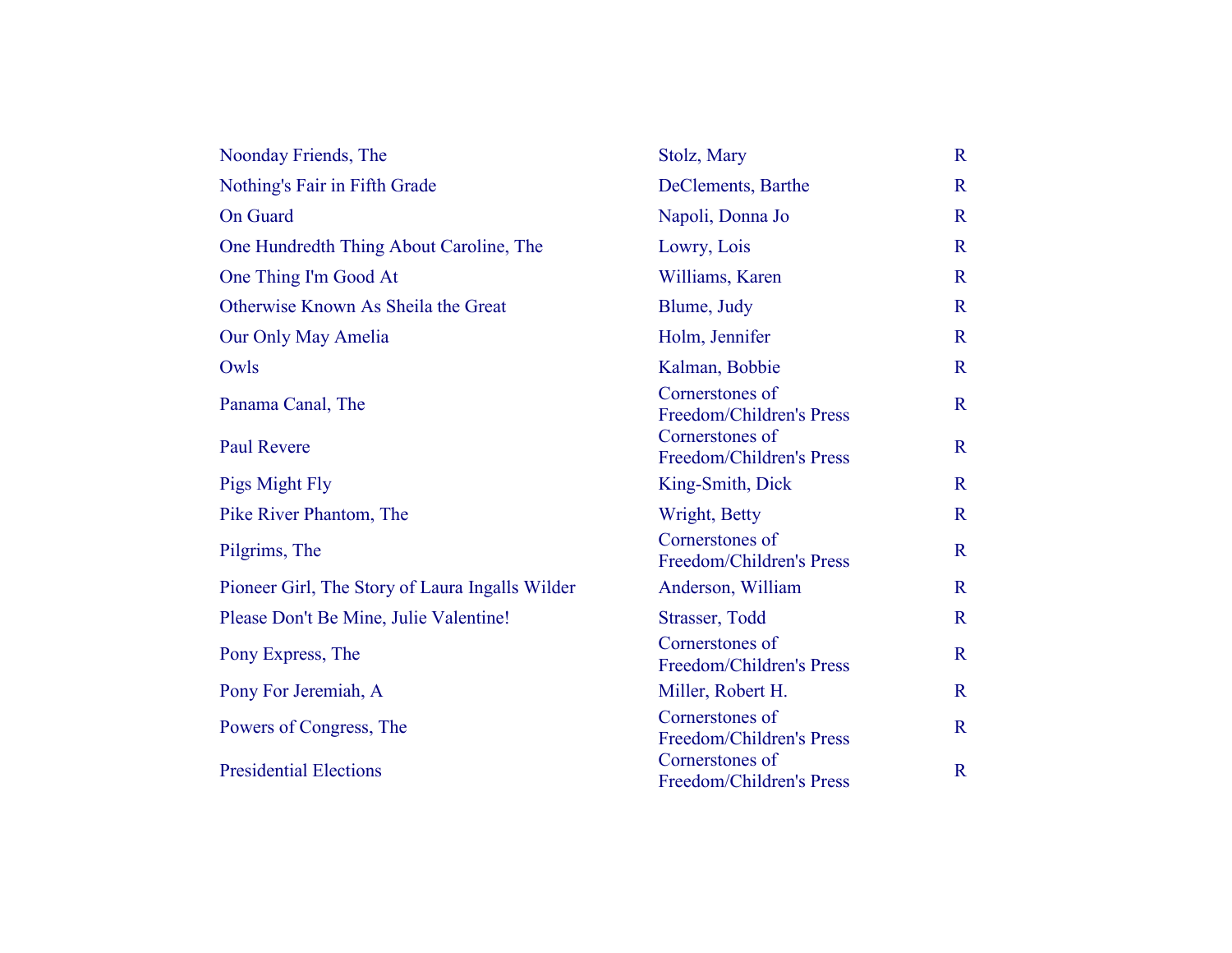| | | |
|---|---|---|
| Noonday Friends, The | Stolz, Mary | R |
| Nothing's Fair in Fifth Grade | DeClements, Barthe | R |
| On Guard | Napoli, Donna Jo | R |
| One Hundredth Thing About Caroline, The | Lowry, Lois | R |
| One Thing I'm Good At | Williams, Karen | R |
| Otherwise Known As Sheila the Great | Blume, Judy | R |
| Our Only May Amelia | Holm, Jennifer | R |
| Owls | Kalman, Bobbie | R |
| Panama Canal, The | Cornerstones of Freedom/Children's Press | R |
| Paul Revere | Cornerstones of Freedom/Children's Press | R |
| Pigs Might Fly | King-Smith, Dick | R |
| Pike River Phantom, The | Wright, Betty | R |
| Pilgrims, The | Cornerstones of Freedom/Children's Press | R |
| Pioneer Girl, The Story of Laura Ingalls Wilder | Anderson, William | R |
| Please Don't Be Mine, Julie Valentine! | Strasser, Todd | R |
| Pony Express, The | Cornerstones of Freedom/Children's Press | R |
| Pony For Jeremiah, A | Miller, Robert H. | R |
| Powers of Congress, The | Cornerstones of Freedom/Children's Press | R |
| Presidential Elections | Cornerstones of Freedom/Children's Press | R |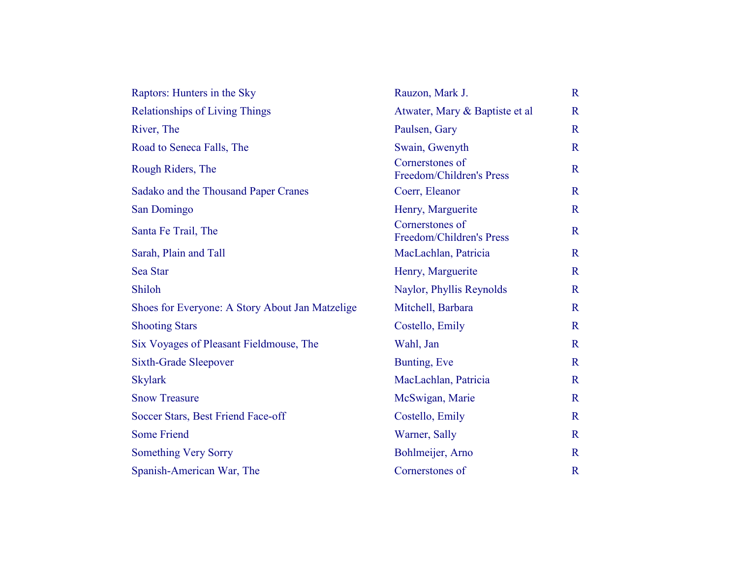| | | |
|---|---|---|
| Raptors: Hunters in the Sky | Rauzon, Mark J. | R |
| Relationships of Living Things | Atwater, Mary & Baptiste et al | R |
| River, The | Paulsen, Gary | R |
| Road to Seneca Falls, The | Swain, Gwenyth | R |
| Rough Riders, The | Cornerstones of Freedom/Children's Press | R |
| Sadako and the Thousand Paper Cranes | Coerr, Eleanor | R |
| San Domingo | Henry, Marguerite | R |
| Santa Fe Trail, The | Cornerstones of Freedom/Children's Press | R |
| Sarah, Plain and Tall | MacLachlan, Patricia | R |
| Sea Star | Henry, Marguerite | R |
| Shiloh | Naylor, Phyllis Reynolds | R |
| Shoes for Everyone: A Story About Jan Matzelige | Mitchell, Barbara | R |
| Shooting Stars | Costello, Emily | R |
| Six Voyages of Pleasant Fieldmouse, The | Wahl, Jan | R |
| Sixth-Grade Sleepover | Bunting, Eve | R |
| Skylark | MacLachlan, Patricia | R |
| Snow Treasure | McSwigan, Marie | R |
| Soccer Stars, Best Friend Face-off | Costello, Emily | R |
| Some Friend | Warner, Sally | R |
| Something Very Sorry | Bohlmeijer, Arno | R |
| Spanish-American War, The | Cornerstones of | R |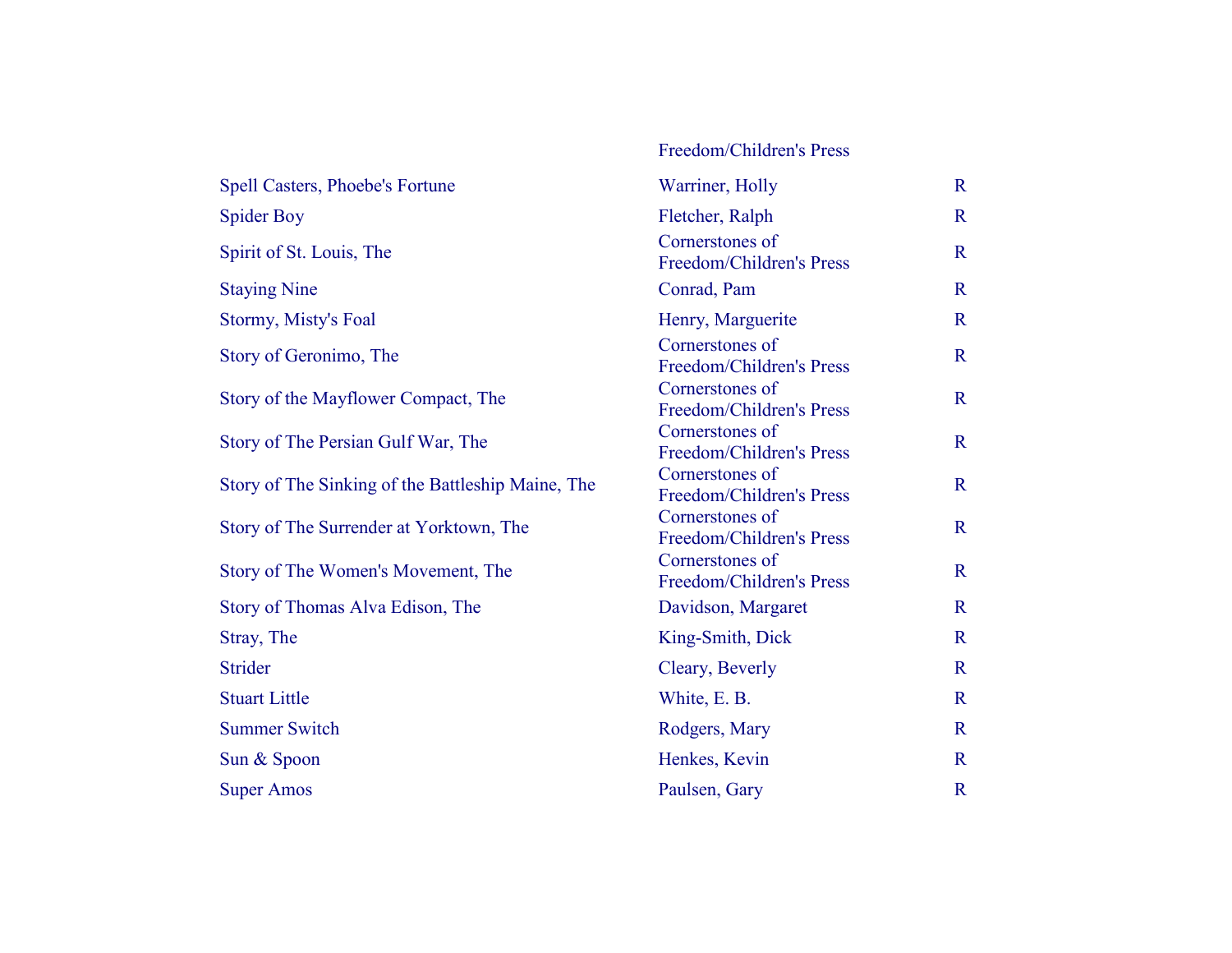| | | |
|---|---|---|
| | Freedom/Children's Press | |
| Spell Casters, Phoebe's Fortune | Warriner, Holly | R |
| Spider Boy | Fletcher, Ralph | R |
| Spirit of St. Louis, The | Cornerstones of Freedom/Children's Press | R |
| Staying Nine | Conrad, Pam | R |
| Stormy, Misty's Foal | Henry, Marguerite | R |
| Story of Geronimo, The | Cornerstones of Freedom/Children's Press | R |
| Story of the Mayflower Compact, The | Cornerstones of Freedom/Children's Press | R |
| Story of The Persian Gulf War, The | Cornerstones of Freedom/Children's Press | R |
| Story of The Sinking of the Battleship Maine, The | Cornerstones of Freedom/Children's Press | R |
| Story of The Surrender at Yorktown, The | Cornerstones of Freedom/Children's Press | R |
| Story of The Women's Movement, The | Cornerstones of Freedom/Children's Press | R |
| Story of Thomas Alva Edison, The | Davidson, Margaret | R |
| Stray, The | King-Smith, Dick | R |
| Strider | Cleary, Beverly | R |
| Stuart Little | White, E. B. | R |
| Summer Switch | Rodgers, Mary | R |
| Sun & Spoon | Henkes, Kevin | R |
| Super Amos | Paulsen, Gary | R |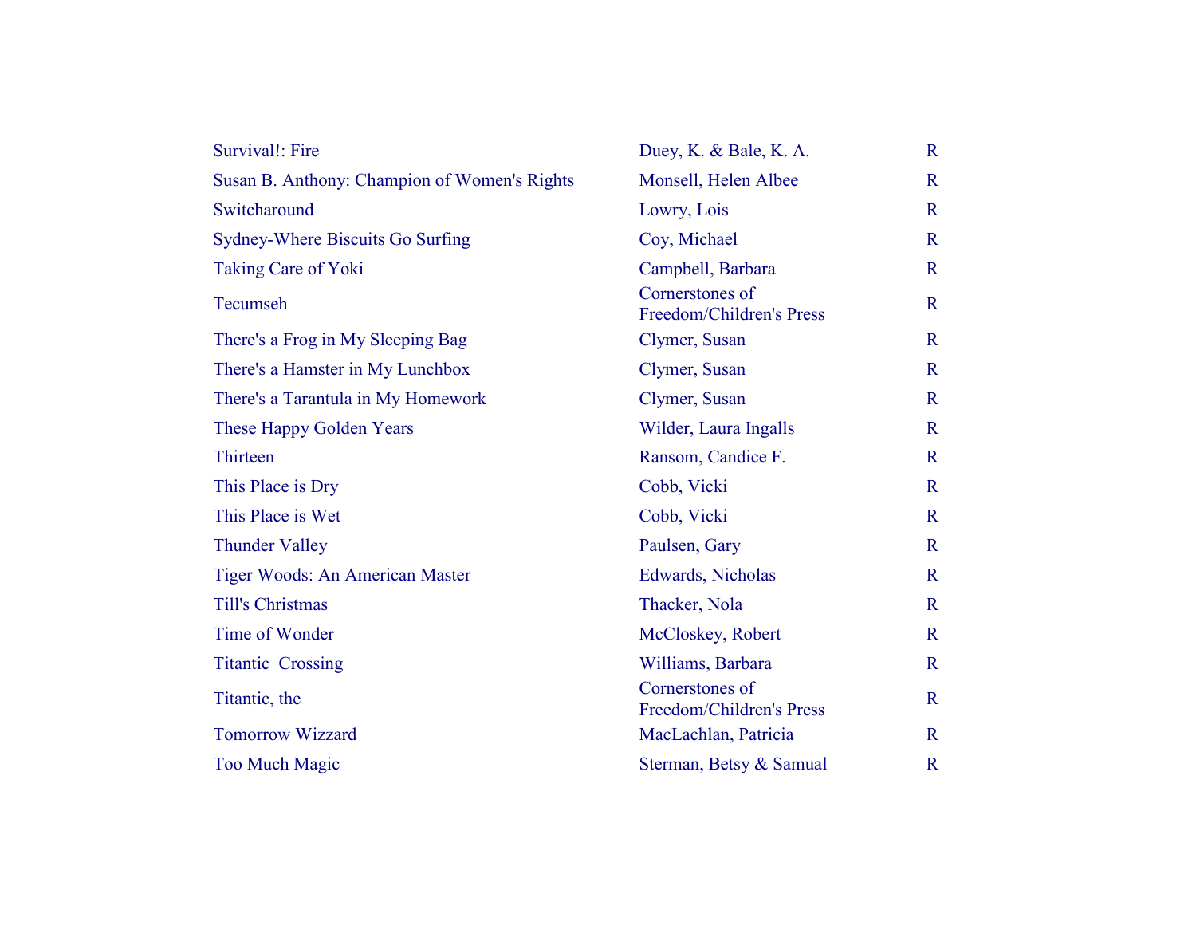| | | |
|---|---|---|
| Survival!: Fire | Duey, K. & Bale, K. A. | R |
| Susan B. Anthony: Champion of Women's Rights | Monsell, Helen Albee | R |
| Switcharound | Lowry, Lois | R |
| Sydney-Where Biscuits Go Surfing | Coy, Michael | R |
| Taking Care of Yoki | Campbell, Barbara | R |
| Tecumseh | Cornerstones of Freedom/Children's Press | R |
| There's a Frog in My Sleeping Bag | Clymer, Susan | R |
| There's a Hamster in My Lunchbox | Clymer, Susan | R |
| There's a Tarantula in My Homework | Clymer, Susan | R |
| These Happy Golden Years | Wilder, Laura Ingalls | R |
| Thirteen | Ransom, Candice F. | R |
| This Place is Dry | Cobb, Vicki | R |
| This Place is Wet | Cobb, Vicki | R |
| Thunder Valley | Paulsen, Gary | R |
| Tiger Woods: An American Master | Edwards, Nicholas | R |
| Till's Christmas | Thacker, Nola | R |
| Time of Wonder | McCloskey, Robert | R |
| Titantic  Crossing | Williams, Barbara | R |
| Titantic, the | Cornerstones of Freedom/Children's Press | R |
| Tomorrow Wizzard | MacLachlan, Patricia | R |
| Too Much Magic | Sterman, Betsy & Samual | R |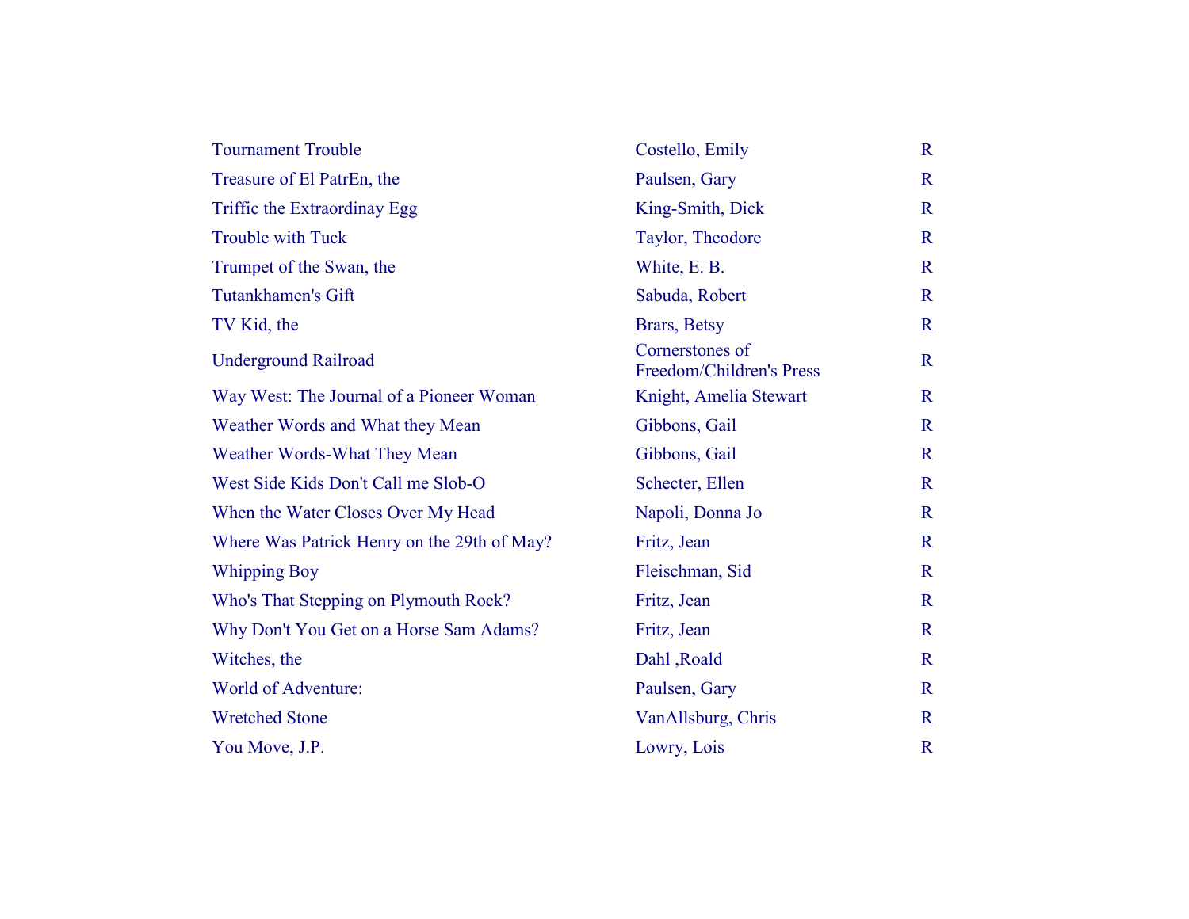| | | |
|---|---|---|
| Tournament Trouble | Costello, Emily | R |
| Treasure of El PatrEn, the | Paulsen, Gary | R |
| Triffic the Extraordinay Egg | King-Smith, Dick | R |
| Trouble with Tuck | Taylor, Theodore | R |
| Trumpet of the Swan, the | White, E. B. | R |
| Tutankhamen's Gift | Sabuda, Robert | R |
| TV Kid, the | Brars, Betsy | R |
| Underground Railroad | Cornerstones of Freedom/Children's Press | R |
| Way West: The Journal of a Pioneer Woman | Knight, Amelia Stewart | R |
| Weather Words and What they Mean | Gibbons, Gail | R |
| Weather Words-What They Mean | Gibbons, Gail | R |
| West Side Kids Don't Call me Slob-O | Schecter, Ellen | R |
| When the Water Closes Over My Head | Napoli, Donna Jo | R |
| Where Was Patrick Henry on the 29th of May? | Fritz, Jean | R |
| Whipping Boy | Fleischman, Sid | R |
| Who's That Stepping on Plymouth Rock? | Fritz, Jean | R |
| Why Don't You Get on a Horse Sam Adams? | Fritz, Jean | R |
| Witches, the | Dahl ,Roald | R |
| World of Adventure: | Paulsen, Gary | R |
| Wretched Stone | VanAllsburg, Chris | R |
| You Move, J.P. | Lowry, Lois | R |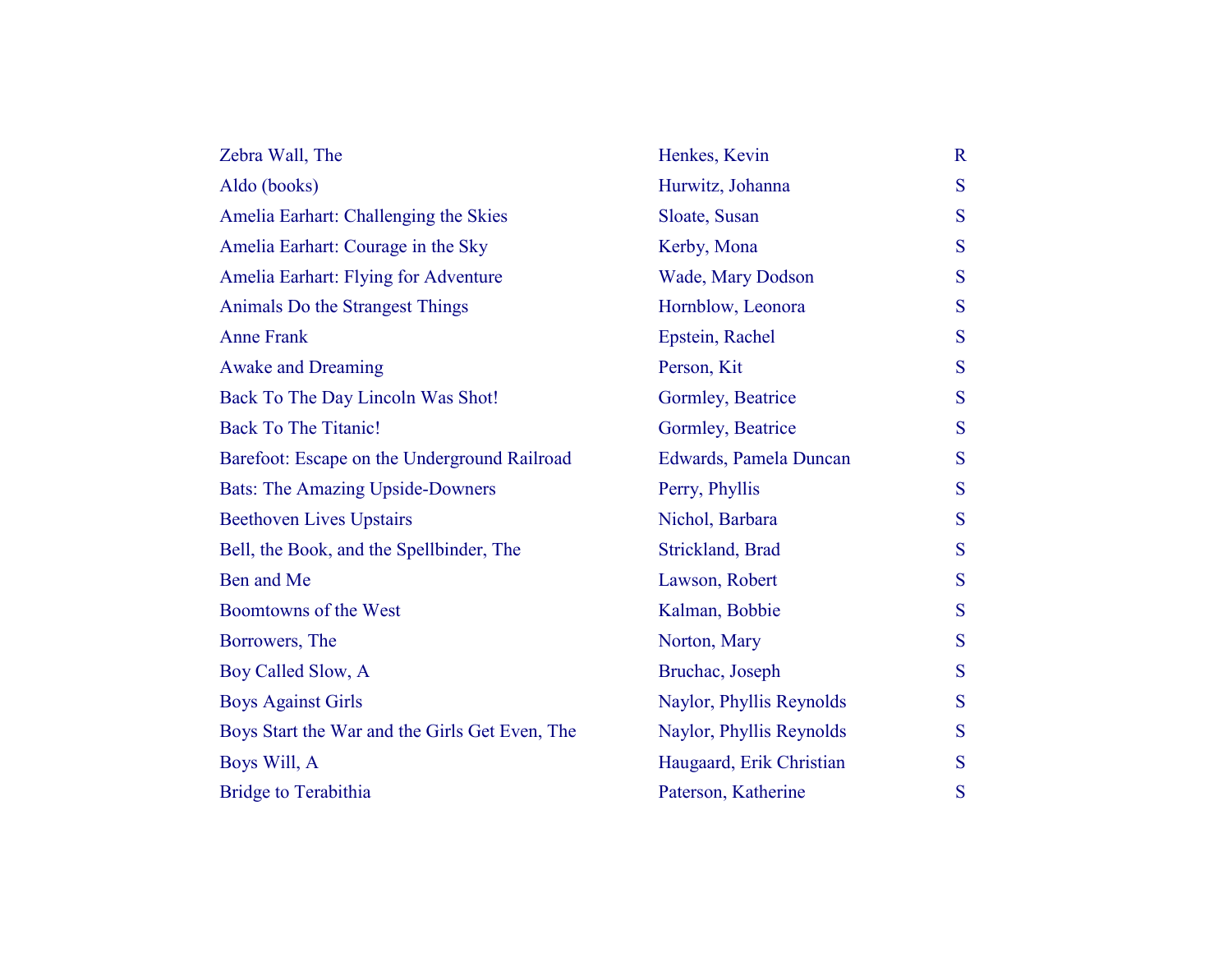| | | |
|---|---|---|
| Zebra Wall, The | Henkes, Kevin | R |
| Aldo (books) | Hurwitz, Johanna | S |
| Amelia Earhart: Challenging the Skies | Sloate, Susan | S |
| Amelia Earhart: Courage in the Sky | Kerby, Mona | S |
| Amelia Earhart: Flying for Adventure | Wade, Mary Dodson | S |
| Animals Do the Strangest Things | Hornblow, Leonora | S |
| Anne Frank | Epstein, Rachel | S |
| Awake and Dreaming | Person, Kit | S |
| Back To The Day Lincoln Was Shot! | Gormley, Beatrice | S |
| Back To The Titanic! | Gormley, Beatrice | S |
| Barefoot: Escape on the Underground Railroad | Edwards, Pamela Duncan | S |
| Bats: The Amazing Upside-Downers | Perry, Phyllis | S |
| Beethoven Lives Upstairs | Nichol, Barbara | S |
| Bell, the Book, and the Spellbinder, The | Strickland, Brad | S |
| Ben and Me | Lawson, Robert | S |
| Boomtowns of the West | Kalman, Bobbie | S |
| Borrowers, The | Norton, Mary | S |
| Boy Called Slow, A | Bruchac, Joseph | S |
| Boys Against Girls | Naylor, Phyllis Reynolds | S |
| Boys Start the War and the Girls Get Even, The | Naylor, Phyllis Reynolds | S |
| Boys Will, A | Haugaard, Erik Christian | S |
| Bridge to Terabithia | Paterson, Katherine | S |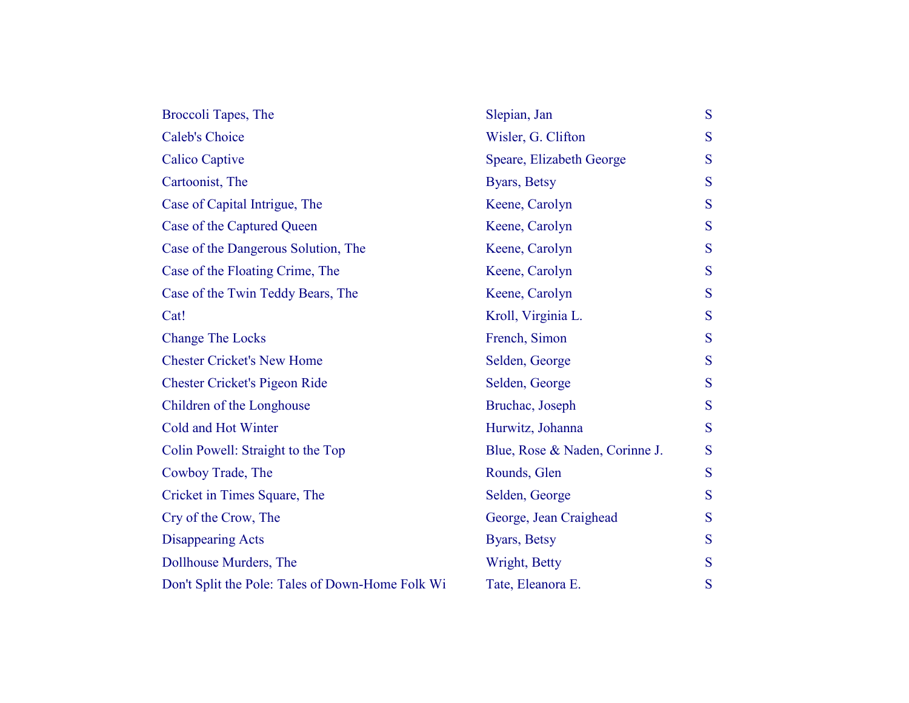| | | |
|---|---|---|
| Broccoli Tapes, The | Slepian, Jan | S |
| Caleb's Choice | Wisler, G. Clifton | S |
| Calico Captive | Speare, Elizabeth George | S |
| Cartoonist, The | Byars, Betsy | S |
| Case of Capital Intrigue, The | Keene, Carolyn | S |
| Case of the Captured Queen | Keene, Carolyn | S |
| Case of the Dangerous Solution, The | Keene, Carolyn | S |
| Case of the Floating Crime, The | Keene, Carolyn | S |
| Case of the Twin Teddy Bears, The | Keene, Carolyn | S |
| Cat! | Kroll, Virginia L. | S |
| Change The Locks | French, Simon | S |
| Chester Cricket's New Home | Selden, George | S |
| Chester Cricket's Pigeon Ride | Selden, George | S |
| Children of the Longhouse | Bruchac, Joseph | S |
| Cold and Hot Winter | Hurwitz, Johanna | S |
| Colin Powell: Straight to the Top | Blue, Rose & Naden, Corinne J. | S |
| Cowboy Trade, The | Rounds, Glen | S |
| Cricket in Times Square, The | Selden, George | S |
| Cry of the Crow, The | George, Jean Craighead | S |
| Disappearing Acts | Byars, Betsy | S |
| Dollhouse Murders, The | Wright, Betty | S |
| Don't Split the Pole: Tales of Down-Home Folk Wi | Tate, Eleanora E. | S |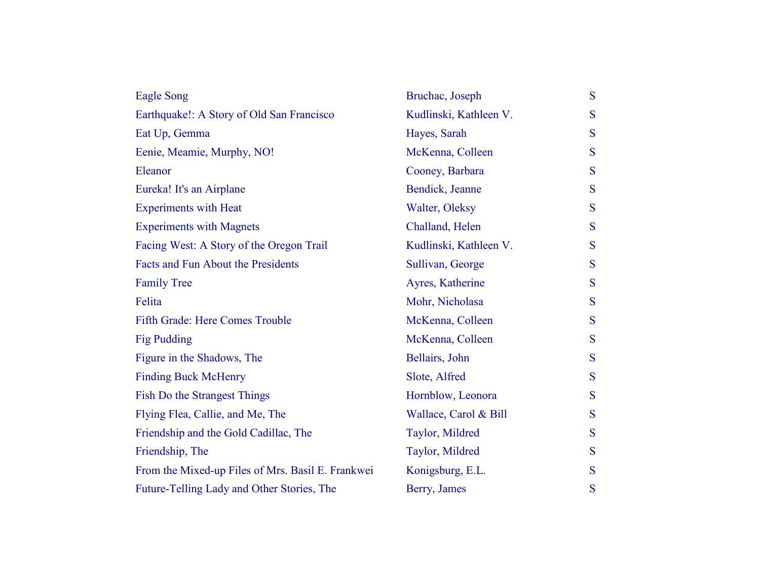| | | |
|---|---|---|
| Eagle Song | Bruchac, Joseph | S |
| Earthquake!: A Story of Old San Francisco | Kudlinski, Kathleen V. | S |
| Eat Up, Gemma | Hayes, Sarah | S |
| Eenie, Meamie, Murphy, NO! | McKenna, Colleen | S |
| Eleanor | Cooney, Barbara | S |
| Eureka! It's an Airplane | Bendick, Jeanne | S |
| Experiments with Heat | Walter, Oleksy | S |
| Experiments with Magnets | Challand, Helen | S |
| Facing West: A Story of the Oregon Trail | Kudlinski, Kathleen V. | S |
| Facts and Fun About the Presidents | Sullivan, George | S |
| Family Tree | Ayres, Katherine | S |
| Felita | Mohr, Nicholasa | S |
| Fifth Grade: Here Comes Trouble | McKenna, Colleen | S |
| Fig Pudding | McKenna, Colleen | S |
| Figure in the Shadows, The | Bellairs, John | S |
| Finding Buck McHenry | Slote, Alfred | S |
| Fish Do the Strangest Things | Hornblow, Leonora | S |
| Flying Flea, Callie, and Me, The | Wallace, Carol & Bill | S |
| Friendship and the Gold Cadillac, The | Taylor, Mildred | S |
| Friendship, The | Taylor, Mildred | S |
| From the Mixed-up Files of Mrs. Basil E. Frankwei | Konigsburg, E.L. | S |
| Future-Telling Lady and Other Stories, The | Berry, James | S |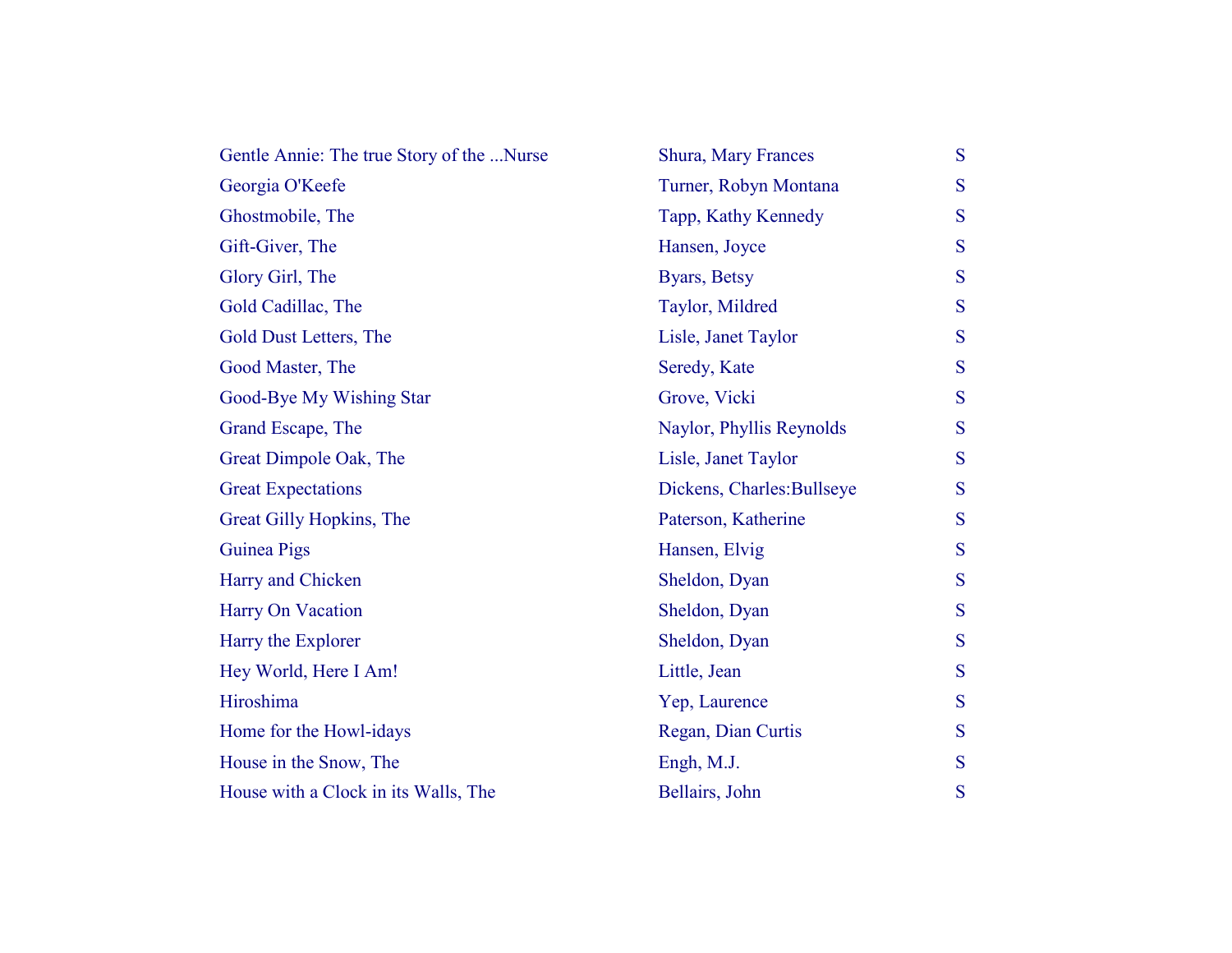| | | |
|---|---|---|
| Gentle Annie: The true Story of the ...Nurse | Shura, Mary Frances | S |
| Georgia O'Keefe | Turner, Robyn Montana | S |
| Ghostmobile, The | Tapp, Kathy Kennedy | S |
| Gift-Giver, The | Hansen, Joyce | S |
| Glory Girl, The | Byars, Betsy | S |
| Gold Cadillac, The | Taylor, Mildred | S |
| Gold Dust Letters, The | Lisle, Janet Taylor | S |
| Good Master, The | Seredy, Kate | S |
| Good-Bye My Wishing Star | Grove, Vicki | S |
| Grand Escape, The | Naylor, Phyllis Reynolds | S |
| Great Dimpole Oak, The | Lisle, Janet Taylor | S |
| Great Expectations | Dickens, Charles:Bullseye | S |
| Great Gilly Hopkins, The | Paterson, Katherine | S |
| Guinea Pigs | Hansen, Elvig | S |
| Harry and Chicken | Sheldon, Dyan | S |
| Harry On Vacation | Sheldon, Dyan | S |
| Harry the Explorer | Sheldon, Dyan | S |
| Hey World, Here I Am! | Little, Jean | S |
| Hiroshima | Yep, Laurence | S |
| Home for the Howl-idays | Regan, Dian Curtis | S |
| House in the Snow, The | Engh, M.J. | S |
| House with a Clock in its Walls, The | Bellairs, John | S |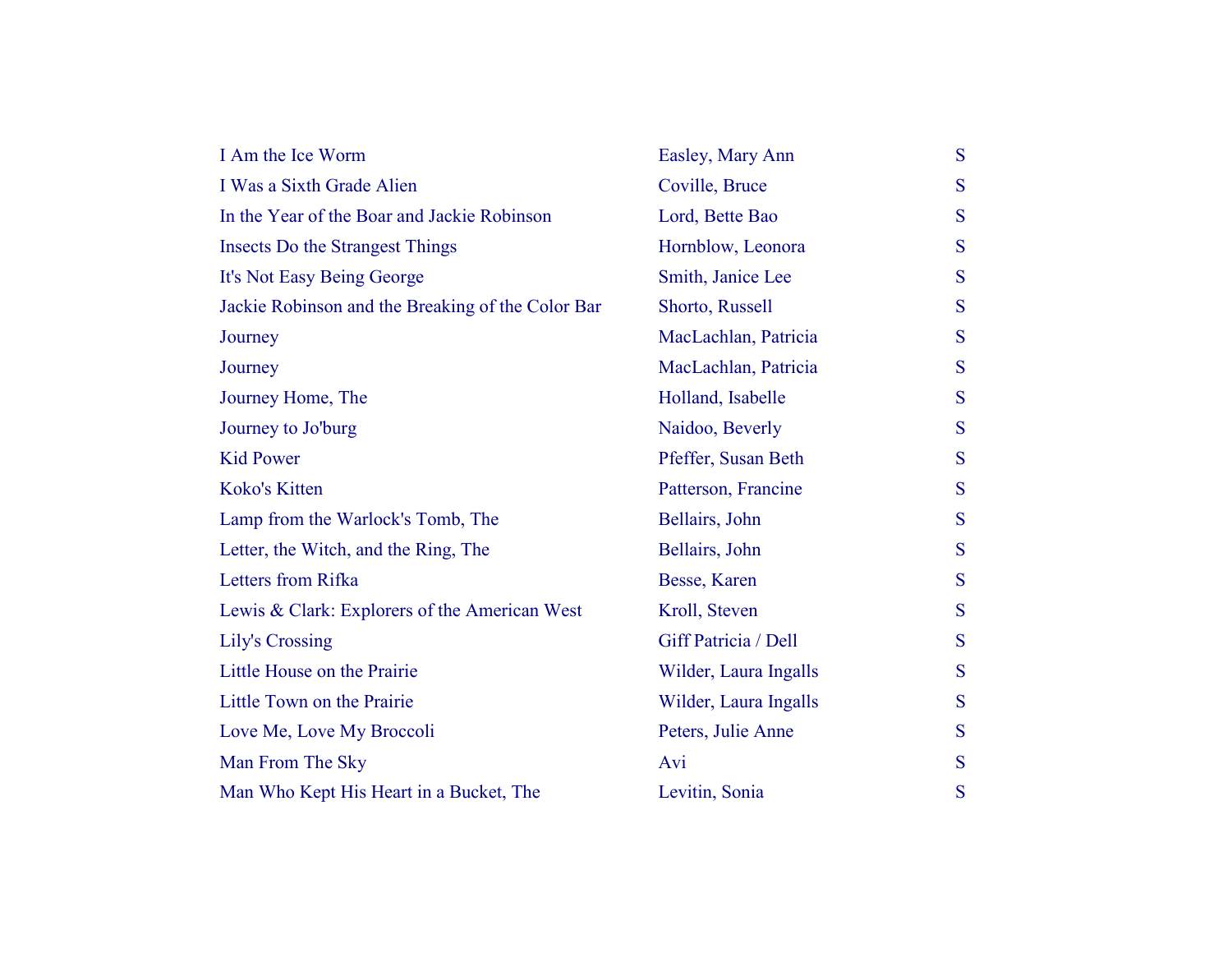| | | |
|---|---|---|
| I Am the Ice Worm | Easley, Mary Ann | S |
| I Was a Sixth Grade Alien | Coville, Bruce | S |
| In the Year of the Boar and Jackie Robinson | Lord, Bette Bao | S |
| Insects Do the Strangest Things | Hornblow, Leonora | S |
| It's Not Easy Being George | Smith, Janice Lee | S |
| Jackie Robinson and the Breaking of the Color Bar | Shorto, Russell | S |
| Journey | MacLachlan, Patricia | S |
| Journey | MacLachlan, Patricia | S |
| Journey Home, The | Holland, Isabelle | S |
| Journey to Jo'burg | Naidoo, Beverly | S |
| Kid Power | Pfeffer, Susan Beth | S |
| Koko's Kitten | Patterson, Francine | S |
| Lamp from the Warlock's Tomb, The | Bellairs, John | S |
| Letter, the Witch, and the Ring, The | Bellairs, John | S |
| Letters from Rifka | Besse, Karen | S |
| Lewis & Clark: Explorers of the American West | Kroll, Steven | S |
| Lily's Crossing | Giff Patricia / Dell | S |
| Little House on the Prairie | Wilder, Laura Ingalls | S |
| Little Town on the Prairie | Wilder, Laura Ingalls | S |
| Love Me, Love My Broccoli | Peters, Julie Anne | S |
| Man From The Sky | Avi | S |
| Man Who Kept His Heart in a Bucket, The | Levitin, Sonia | S |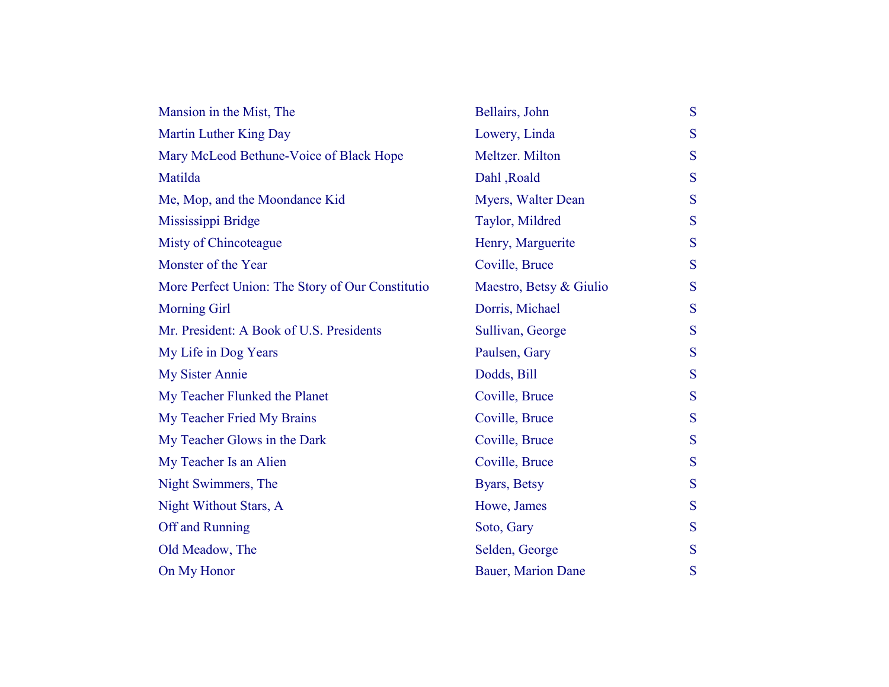| | | |
|---|---|---|
| Mansion in the Mist, The | Bellairs, John | S |
| Martin Luther King Day | Lowery, Linda | S |
| Mary McLeod Bethune-Voice of Black Hope | Meltzer. Milton | S |
| Matilda | Dahl ,Roald | S |
| Me, Mop, and the Moondance Kid | Myers, Walter Dean | S |
| Mississippi Bridge | Taylor, Mildred | S |
| Misty of Chincoteague | Henry, Marguerite | S |
| Monster of the Year | Coville, Bruce | S |
| More Perfect Union: The Story of Our Constitutio | Maestro, Betsy & Giulio | S |
| Morning Girl | Dorris, Michael | S |
| Mr. President: A Book of U.S. Presidents | Sullivan, George | S |
| My Life in Dog Years | Paulsen, Gary | S |
| My Sister Annie | Dodds, Bill | S |
| My Teacher Flunked the Planet | Coville, Bruce | S |
| My Teacher Fried My Brains | Coville, Bruce | S |
| My Teacher Glows in the Dark | Coville, Bruce | S |
| My Teacher Is an Alien | Coville, Bruce | S |
| Night Swimmers, The | Byars, Betsy | S |
| Night Without Stars, A | Howe, James | S |
| Off and Running | Soto, Gary | S |
| Old Meadow, The | Selden, George | S |
| On My Honor | Bauer, Marion Dane | S |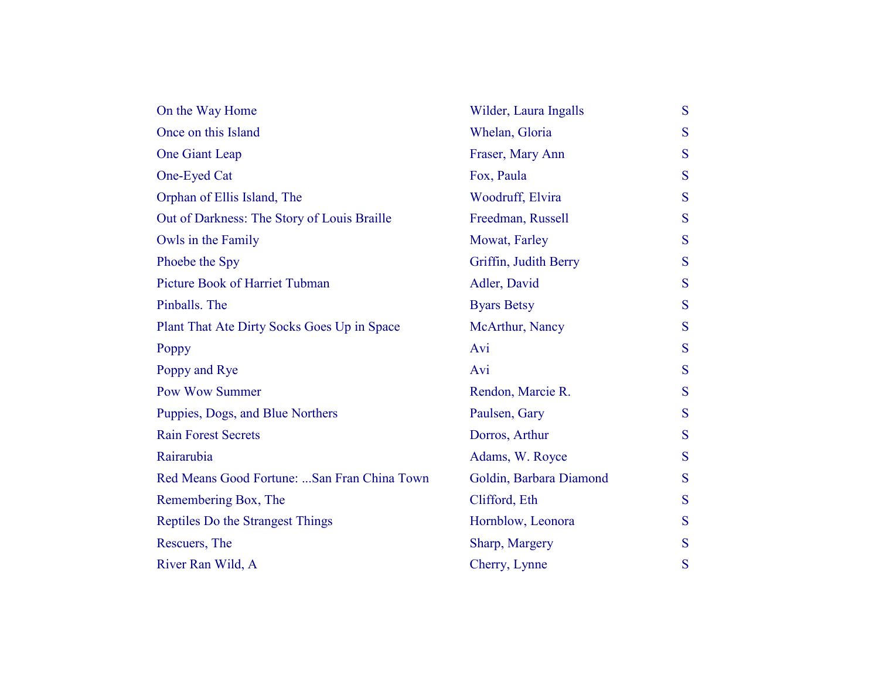| | | |
|---|---|---|
| On the Way Home | Wilder, Laura Ingalls | S |
| Once on this Island | Whelan, Gloria | S |
| One Giant Leap | Fraser, Mary Ann | S |
| One-Eyed Cat | Fox, Paula | S |
| Orphan of Ellis Island, The | Woodruff, Elvira | S |
| Out of Darkness: The Story of Louis Braille | Freedman, Russell | S |
| Owls in the Family | Mowat, Farley | S |
| Phoebe the Spy | Griffin, Judith Berry | S |
| Picture Book of Harriet Tubman | Adler, David | S |
| Pinballs. The | Byars Betsy | S |
| Plant That Ate Dirty Socks Goes Up in Space | McArthur, Nancy | S |
| Poppy | Avi | S |
| Poppy and Rye | Avi | S |
| Pow Wow Summer | Rendon, Marcie R. | S |
| Puppies, Dogs, and Blue Northers | Paulsen, Gary | S |
| Rain Forest Secrets | Dorros, Arthur | S |
| Rairarubia | Adams, W. Royce | S |
| Red Means Good Fortune: ...San Fran China Town | Goldin, Barbara Diamond | S |
| Remembering Box, The | Clifford, Eth | S |
| Reptiles Do the Strangest Things | Hornblow, Leonora | S |
| Rescuers, The | Sharp, Margery | S |
| River Ran Wild, A | Cherry, Lynne | S |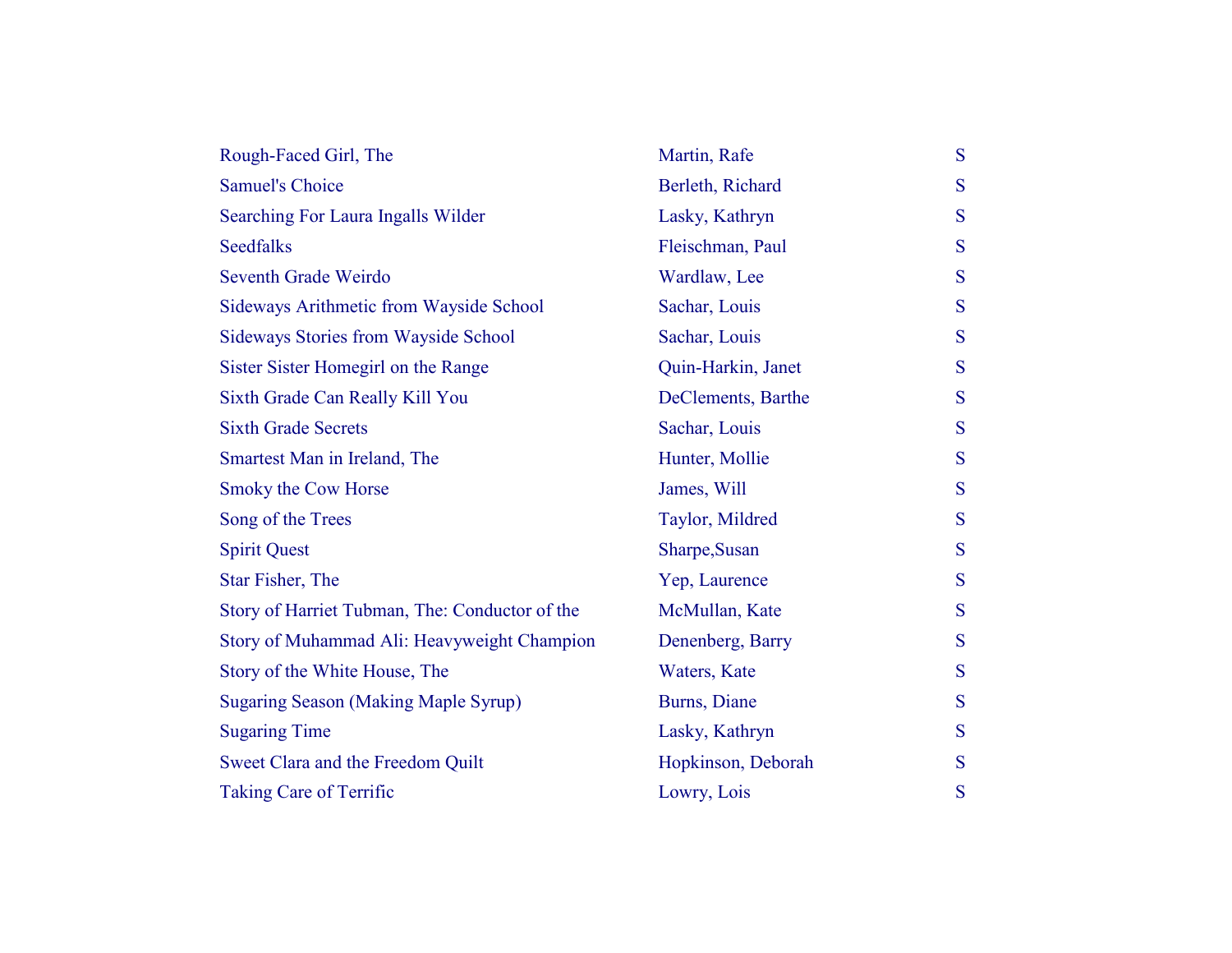| | | |
|---|---|---|
| Rough-Faced Girl, The | Martin, Rafe | S |
| Samuel's Choice | Berleth, Richard | S |
| Searching For Laura Ingalls Wilder | Lasky, Kathryn | S |
| Seedfalks | Fleischman, Paul | S |
| Seventh Grade Weirdo | Wardlaw, Lee | S |
| Sideways Arithmetic from Wayside School | Sachar, Louis | S |
| Sideways Stories from Wayside School | Sachar, Louis | S |
| Sister Sister Homegirl on the Range | Quin-Harkin, Janet | S |
| Sixth Grade Can Really Kill You | DeClements, Barthe | S |
| Sixth Grade Secrets | Sachar, Louis | S |
| Smartest Man in Ireland, The | Hunter, Mollie | S |
| Smoky the Cow Horse | James, Will | S |
| Song of the Trees | Taylor, Mildred | S |
| Spirit Quest | Sharpe,Susan | S |
| Star Fisher, The | Yep, Laurence | S |
| Story of Harriet Tubman, The: Conductor of the | McMullan, Kate | S |
| Story of Muhammad Ali: Heavyweight Champion | Denenberg, Barry | S |
| Story of the White House, The | Waters, Kate | S |
| Sugaring Season (Making Maple Syrup) | Burns, Diane | S |
| Sugaring Time | Lasky, Kathryn | S |
| Sweet Clara and the Freedom Quilt | Hopkinson, Deborah | S |
| Taking Care of Terrific | Lowry, Lois | S |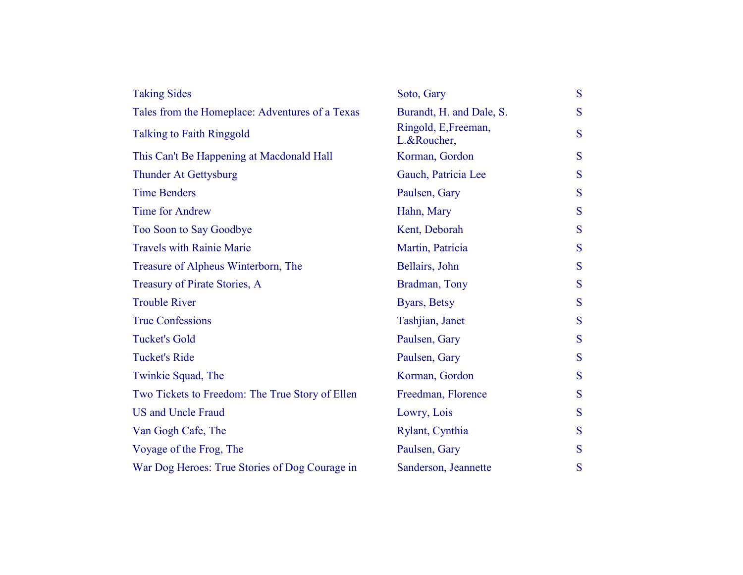| | | |
|---|---|---|
| Taking Sides | Soto, Gary | S |
| Tales from the Homeplace: Adventures of a Texas | Burandt, H. and Dale, S. | S |
| Talking to Faith Ringgold | Ringold, E,Freeman, L.&Roucher, | S |
| This Can't Be Happening at Macdonald Hall | Korman, Gordon | S |
| Thunder At Gettysburg | Gauch, Patricia Lee | S |
| Time Benders | Paulsen, Gary | S |
| Time for Andrew | Hahn, Mary | S |
| Too Soon to Say Goodbye | Kent, Deborah | S |
| Travels with Rainie Marie | Martin, Patricia | S |
| Treasure of Alpheus Winterborn, The | Bellairs, John | S |
| Treasury of Pirate Stories, A | Bradman, Tony | S |
| Trouble River | Byars, Betsy | S |
| True Confessions | Tashjian, Janet | S |
| Tucket's Gold | Paulsen, Gary | S |
| Tucket's Ride | Paulsen, Gary | S |
| Twinkie Squad, The | Korman, Gordon | S |
| Two Tickets to Freedom: The True Story of Ellen | Freedman, Florence | S |
| US and Uncle Fraud | Lowry, Lois | S |
| Van Gogh Cafe, The | Rylant, Cynthia | S |
| Voyage of the Frog, The | Paulsen, Gary | S |
| War Dog Heroes: True Stories of Dog Courage in | Sanderson, Jeannette | S |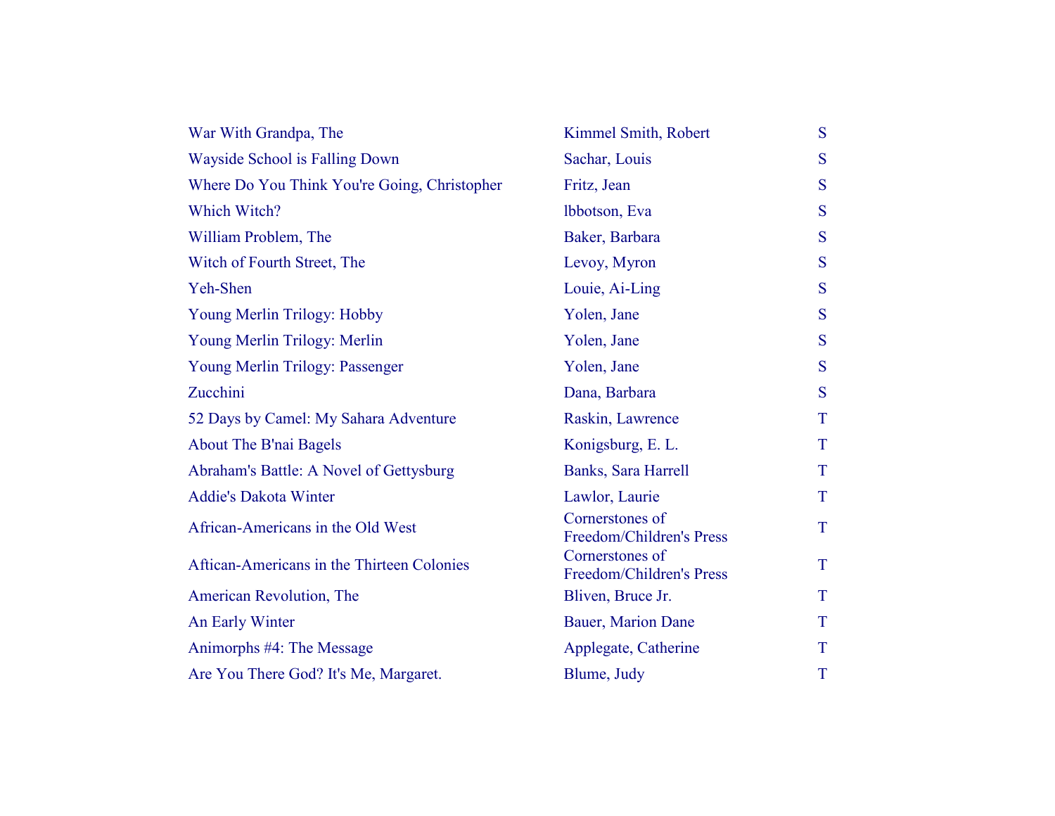| | | |
|---|---|---|
| War With Grandpa, The | Kimmel Smith, Robert | S |
| Wayside School is Falling Down | Sachar, Louis | S |
| Where Do You Think You're Going, Christopher | Fritz, Jean | S |
| Which Witch? | lbbotson, Eva | S |
| William Problem, The | Baker, Barbara | S |
| Witch of Fourth Street, The | Levoy, Myron | S |
| Yeh-Shen | Louie, Ai-Ling | S |
| Young Merlin Trilogy: Hobby | Yolen, Jane | S |
| Young Merlin Trilogy: Merlin | Yolen, Jane | S |
| Young Merlin Trilogy: Passenger | Yolen, Jane | S |
| Zucchini | Dana, Barbara | S |
| 52 Days by Camel: My Sahara Adventure | Raskin, Lawrence | T |
| About The B'nai Bagels | Konigsburg, E. L. | T |
| Abraham's Battle: A Novel of Gettysburg | Banks, Sara Harrell | T |
| Addie's Dakota Winter | Lawlor, Laurie | T |
| African-Americans in the Old West | Cornerstones of Freedom/Children's Press | T |
| Aftican-Americans in the Thirteen Colonies | Cornerstones of Freedom/Children's Press | T |
| American Revolution, The | Bliven, Bruce Jr. | T |
| An Early Winter | Bauer, Marion Dane | T |
| Animorphs #4: The Message | Applegate, Catherine | T |
| Are You There God? It's Me, Margaret. | Blume, Judy | T |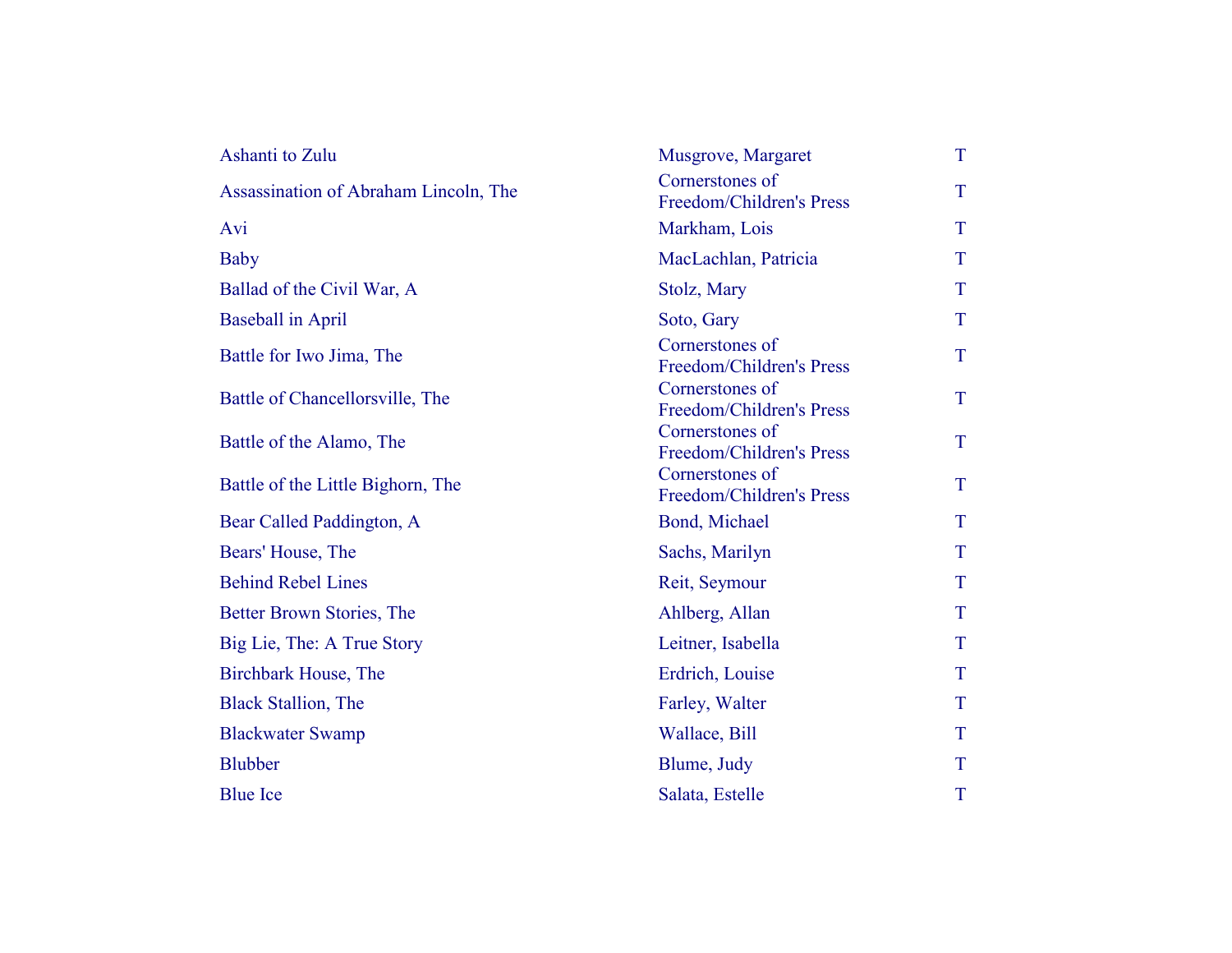| | | |
|---|---|---|
| Ashanti to Zulu | Musgrove, Margaret | T |
| Assassination of Abraham Lincoln, The | Cornerstones of Freedom/Children's Press | T |
| Avi | Markham, Lois | T |
| Baby | MacLachlan, Patricia | T |
| Ballad of the Civil War, A | Stolz, Mary | T |
| Baseball in April | Soto, Gary | T |
| Battle for Iwo Jima, The | Cornerstones of Freedom/Children's Press | T |
| Battle of Chancellorsville, The | Cornerstones of Freedom/Children's Press | T |
| Battle of the Alamo, The | Cornerstones of Freedom/Children's Press | T |
| Battle of the Little Bighorn, The | Cornerstones of Freedom/Children's Press | T |
| Bear Called Paddington, A | Bond, Michael | T |
| Bears' House, The | Sachs, Marilyn | T |
| Behind Rebel Lines | Reit, Seymour | T |
| Better Brown Stories, The | Ahlberg, Allan | T |
| Big Lie, The: A True Story | Leitner, Isabella | T |
| Birchbark House, The | Erdrich, Louise | T |
| Black Stallion, The | Farley, Walter | T |
| Blackwater Swamp | Wallace, Bill | T |
| Blubber | Blume, Judy | T |
| Blue Ice | Salata, Estelle | T |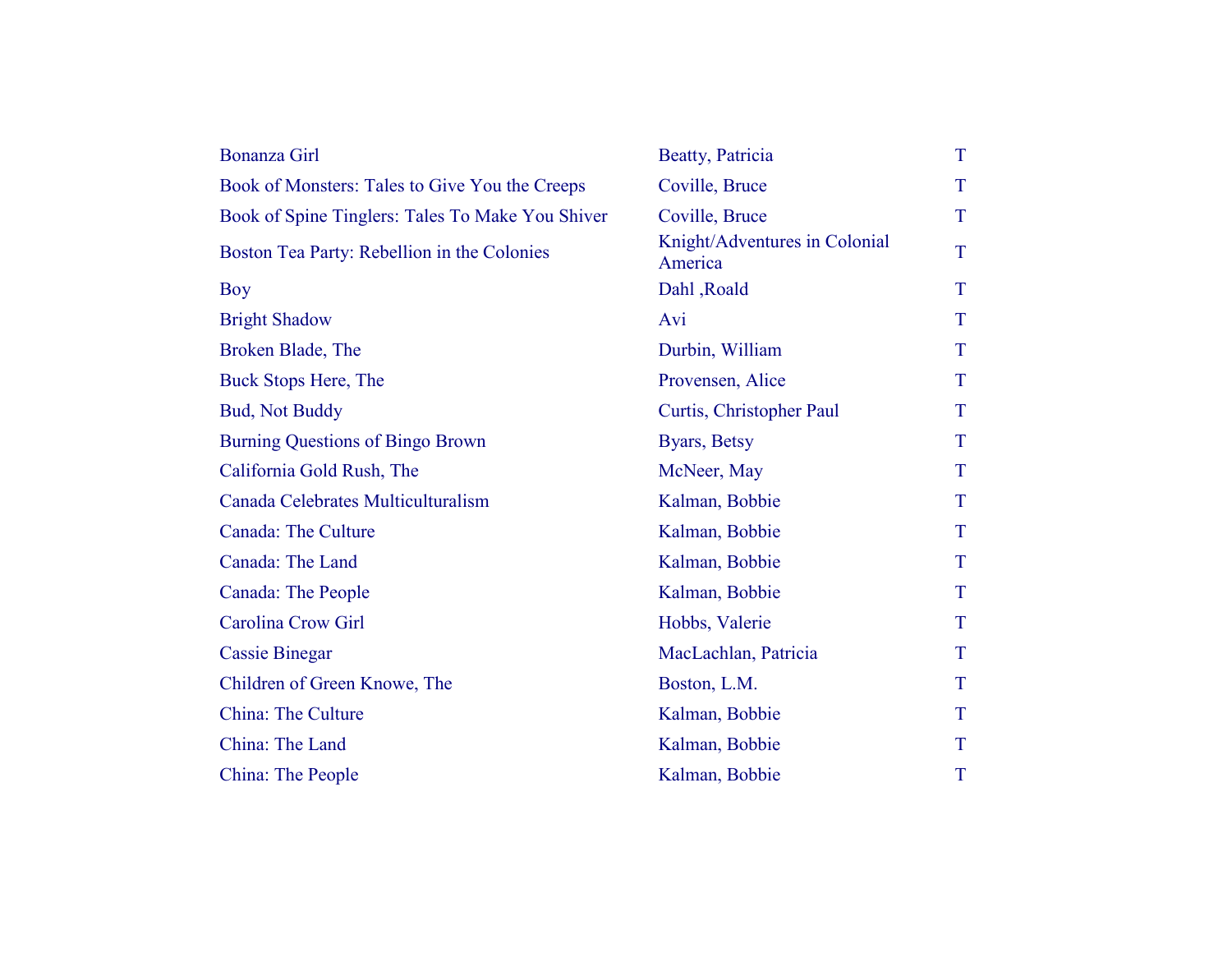| | | |
|---|---|---|
| Bonanza Girl | Beatty, Patricia | T |
| Book of Monsters: Tales to Give You the Creeps | Coville, Bruce | T |
| Book of Spine Tinglers: Tales To Make You Shiver | Coville, Bruce | T |
| Boston Tea Party: Rebellion in the Colonies | Knight/Adventures in Colonial America | T |
| Boy | Dahl ,Roald | T |
| Bright Shadow | Avi | T |
| Broken Blade, The | Durbin, William | T |
| Buck Stops Here, The | Provensen, Alice | T |
| Bud, Not Buddy | Curtis, Christopher Paul | T |
| Burning Questions of Bingo Brown | Byars, Betsy | T |
| California Gold Rush, The | McNeer, May | T |
| Canada Celebrates Multiculturalism | Kalman, Bobbie | T |
| Canada: The Culture | Kalman, Bobbie | T |
| Canada: The Land | Kalman, Bobbie | T |
| Canada: The People | Kalman, Bobbie | T |
| Carolina Crow Girl | Hobbs, Valerie | T |
| Cassie Binegar | MacLachlan, Patricia | T |
| Children of Green Knowe, The | Boston, L.M. | T |
| China: The Culture | Kalman, Bobbie | T |
| China: The Land | Kalman, Bobbie | T |
| China: The People | Kalman, Bobbie | T |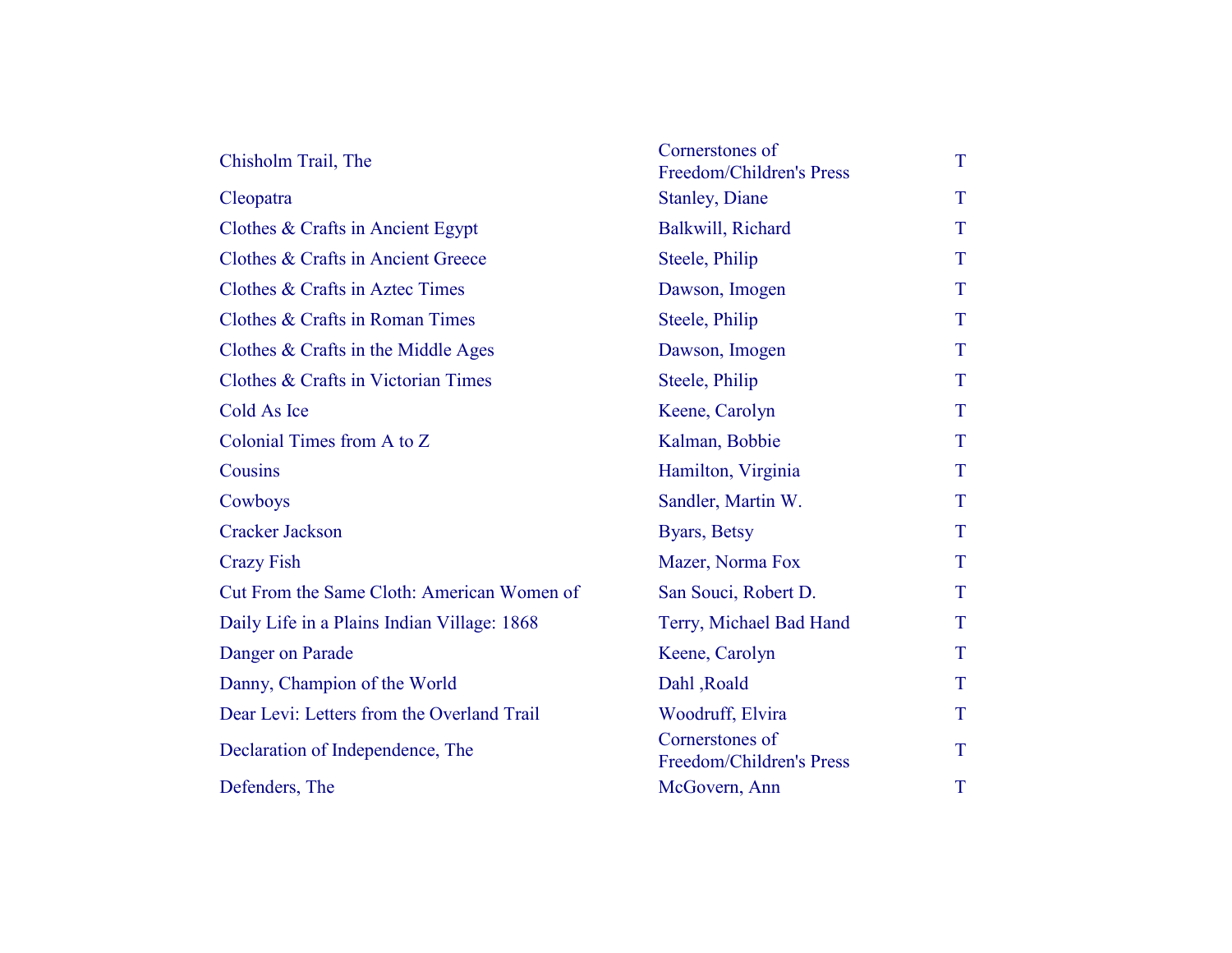| | | |
|---|---|---|
| Chisholm Trail, The | Cornerstones of Freedom/Children's Press | T |
| Cleopatra | Stanley, Diane | T |
| Clothes & Crafts in Ancient Egypt | Balkwill, Richard | T |
| Clothes & Crafts in Ancient Greece | Steele, Philip | T |
| Clothes & Crafts in Aztec Times | Dawson, Imogen | T |
| Clothes & Crafts in Roman Times | Steele, Philip | T |
| Clothes & Crafts in the Middle Ages | Dawson, Imogen | T |
| Clothes & Crafts in Victorian Times | Steele, Philip | T |
| Cold As Ice | Keene, Carolyn | T |
| Colonial Times from A to Z | Kalman, Bobbie | T |
| Cousins | Hamilton, Virginia | T |
| Cowboys | Sandler, Martin W. | T |
| Cracker Jackson | Byars, Betsy | T |
| Crazy Fish | Mazer, Norma Fox | T |
| Cut From the Same Cloth: American Women of | San Souci, Robert D. | T |
| Daily Life in a Plains Indian Village: 1868 | Terry, Michael Bad Hand | T |
| Danger on Parade | Keene, Carolyn | T |
| Danny, Champion of the World | Dahl ,Roald | T |
| Dear Levi: Letters from the Overland Trail | Woodruff, Elvira | T |
| Declaration of Independence, The | Cornerstones of Freedom/Children's Press | T |
| Defenders, The | McGovern, Ann | T |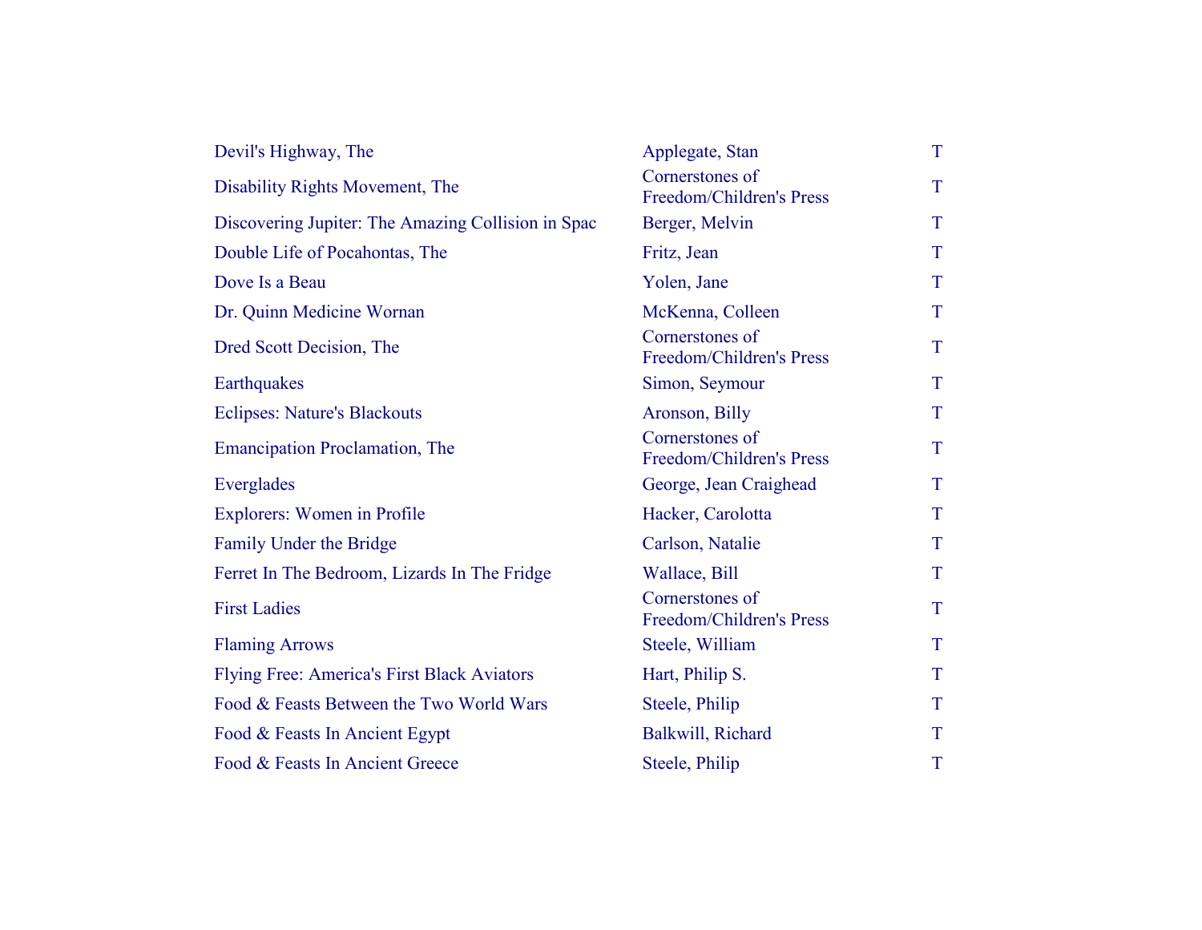| | | |
|---|---|---|
| Devil's Highway, The | Applegate, Stan | T |
| Disability Rights Movement, The | Cornerstones of Freedom/Children's Press | T |
| Discovering Jupiter: The Amazing Collision in Spac | Berger, Melvin | T |
| Double Life of Pocahontas, The | Fritz, Jean | T |
| Dove Is a Beau | Yolen, Jane | T |
| Dr. Quinn Medicine Wornan | McKenna, Colleen | T |
| Dred Scott Decision, The | Cornerstones of Freedom/Children's Press | T |
| Earthquakes | Simon, Seymour | T |
| Eclipses: Nature's Blackouts | Aronson, Billy | T |
| Emancipation Proclamation, The | Cornerstones of Freedom/Children's Press | T |
| Everglades | George, Jean Craighead | T |
| Explorers: Women in Profile | Hacker, Carolotta | T |
| Family Under the Bridge | Carlson, Natalie | T |
| Ferret In The Bedroom, Lizards In The Fridge | Wallace, Bill | T |
| First Ladies | Cornerstones of Freedom/Children's Press | T |
| Flaming Arrows | Steele, William | T |
| Flying Free: America's First Black Aviators | Hart, Philip S. | T |
| Food & Feasts Between the Two World Wars | Steele, Philip | T |
| Food & Feasts In Ancient Egypt | Balkwill, Richard | T |
| Food & Feasts In Ancient Greece | Steele, Philip | T |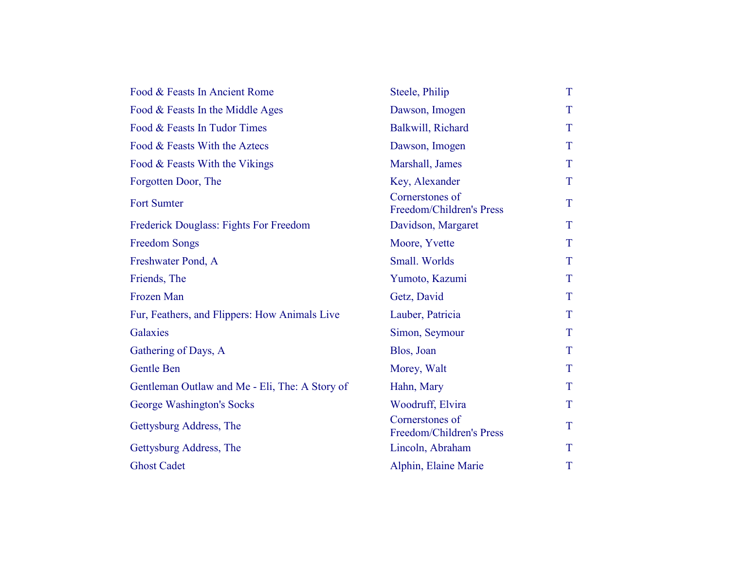| | | |
|---|---|---|
| Food & Feasts In Ancient Rome | Steele, Philip | T |
| Food & Feasts In the Middle Ages | Dawson, Imogen | T |
| Food & Feasts In Tudor Times | Balkwill, Richard | T |
| Food & Feasts With the Aztecs | Dawson, Imogen | T |
| Food & Feasts With the Vikings | Marshall, James | T |
| Forgotten Door, The | Key, Alexander | T |
| Fort Sumter | Cornerstones of Freedom/Children's Press | T |
| Frederick Douglass: Fights For Freedom | Davidson, Margaret | T |
| Freedom Songs | Moore, Yvette | T |
| Freshwater Pond, A | Small. Worlds | T |
| Friends, The | Yumoto, Kazumi | T |
| Frozen Man | Getz, David | T |
| Fur, Feathers, and Flippers: How Animals Live | Lauber, Patricia | T |
| Galaxies | Simon, Seymour | T |
| Gathering of Days, A | Blos, Joan | T |
| Gentle Ben | Morey, Walt | T |
| Gentleman Outlaw and Me - Eli, The: A Story of | Hahn, Mary | T |
| George Washington's Socks | Woodruff, Elvira | T |
| Gettysburg Address, The | Cornerstones of Freedom/Children's Press | T |
| Gettysburg Address, The | Lincoln, Abraham | T |
| Ghost Cadet | Alphin, Elaine Marie | T |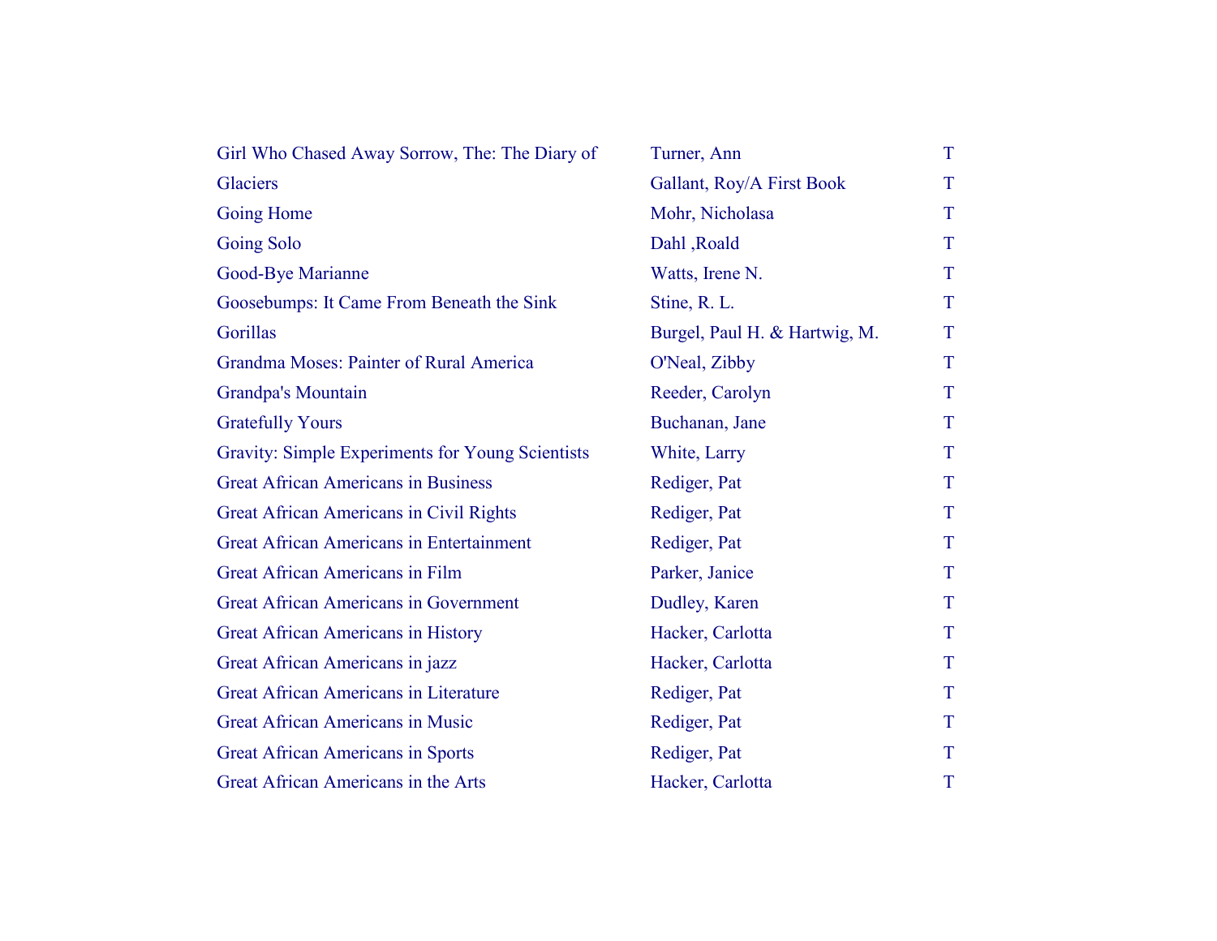| | | |
|---|---|---|
| Girl Who Chased Away Sorrow, The: The Diary of | Turner, Ann | T |
| Glaciers | Gallant, Roy/A First Book | T |
| Going Home | Mohr, Nicholasa | T |
| Going Solo | Dahl ,Roald | T |
| Good-Bye Marianne | Watts, Irene N. | T |
| Goosebumps: It Came From Beneath the Sink | Stine, R. L. | T |
| Gorillas | Burgel, Paul H. & Hartwig, M. | T |
| Grandma Moses: Painter of Rural America | O'Neal, Zibby | T |
| Grandpa's Mountain | Reeder, Carolyn | T |
| Gratefully Yours | Buchanan, Jane | T |
| Gravity: Simple Experiments for Young Scientists | White, Larry | T |
| Great African Americans in Business | Rediger, Pat | T |
| Great African Americans in Civil Rights | Rediger, Pat | T |
| Great African Americans in Entertainment | Rediger, Pat | T |
| Great African Americans in Film | Parker, Janice | T |
| Great African Americans in Government | Dudley, Karen | T |
| Great African Americans in History | Hacker, Carlotta | T |
| Great African Americans in jazz | Hacker, Carlotta | T |
| Great African Americans in Literature | Rediger, Pat | T |
| Great African Americans in Music | Rediger, Pat | T |
| Great African Americans in Sports | Rediger, Pat | T |
| Great African Americans in the Arts | Hacker, Carlotta | T |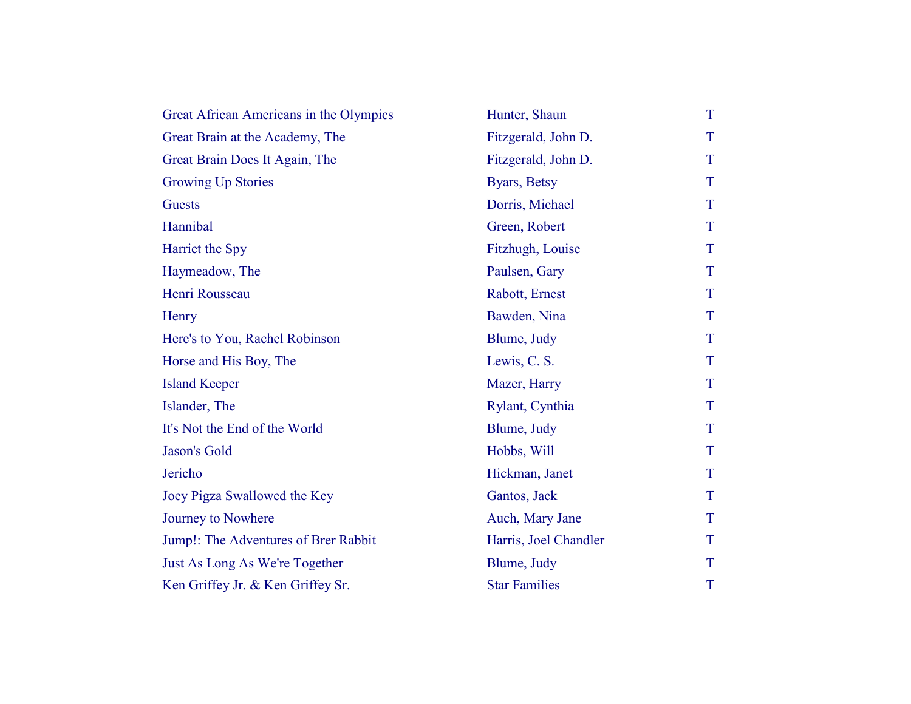| | | |
|---|---|---|
| Great African Americans in the Olympics | Hunter, Shaun | T |
| Great Brain at the Academy, The | Fitzgerald, John D. | T |
| Great Brain Does It Again, The | Fitzgerald, John D. | T |
| Growing Up Stories | Byars, Betsy | T |
| Guests | Dorris, Michael | T |
| Hannibal | Green, Robert | T |
| Harriet the Spy | Fitzhugh, Louise | T |
| Haymeadow, The | Paulsen, Gary | T |
| Henri Rousseau | Rabott, Ernest | T |
| Henry | Bawden, Nina | T |
| Here's to You, Rachel Robinson | Blume, Judy | T |
| Horse and His Boy, The | Lewis, C. S. | T |
| Island Keeper | Mazer, Harry | T |
| Islander, The | Rylant, Cynthia | T |
| It's Not the End of the World | Blume, Judy | T |
| Jason's Gold | Hobbs, Will | T |
| Jericho | Hickman, Janet | T |
| Joey Pigza Swallowed the Key | Gantos, Jack | T |
| Journey to Nowhere | Auch, Mary Jane | T |
| Jump!: The Adventures of Brer Rabbit | Harris, Joel Chandler | T |
| Just As Long As We're Together | Blume, Judy | T |
| Ken Griffey Jr. & Ken Griffey Sr. | Star Families | T |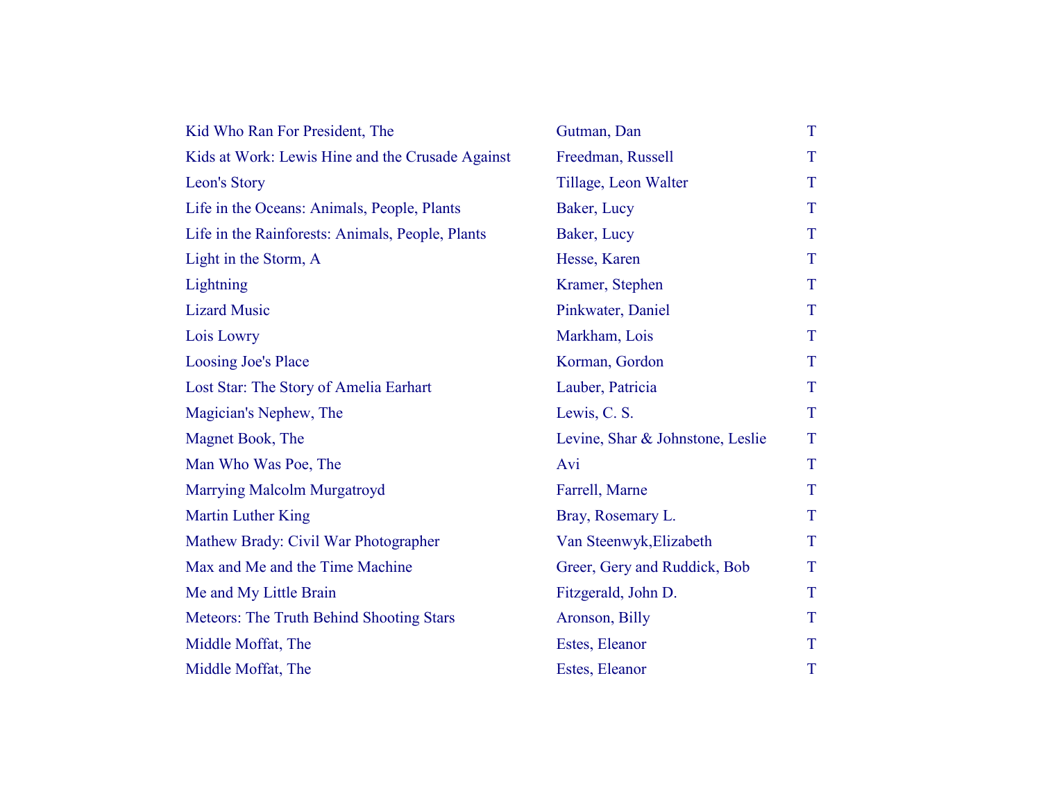| | | |
|---|---|---|
| Kid Who Ran For President, The | Gutman, Dan | T |
| Kids at Work: Lewis Hine and the Crusade Against | Freedman, Russell | T |
| Leon's Story | Tillage, Leon Walter | T |
| Life in the Oceans: Animals, People, Plants | Baker, Lucy | T |
| Life in the Rainforests: Animals, People, Plants | Baker, Lucy | T |
| Light in the Storm, A | Hesse, Karen | T |
| Lightning | Kramer, Stephen | T |
| Lizard Music | Pinkwater, Daniel | T |
| Lois Lowry | Markham, Lois | T |
| Loosing Joe's Place | Korman, Gordon | T |
| Lost Star: The Story of Amelia Earhart | Lauber, Patricia | T |
| Magician's Nephew, The | Lewis, C. S. | T |
| Magnet Book, The | Levine, Shar & Johnstone, Leslie | T |
| Man Who Was Poe, The | Avi | T |
| Marrying Malcolm Murgatroyd | Farrell, Marne | T |
| Martin Luther King | Bray, Rosemary L. | T |
| Mathew Brady: Civil War Photographer | Van Steenwyk,Elizabeth | T |
| Max and Me and the Time Machine | Greer, Gery and Ruddick, Bob | T |
| Me and My Little Brain | Fitzgerald, John D. | T |
| Meteors: The Truth Behind Shooting Stars | Aronson, Billy | T |
| Middle Moffat, The | Estes, Eleanor | T |
| Middle Moffat, The | Estes, Eleanor | T |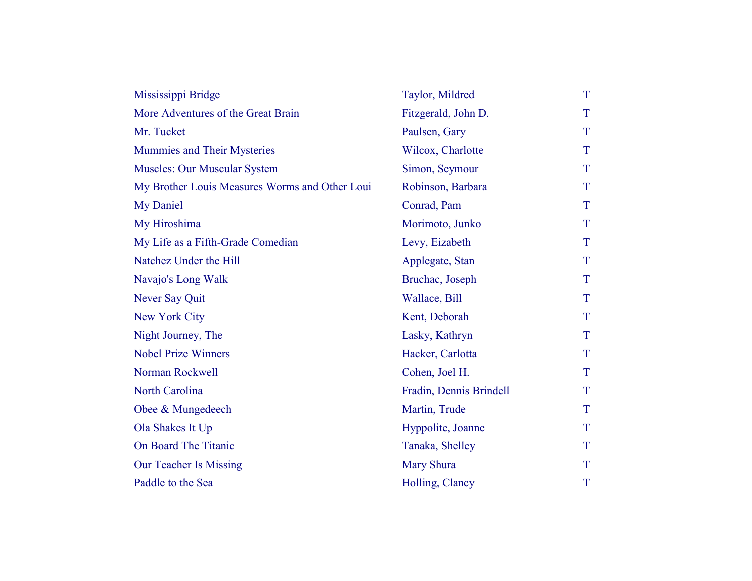| | | |
|---|---|---|
| Mississippi Bridge | Taylor, Mildred | T |
| More Adventures of the Great Brain | Fitzgerald, John D. | T |
| Mr. Tucket | Paulsen, Gary | T |
| Mummies and Their Mysteries | Wilcox, Charlotte | T |
| Muscles: Our Muscular System | Simon, Seymour | T |
| My Brother Louis Measures Worms and Other Loui | Robinson, Barbara | T |
| My Daniel | Conrad, Pam | T |
| My Hiroshima | Morimoto, Junko | T |
| My Life as a Fifth-Grade Comedian | Levy, Eizabeth | T |
| Natchez Under the Hill | Applegate, Stan | T |
| Navajo's Long Walk | Bruchac, Joseph | T |
| Never Say Quit | Wallace, Bill | T |
| New York City | Kent, Deborah | T |
| Night Journey, The | Lasky, Kathryn | T |
| Nobel Prize Winners | Hacker, Carlotta | T |
| Norman Rockwell | Cohen, Joel H. | T |
| North Carolina | Fradin, Dennis Brindell | T |
| Obee & Mungedeech | Martin, Trude | T |
| Ola Shakes It Up | Hyppolite, Joanne | T |
| On Board The Titanic | Tanaka, Shelley | T |
| Our Teacher Is Missing | Mary Shura | T |
| Paddle to the Sea | Holling, Clancy | T |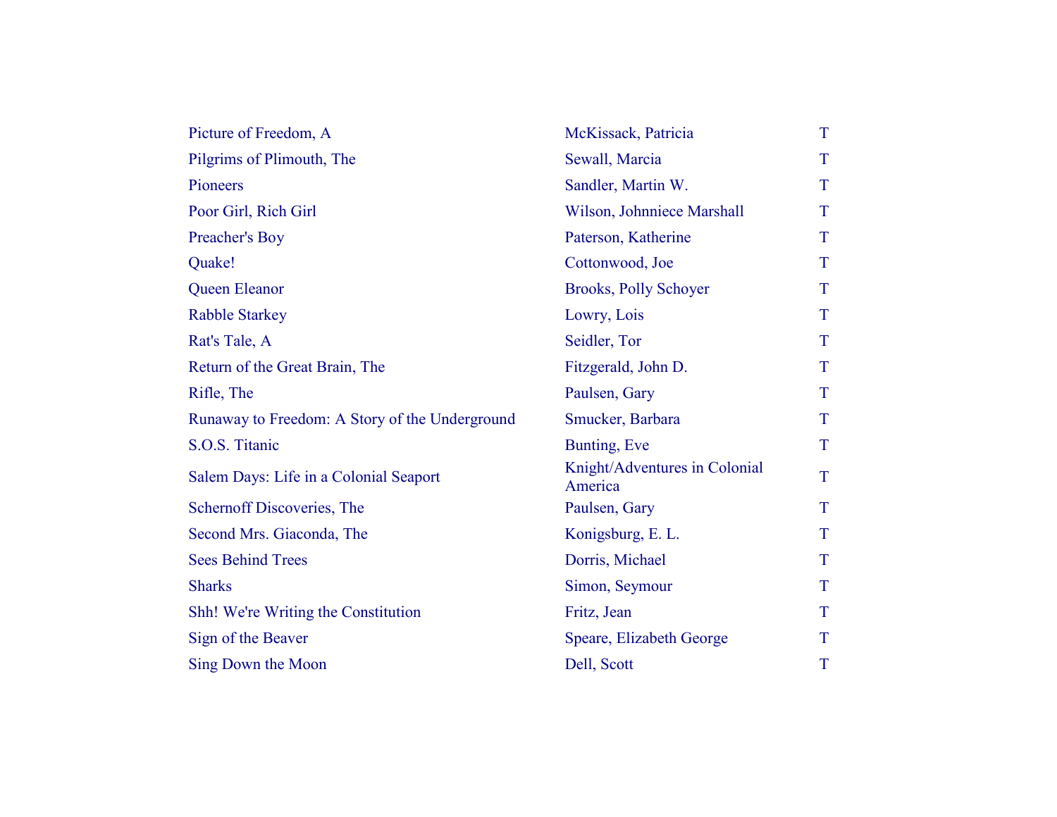| | | |
|---|---|---|
| Picture of Freedom, A | McKissack, Patricia | T |
| Pilgrims of Plimouth, The | Sewall, Marcia | T |
| Pioneers | Sandler, Martin W. | T |
| Poor Girl, Rich Girl | Wilson, Johnniece Marshall | T |
| Preacher's Boy | Paterson, Katherine | T |
| Quake! | Cottonwood, Joe | T |
| Queen Eleanor | Brooks, Polly Schoyer | T |
| Rabble Starkey | Lowry, Lois | T |
| Rat's Tale, A | Seidler, Tor | T |
| Return of the Great Brain, The | Fitzgerald, John D. | T |
| Rifle, The | Paulsen, Gary | T |
| Runaway to Freedom: A Story of the Underground | Smucker, Barbara | T |
| S.O.S. Titanic | Bunting, Eve | T |
| Salem Days: Life in a Colonial Seaport | Knight/Adventures in Colonial America | T |
| Schernoff Discoveries, The | Paulsen, Gary | T |
| Second Mrs. Giaconda, The | Konigsburg, E. L. | T |
| Sees Behind Trees | Dorris, Michael | T |
| Sharks | Simon, Seymour | T |
| Shh! We're Writing the Constitution | Fritz, Jean | T |
| Sign of the Beaver | Speare, Elizabeth George | T |
| Sing Down the Moon | Dell, Scott | T |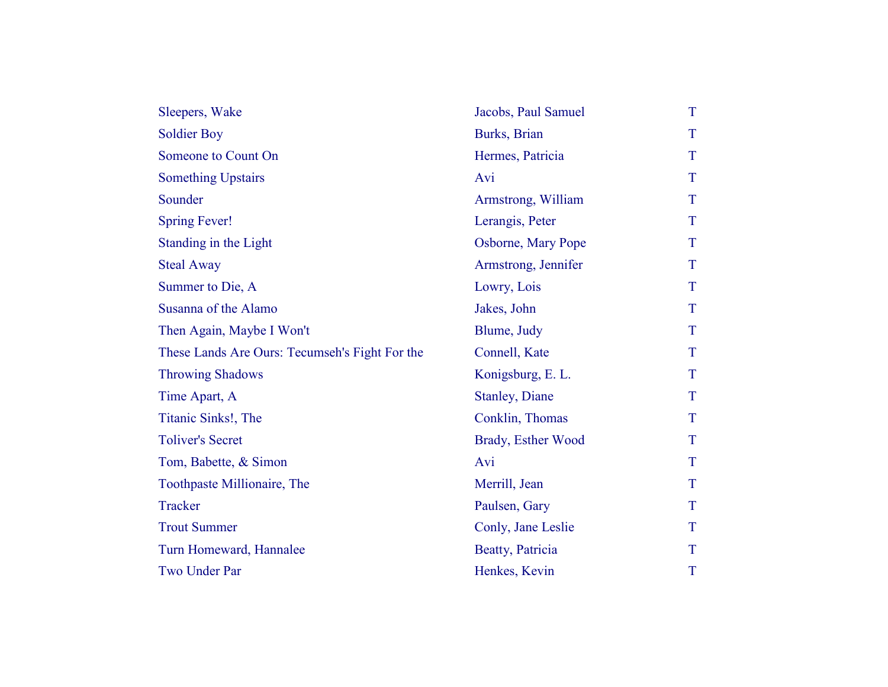| | | |
|---|---|---|
| Sleepers, Wake | Jacobs, Paul Samuel | T |
| Soldier Boy | Burks, Brian | T |
| Someone to Count On | Hermes, Patricia | T |
| Something Upstairs | Avi | T |
| Sounder | Armstrong, William | T |
| Spring Fever! | Lerangis, Peter | T |
| Standing in the Light | Osborne, Mary Pope | T |
| Steal Away | Armstrong, Jennifer | T |
| Summer to Die, A | Lowry, Lois | T |
| Susanna of the Alamo | Jakes, John | T |
| Then Again, Maybe I Won't | Blume, Judy | T |
| These Lands Are Ours: Tecumseh's Fight For the | Connell, Kate | T |
| Throwing Shadows | Konigsburg, E. L. | T |
| Time Apart, A | Stanley, Diane | T |
| Titanic Sinks!, The | Conklin, Thomas | T |
| Toliver's Secret | Brady, Esther Wood | T |
| Tom, Babette, & Simon | Avi | T |
| Toothpaste Millionaire, The | Merrill, Jean | T |
| Tracker | Paulsen, Gary | T |
| Trout Summer | Conly, Jane Leslie | T |
| Turn Homeward, Hannalee | Beatty, Patricia | T |
| Two Under Par | Henkes, Kevin | T |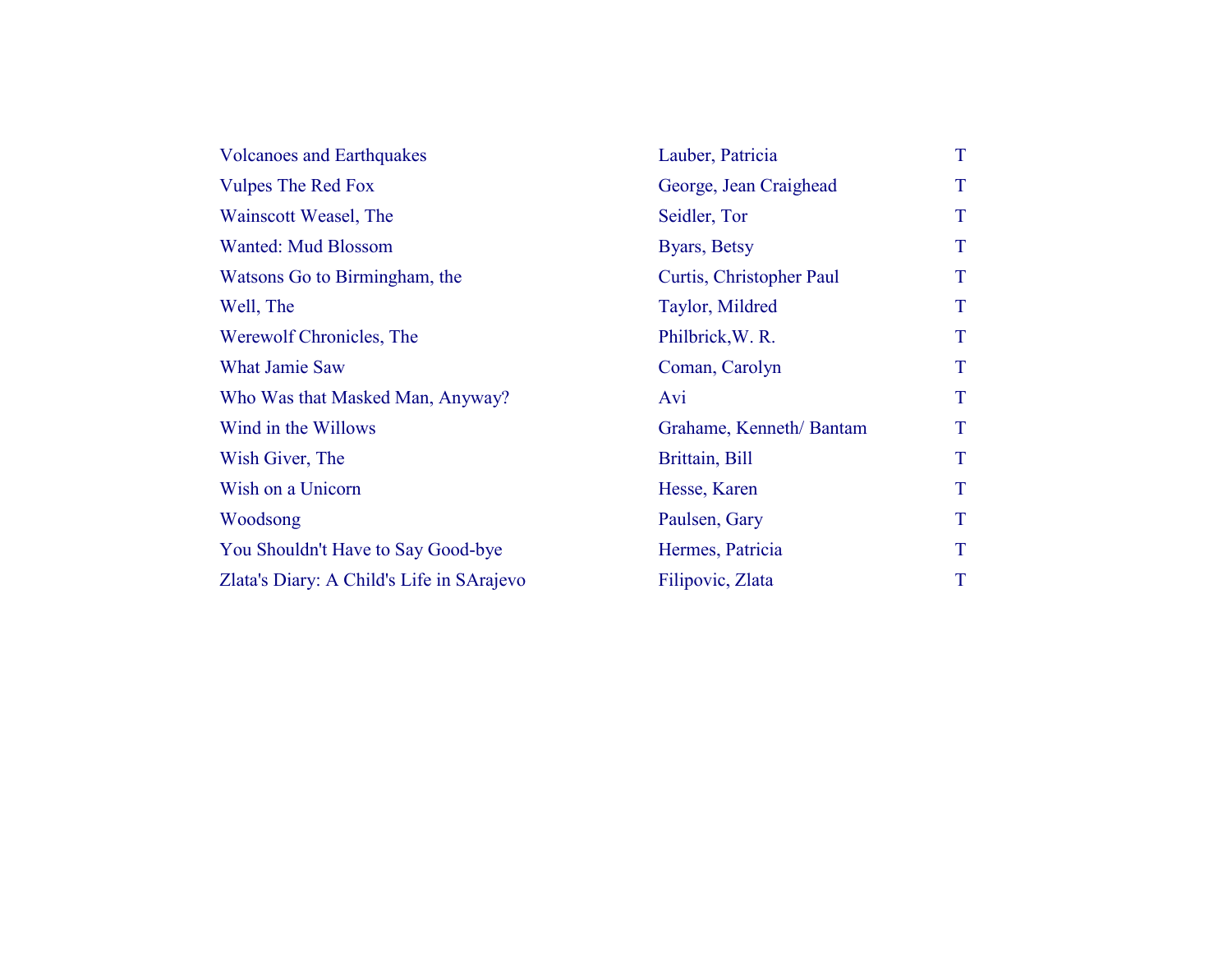| | | |
|---|---|---|
| Volcanoes and Earthquakes | Lauber, Patricia | T |
| Vulpes The Red Fox | George, Jean Craighead | T |
| Wainscott Weasel, The | Seidler, Tor | T |
| Wanted: Mud Blossom | Byars, Betsy | T |
| Watsons Go to Birmingham, the | Curtis, Christopher Paul | T |
| Well, The | Taylor, Mildred | T |
| Werewolf Chronicles, The | Philbrick,W. R. | T |
| What Jamie Saw | Coman, Carolyn | T |
| Who Was that Masked Man, Anyway? | Avi | T |
| Wind in the Willows | Grahame, Kenneth/ Bantam | T |
| Wish Giver, The | Brittain, Bill | T |
| Wish on a Unicorn | Hesse, Karen | T |
| Woodsong | Paulsen, Gary | T |
| You Shouldn't Have to Say Good-bye | Hermes, Patricia | T |
| Zlata's Diary: A Child's Life in SArajevo | Filipovic, Zlata | T |